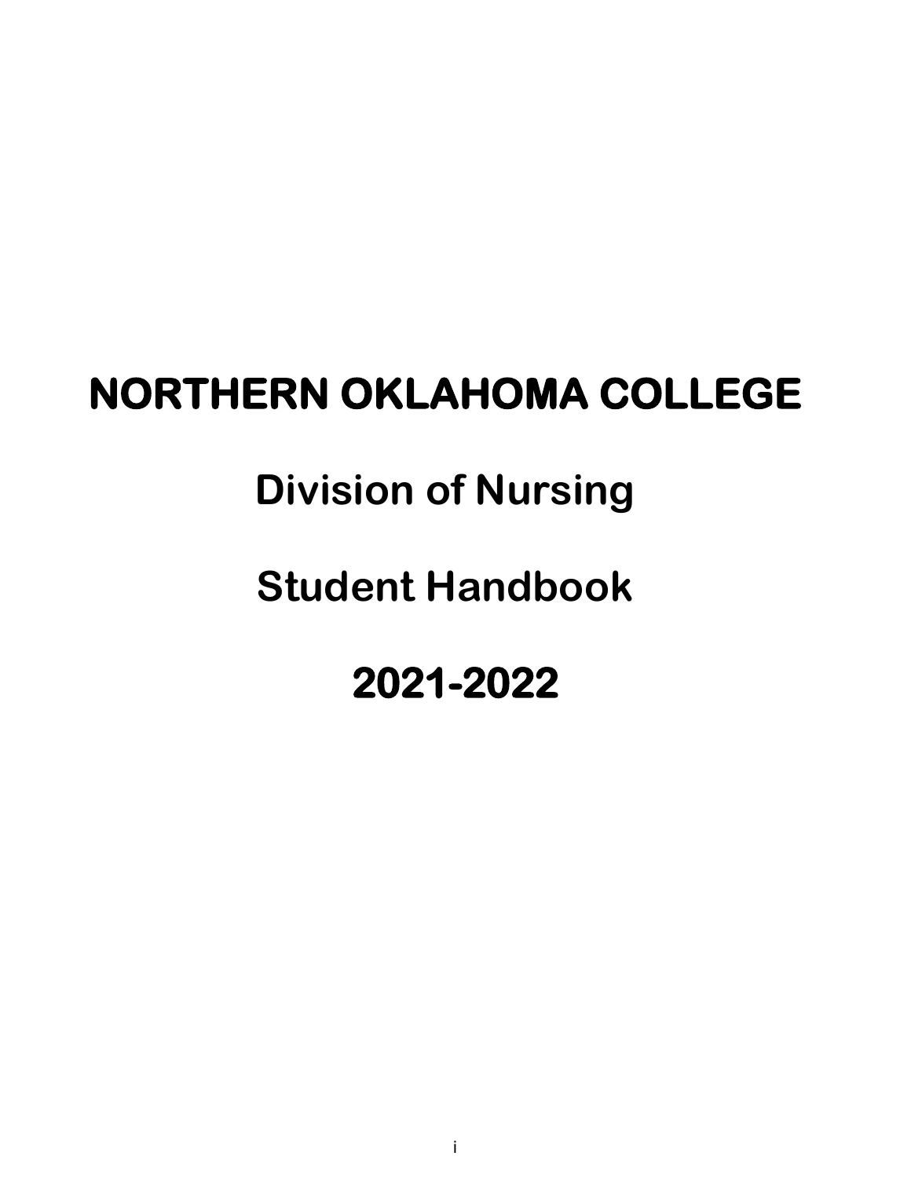# NORTHERN OKLAHOMA COLLEGE

## Division of Nursing

## Student Handbook

## 2021-2022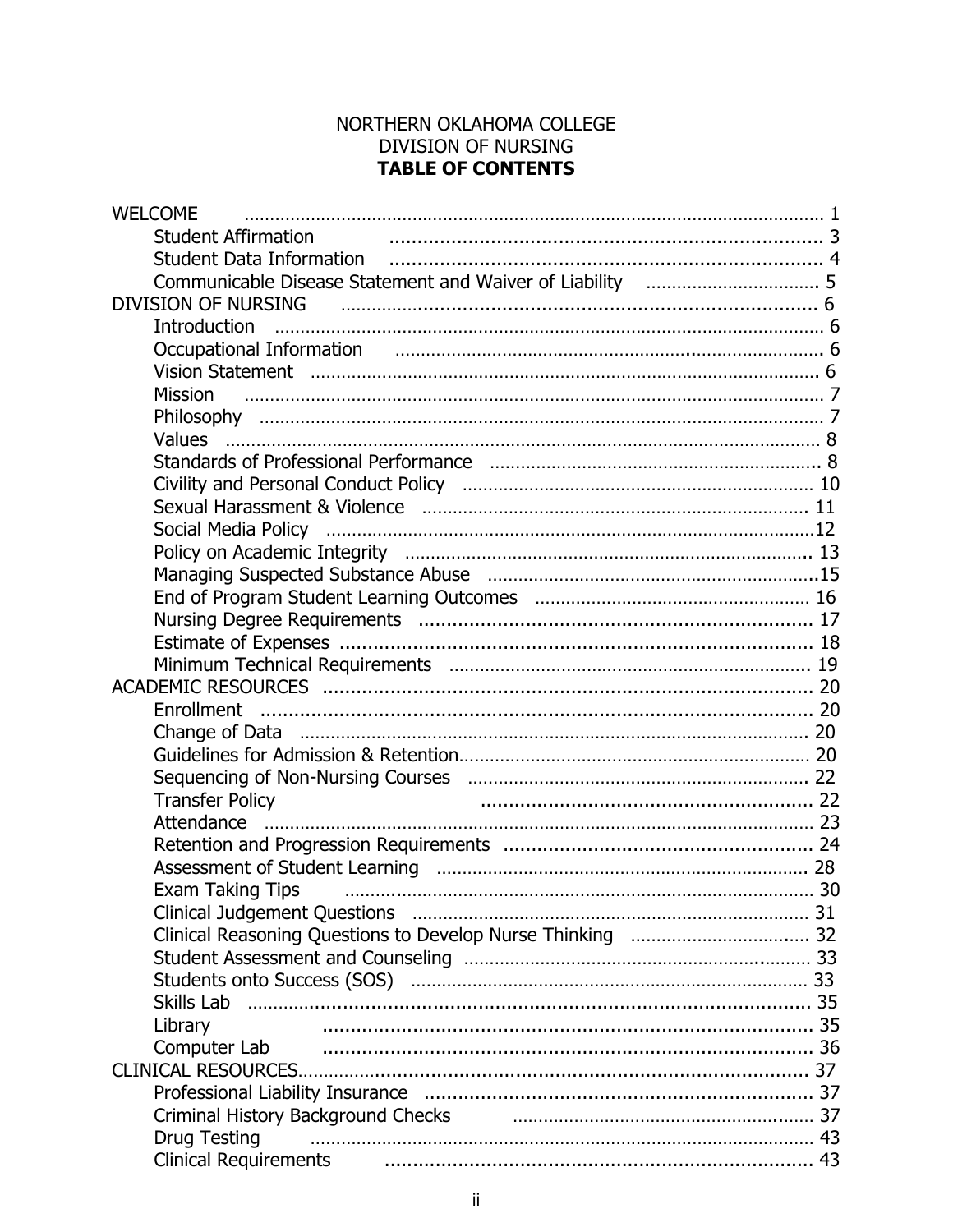NORTHERN OKLAHOMA COLLEGE
DIVISION OF NURSING
**TABLE OF CONTENTS**

WELCOME ..... 1
- Student Affirmation ..... 3
- Student Data Information ..... 4
- Communicable Disease Statement and Waiver of Liability ..... 5

DIVISION OF NURSING ..... 6
- Introduction ..... 6
- Occupational Information ..... 6
- Vision Statement ..... 6
- Mission ..... 7
- Philosophy ..... 7
- Values ..... 8
- Standards of Professional Performance ..... 8
- Civility and Personal Conduct Policy ..... 10
- Sexual Harassment & Violence ..... 11
- Social Media Policy ..... 12
- Policy on Academic Integrity ..... 13
- Managing Suspected Substance Abuse ..... 15
- End of Program Student Learning Outcomes ..... 16
- Nursing Degree Requirements ..... 17
- Estimate of Expenses ..... 18
- Minimum Technical Requirements ..... 19

ACADEMIC RESOURCES ..... 20
- Enrollment ..... 20
- Change of Data ..... 20
- Guidelines for Admission & Retention ..... 20
- Sequencing of Non-Nursing Courses ..... 22
- Transfer Policy ..... 22
- Attendance ..... 23
- Retention and Progression Requirements ..... 24
- Assessment of Student Learning ..... 28
- Exam Taking Tips ..... 30
- Clinical Judgement Questions ..... 31
- Clinical Reasoning Questions to Develop Nurse Thinking ..... 32
- Student Assessment and Counseling ..... 33
- Students onto Success (SOS) ..... 33
- Skills Lab ..... 35
- Library ..... 35
- Computer Lab ..... 36

CLINICAL RESOURCES ..... 37
- Professional Liability Insurance ..... 37
- Criminal History Background Checks ..... 37
- Drug Testing ..... 43
- Clinical Requirements ..... 43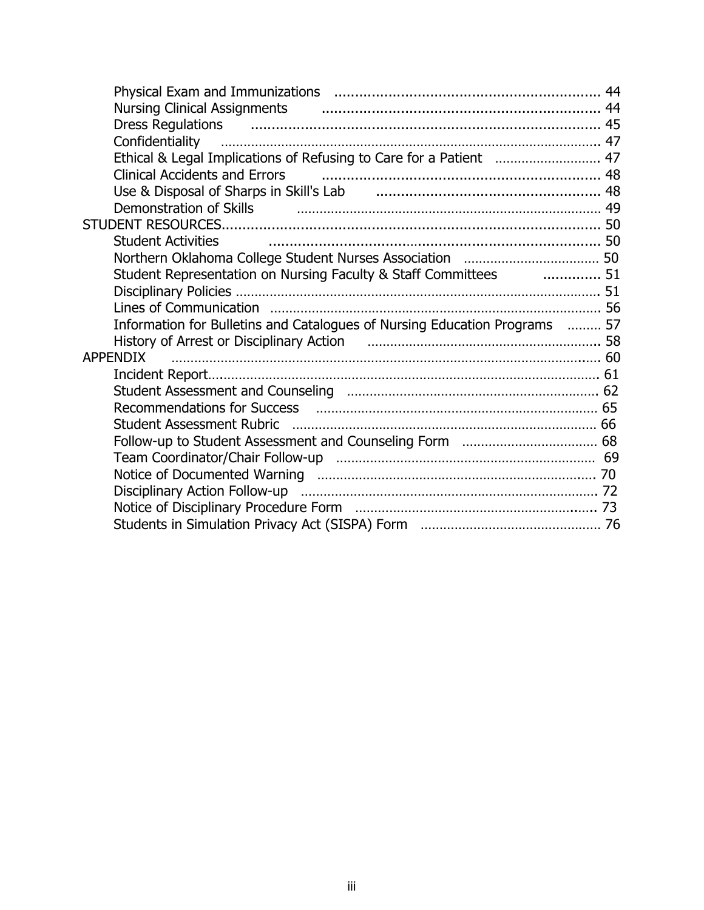Physical Exam and Immunizations ................................................................ 44
Nursing Clinical Assignments ................................................................... 44
Dress Regulations ..................................................................................... 45
Confidentiality .......................................................................................... 47
Ethical & Legal Implications of Refusing to Care for a Patient ............................ 47
Clinical Accidents and Errors ................................................................... 48
Use & Disposal of Sharps in Skill's Lab ....................................................... 48
Demonstration of Skills .............................................................................. 49

STUDENT RESOURCES............................................................................................ 50
Student Activities ....................................................................................... 50
Northern Oklahoma College Student Nurses Association .................................... 50
Student Representation on Nursing Faculty & Staff Committees .............. 51
Disciplinary Policies ................................................................................... 51
Lines of Communication ............................................................................. 56
Information for Bulletins and Catalogues of Nursing Education Programs ......... 57
History of Arrest or Disciplinary Action ........................................................ 58

APPENDIX .................................................................................................................. 60
Incident Report............................................................................................ 61
Student Assessment and Counseling ............................................................ 62
Recommendations for Success ..................................................................... 65
Student Assessment Rubric ......................................................................... 66
Follow-up to Student Assessment and Counseling Form .................................. 68
Team Coordinator/Chair Follow-up ................................................................ 69
Notice of Documented Warning .................................................................... 70
Disciplinary Action Follow-up ...................................................................... 72
Notice of Disciplinary Procedure Form .......................................................... 73
Students in Simulation Privacy Act (SISPA) Form ........................................... 76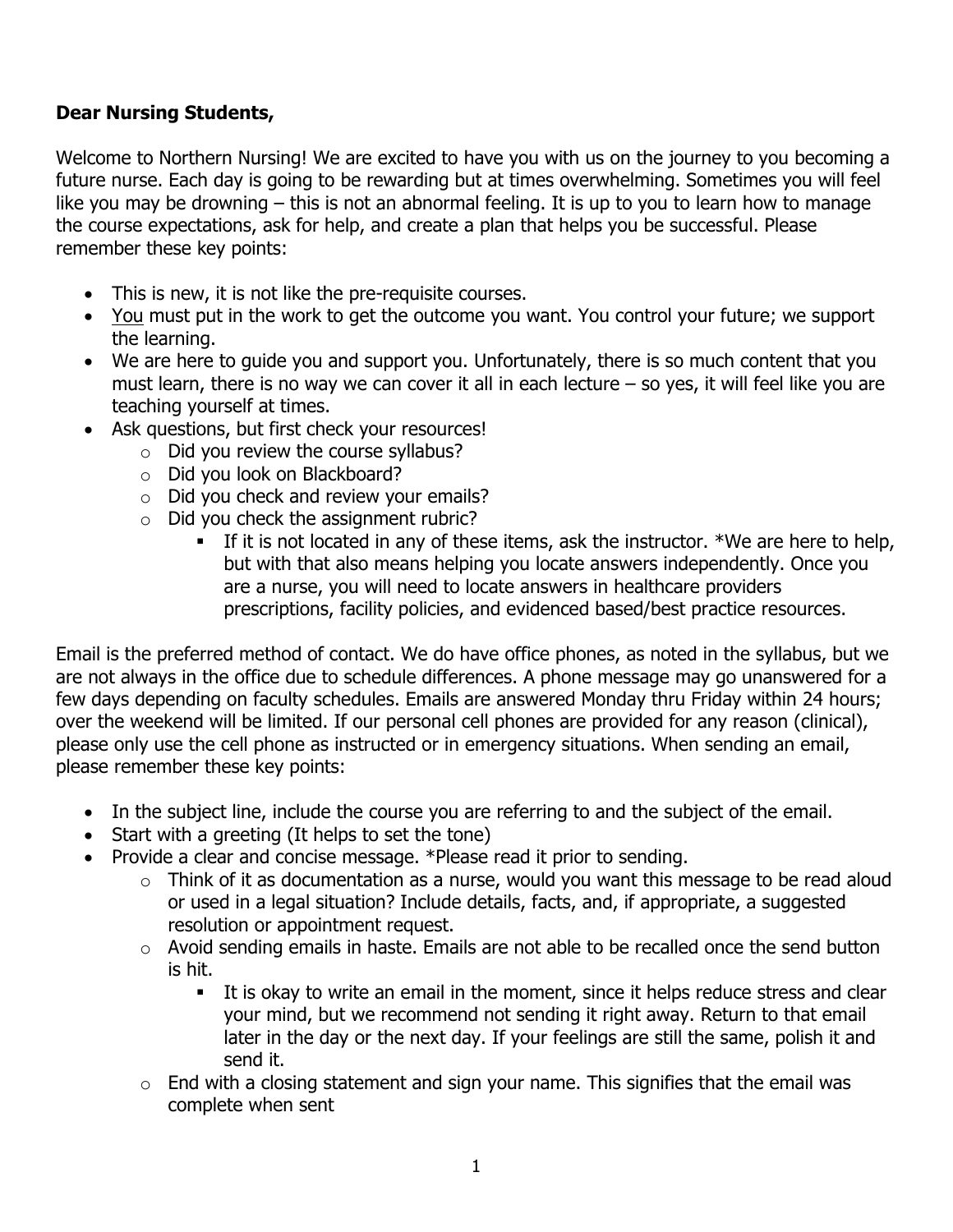**Dear Nursing Students,**

Welcome to Northern Nursing! We are excited to have you with us on the journey to you becoming a future nurse. Each day is going to be rewarding but at times overwhelming. Sometimes you will feel like you may be drowning – this is not an abnormal feeling. It is up to you to learn how to manage the course expectations, ask for help, and create a plan that helps you be successful. Please remember these key points:

- This is new, it is not like the pre-requisite courses.
- <u>You</u> must put in the work to get the outcome you want. You control your future; we support the learning.
- We are here to guide you and support you. Unfortunately, there is so much content that you must learn, there is no way we can cover it all in each lecture – so yes, it will feel like you are teaching yourself at times.
- Ask questions, but first check your resources!
  - Did you review the course syllabus?
  - Did you look on Blackboard?
  - Did you check and review your emails?
  - Did you check the assignment rubric?
    - If it is not located in any of these items, ask the instructor. *We are here to help, but with that also means helping you locate answers independently. Once you are a nurse, you will need to locate answers in healthcare providers prescriptions, facility policies, and evidenced based/best practice resources.

Email is the preferred method of contact. We do have office phones, as noted in the syllabus, but we are not always in the office due to schedule differences. A phone message may go unanswered for a few days depending on faculty schedules. Emails are answered Monday thru Friday within 24 hours; over the weekend will be limited. If our personal cell phones are provided for any reason (clinical), please only use the cell phone as instructed or in emergency situations. When sending an email, please remember these key points:

- In the subject line, include the course you are referring to and the subject of the email.
- Start with a greeting (It helps to set the tone)
- Provide a clear and concise message. *Please read it prior to sending.
  - Think of it as documentation as a nurse, would you want this message to be read aloud or used in a legal situation? Include details, facts, and, if appropriate, a suggested resolution or appointment request.
  - Avoid sending emails in haste. Emails are not able to be recalled once the send button is hit.
    - It is okay to write an email in the moment, since it helps reduce stress and clear your mind, but we recommend not sending it right away. Return to that email later in the day or the next day. If your feelings are still the same, polish it and send it.
  - End with a closing statement and sign your name. This signifies that the email was complete when sent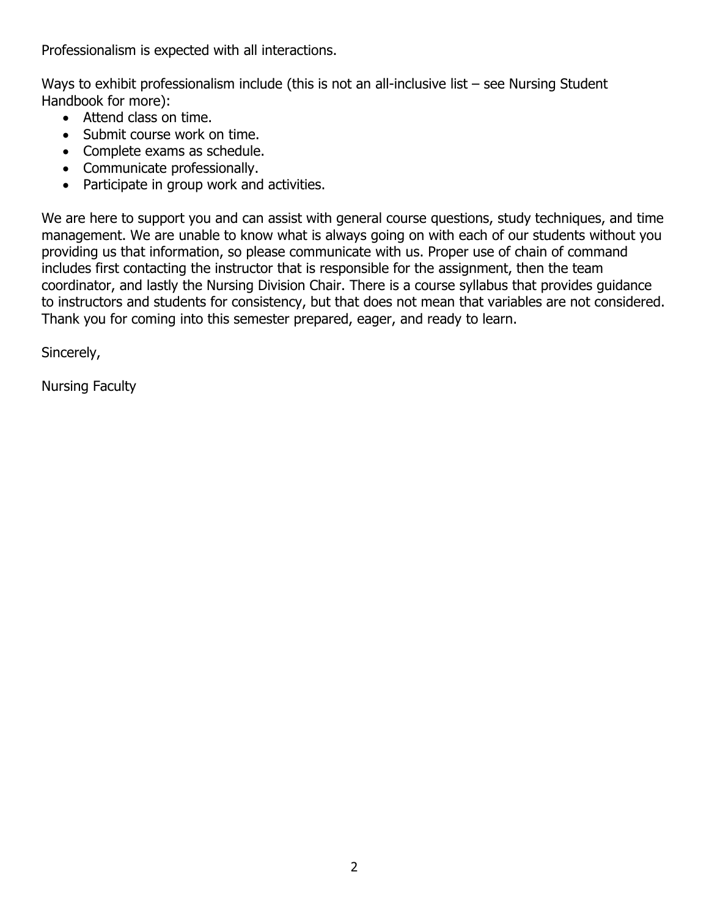Professionalism is expected with all interactions.

Ways to exhibit professionalism include (this is not an all-inclusive list – see Nursing Student Handbook for more):

- Attend class on time.
- Submit course work on time.
- Complete exams as schedule.
- Communicate professionally.
- Participate in group work and activities.

We are here to support you and can assist with general course questions, study techniques, and time management. We are unable to know what is always going on with each of our students without you providing us that information, so please communicate with us. Proper use of chain of command includes first contacting the instructor that is responsible for the assignment, then the team coordinator, and lastly the Nursing Division Chair. There is a course syllabus that provides guidance to instructors and students for consistency, but that does not mean that variables are not considered. Thank you for coming into this semester prepared, eager, and ready to learn.

Sincerely,

Nursing Faculty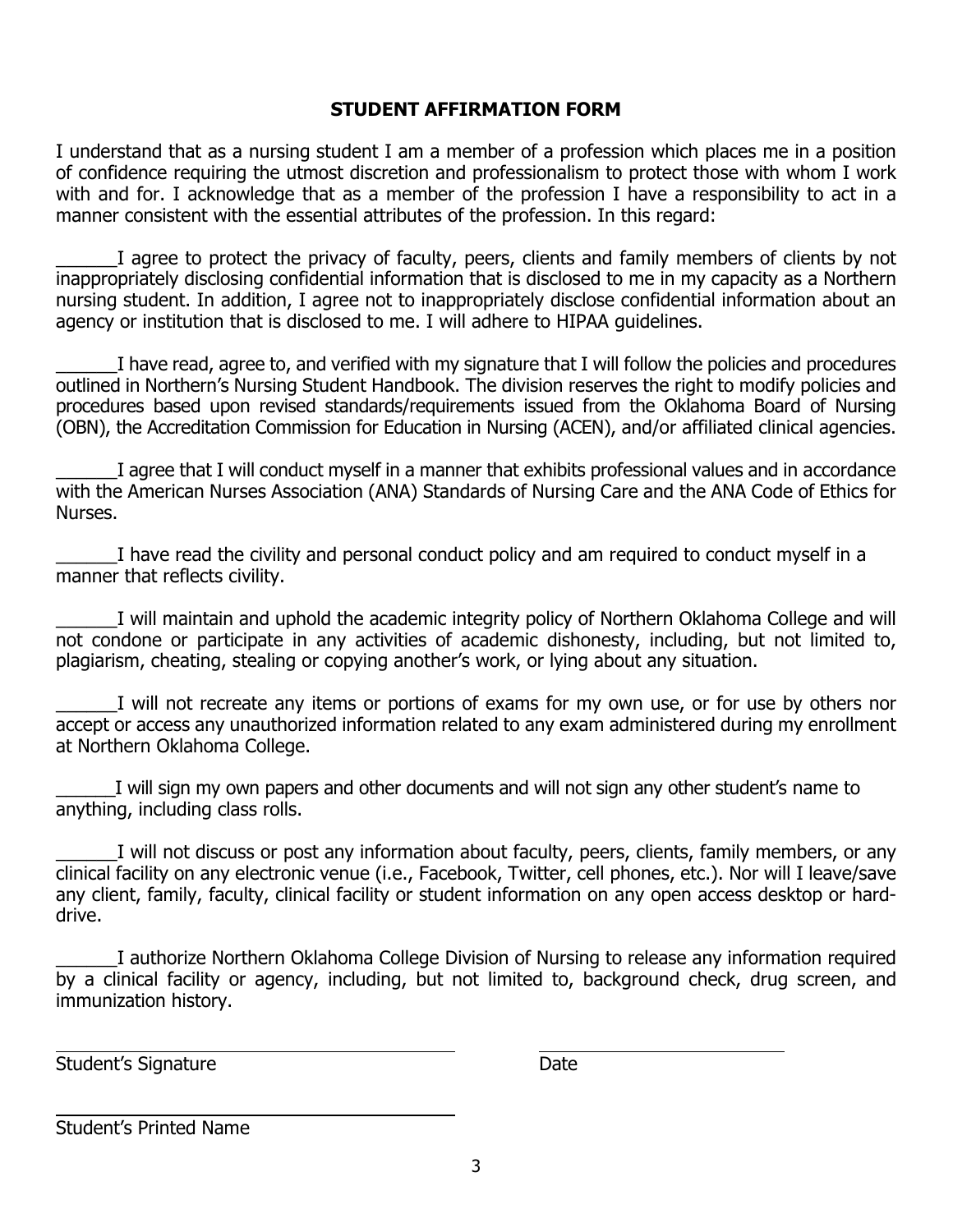## STUDENT AFFIRMATION FORM

I understand that as a nursing student I am a member of a profession which places me in a position of confidence requiring the utmost discretion and professionalism to protect those with whom I work with and for. I acknowledge that as a member of the profession I have a responsibility to act in a manner consistent with the essential attributes of the profession. In this regard:

______I agree to protect the privacy of faculty, peers, clients and family members of clients by not inappropriately disclosing confidential information that is disclosed to me in my capacity as a Northern nursing student. In addition, I agree not to inappropriately disclose confidential information about an agency or institution that is disclosed to me. I will adhere to HIPAA guidelines.

______I have read, agree to, and verified with my signature that I will follow the policies and procedures outlined in Northern's Nursing Student Handbook. The division reserves the right to modify policies and procedures based upon revised standards/requirements issued from the Oklahoma Board of Nursing (OBN), the Accreditation Commission for Education in Nursing (ACEN), and/or affiliated clinical agencies.

______I agree that I will conduct myself in a manner that exhibits professional values and in accordance with the American Nurses Association (ANA) Standards of Nursing Care and the ANA Code of Ethics for Nurses.

______I have read the civility and personal conduct policy and am required to conduct myself in a manner that reflects civility.

______I will maintain and uphold the academic integrity policy of Northern Oklahoma College and will not condone or participate in any activities of academic dishonesty, including, but not limited to, plagiarism, cheating, stealing or copying another's work, or lying about any situation.

______I will not recreate any items or portions of exams for my own use, or for use by others nor accept or access any unauthorized information related to any exam administered during my enrollment at Northern Oklahoma College.

______I will sign my own papers and other documents and will not sign any other student's name to anything, including class rolls.

______I will not discuss or post any information about faculty, peers, clients, family members, or any clinical facility on any electronic venue (i.e., Facebook, Twitter, cell phones, etc.). Nor will I leave/save any client, family, faculty, clinical facility or student information on any open access desktop or hard-drive.

______I authorize Northern Oklahoma College Division of Nursing to release any information required by a clinical facility or agency, including, but not limited to, background check, drug screen, and immunization history.

____________________________________ ____________________

Student's Signature Date

____________________________________

Student's Printed Name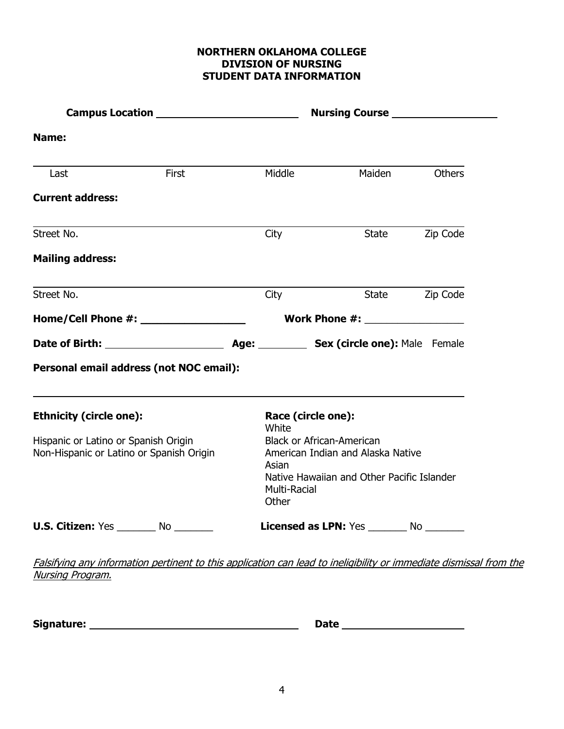**NORTHERN OKLAHOMA COLLEGE**
**DIVISION OF NURSING**
**STUDENT DATA INFORMATION**

**Campus Location** ______________________ **Nursing Course** ________________

**Name:**

______________________________________________________________________

Last First Middle Maiden Others

**Current address:**

______________________________________________________________________

Street No. City State Zip Code

**Mailing address:**

______________________________________________________________________

Street No. City State Zip Code

**Home/Cell Phone #:** ________________ **Work Phone #:** ________________

**Date of Birth:** ____________________ **Age:** _________ **Sex (circle one):** Male Female

**Personal email address (not NOC email):**

______________________________________________________________________

**Ethnicity (circle one):**

Hispanic or Latino or Spanish Origin
Non-Hispanic or Latino or Spanish Origin

**Race (circle one):**

White
Black or African-American
American Indian and Alaska Native
Asian
Native Hawaiian and Other Pacific Islander
Multi-Racial
Other

**U.S. Citizen:** Yes _______ No _______

**Licensed as LPN:** Yes _______ No _______

*Falsifying any information pertinent to this application can lead to ineligibility or immediate dismissal from the Nursing Program.*

**Signature:** ________________________________ **Date** ____________________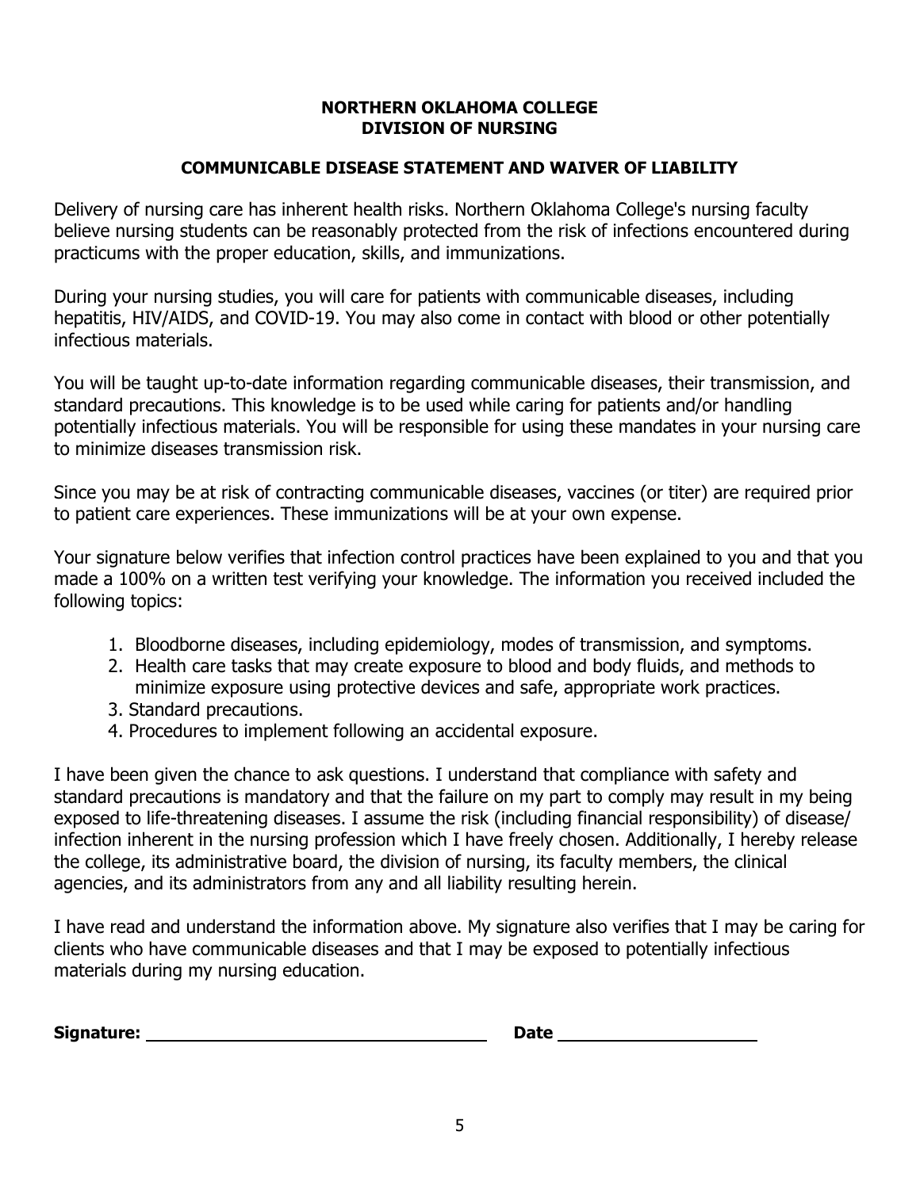**NORTHERN OKLAHOMA COLLEGE**
**DIVISION OF NURSING**

**COMMUNICABLE DISEASE STATEMENT AND WAIVER OF LIABILITY**

Delivery of nursing care has inherent health risks. Northern Oklahoma College's nursing faculty believe nursing students can be reasonably protected from the risk of infections encountered during practicums with the proper education, skills, and immunizations.

During your nursing studies, you will care for patients with communicable diseases, including hepatitis, HIV/AIDS, and COVID-19. You may also come in contact with blood or other potentially infectious materials.

You will be taught up-to-date information regarding communicable diseases, their transmission, and standard precautions. This knowledge is to be used while caring for patients and/or handling potentially infectious materials. You will be responsible for using these mandates in your nursing care to minimize diseases transmission risk.

Since you may be at risk of contracting communicable diseases, vaccines (or titer) are required prior to patient care experiences. These immunizations will be at your own expense.

Your signature below verifies that infection control practices have been explained to you and that you made a 100% on a written test verifying your knowledge. The information you received included the following topics:

1. Bloodborne diseases, including epidemiology, modes of transmission, and symptoms.
2. Health care tasks that may create exposure to blood and body fluids, and methods to minimize exposure using protective devices and safe, appropriate work practices.
3. Standard precautions.
4. Procedures to implement following an accidental exposure.

I have been given the chance to ask questions. I understand that compliance with safety and standard precautions is mandatory and that the failure on my part to comply may result in my being exposed to life-threatening diseases. I assume the risk (including financial responsibility) of disease/ infection inherent in the nursing profession which I have freely chosen. Additionally, I hereby release the college, its administrative board, the division of nursing, its faculty members, the clinical agencies, and its administrators from any and all liability resulting herein.

I have read and understand the information above. My signature also verifies that I may be caring for clients who have communicable diseases and that I may be exposed to potentially infectious materials during my nursing education.

**Signature:** ________________________________ **Date** ____________________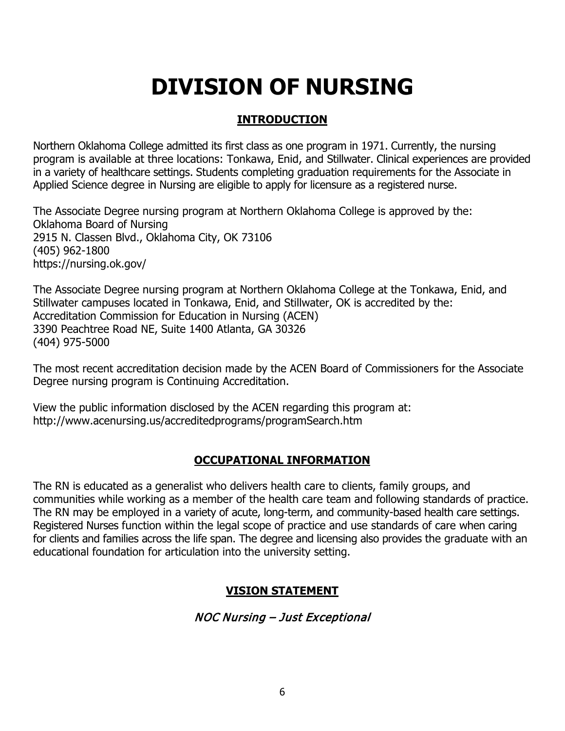# DIVISION OF NURSING

## INTRODUCTION

Northern Oklahoma College admitted its first class as one program in 1971. Currently, the nursing program is available at three locations: Tonkawa, Enid, and Stillwater. Clinical experiences are provided in a variety of healthcare settings. Students completing graduation requirements for the Associate in Applied Science degree in Nursing are eligible to apply for licensure as a registered nurse.

The Associate Degree nursing program at Northern Oklahoma College is approved by the:
Oklahoma Board of Nursing
2915 N. Classen Blvd., Oklahoma City, OK 73106
(405) 962-1800
https://nursing.ok.gov/

The Associate Degree nursing program at Northern Oklahoma College at the Tonkawa, Enid, and Stillwater campuses located in Tonkawa, Enid, and Stillwater, OK is accredited by the:
Accreditation Commission for Education in Nursing (ACEN)
3390 Peachtree Road NE, Suite 1400 Atlanta, GA 30326
(404) 975-5000

The most recent accreditation decision made by the ACEN Board of Commissioners for the Associate Degree nursing program is Continuing Accreditation.

View the public information disclosed by the ACEN regarding this program at:
http://www.acenursing.us/accreditedprograms/programSearch.htm

## OCCUPATIONAL INFORMATION

The RN is educated as a generalist who delivers health care to clients, family groups, and communities while working as a member of the health care team and following standards of practice. The RN may be employed in a variety of acute, long-term, and community-based health care settings. Registered Nurses function within the legal scope of practice and use standards of care when caring for clients and families across the life span. The degree and licensing also provides the graduate with an educational foundation for articulation into the university setting.

## VISION STATEMENT

*NOC Nursing – Just Exceptional*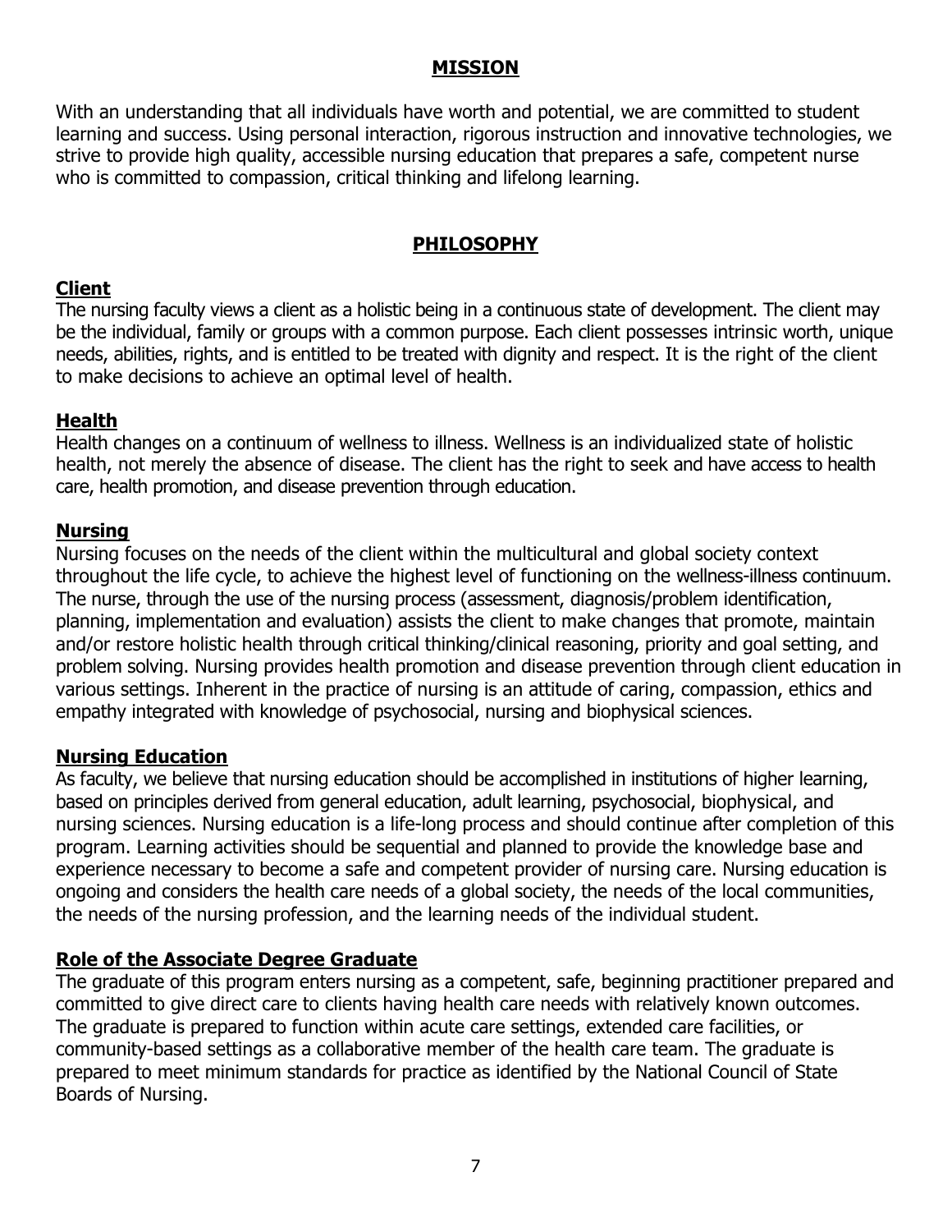## MISSION

With an understanding that all individuals have worth and potential, we are committed to student learning and success. Using personal interaction, rigorous instruction and innovative technologies, we strive to provide high quality, accessible nursing education that prepares a safe, competent nurse who is committed to compassion, critical thinking and lifelong learning.

## PHILOSOPHY

### Client

The nursing faculty views a client as a holistic being in a continuous state of development. The client may be the individual, family or groups with a common purpose. Each client possesses intrinsic worth, unique needs, abilities, rights, and is entitled to be treated with dignity and respect. It is the right of the client to make decisions to achieve an optimal level of health.

### Health

Health changes on a continuum of wellness to illness. Wellness is an individualized state of holistic health, not merely the absence of disease. The client has the right to seek and have access to health care, health promotion, and disease prevention through education.

### Nursing

Nursing focuses on the needs of the client within the multicultural and global society context throughout the life cycle, to achieve the highest level of functioning on the wellness-illness continuum. The nurse, through the use of the nursing process (assessment, diagnosis/problem identification, planning, implementation and evaluation) assists the client to make changes that promote, maintain and/or restore holistic health through critical thinking/clinical reasoning, priority and goal setting, and problem solving. Nursing provides health promotion and disease prevention through client education in various settings. Inherent in the practice of nursing is an attitude of caring, compassion, ethics and empathy integrated with knowledge of psychosocial, nursing and biophysical sciences.

### Nursing Education

As faculty, we believe that nursing education should be accomplished in institutions of higher learning, based on principles derived from general education, adult learning, psychosocial, biophysical, and nursing sciences. Nursing education is a life-long process and should continue after completion of this program. Learning activities should be sequential and planned to provide the knowledge base and experience necessary to become a safe and competent provider of nursing care. Nursing education is ongoing and considers the health care needs of a global society, the needs of the local communities, the needs of the nursing profession, and the learning needs of the individual student.

### Role of the Associate Degree Graduate

The graduate of this program enters nursing as a competent, safe, beginning practitioner prepared and committed to give direct care to clients having health care needs with relatively known outcomes. The graduate is prepared to function within acute care settings, extended care facilities, or community-based settings as a collaborative member of the health care team. The graduate is prepared to meet minimum standards for practice as identified by the National Council of State Boards of Nursing.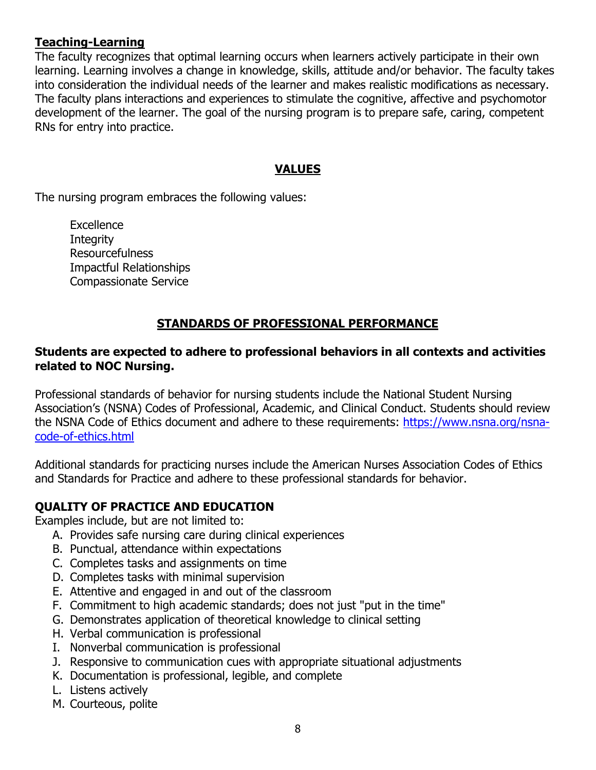**Teaching-Learning**

The faculty recognizes that optimal learning occurs when learners actively participate in their own learning. Learning involves a change in knowledge, skills, attitude and/or behavior. The faculty takes into consideration the individual needs of the learner and makes realistic modifications as necessary. The faculty plans interactions and experiences to stimulate the cognitive, affective and psychomotor development of the learner. The goal of the nursing program is to prepare safe, caring, competent RNs for entry into practice.

## VALUES

The nursing program embraces the following values:

Excellence
Integrity
Resourcefulness
Impactful Relationships
Compassionate Service

## STANDARDS OF PROFESSIONAL PERFORMANCE

**Students are expected to adhere to professional behaviors in all contexts and activities related to NOC Nursing.**

Professional standards of behavior for nursing students include the National Student Nursing Association's (NSNA) Codes of Professional, Academic, and Clinical Conduct. Students should review the NSNA Code of Ethics document and adhere to these requirements: [https://www.nsna.org/nsna-code-of-ethics.html](https://www.nsna.org/nsna-code-of-ethics.html)

Additional standards for practicing nurses include the American Nurses Association Codes of Ethics and Standards for Practice and adhere to these professional standards for behavior.

### QUALITY OF PRACTICE AND EDUCATION

Examples include, but are not limited to:

A. Provides safe nursing care during clinical experiences
B. Punctual, attendance within expectations
C. Completes tasks and assignments on time
D. Completes tasks with minimal supervision
E. Attentive and engaged in and out of the classroom
F. Commitment to high academic standards; does not just "put in the time"
G. Demonstrates application of theoretical knowledge to clinical setting
H. Verbal communication is professional
I. Nonverbal communication is professional
J. Responsive to communication cues with appropriate situational adjustments
K. Documentation is professional, legible, and complete
L. Listens actively
M. Courteous, polite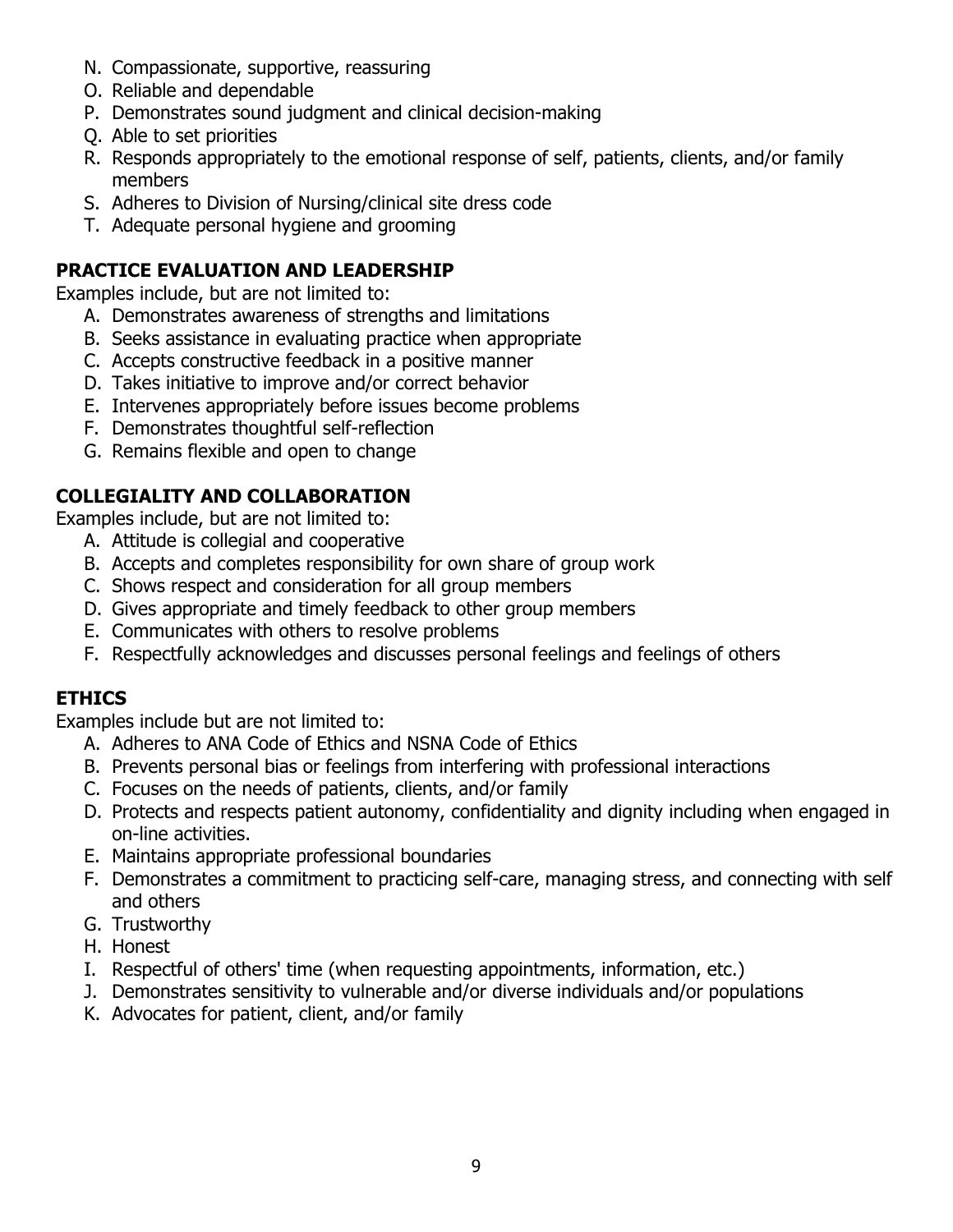N. Compassionate, supportive, reassuring
O. Reliable and dependable
P. Demonstrates sound judgment and clinical decision-making
Q. Able to set priorities
R. Responds appropriately to the emotional response of self, patients, clients, and/or family members
S. Adheres to Division of Nursing/clinical site dress code
T. Adequate personal hygiene and grooming

**PRACTICE EVALUATION AND LEADERSHIP**

Examples include, but are not limited to:

A. Demonstrates awareness of strengths and limitations
B. Seeks assistance in evaluating practice when appropriate
C. Accepts constructive feedback in a positive manner
D. Takes initiative to improve and/or correct behavior
E. Intervenes appropriately before issues become problems
F. Demonstrates thoughtful self-reflection
G. Remains flexible and open to change

**COLLEGIALITY AND COLLABORATION**

Examples include, but are not limited to:

A. Attitude is collegial and cooperative
B. Accepts and completes responsibility for own share of group work
C. Shows respect and consideration for all group members
D. Gives appropriate and timely feedback to other group members
E. Communicates with others to resolve problems
F. Respectfully acknowledges and discusses personal feelings and feelings of others

**ETHICS**

Examples include but are not limited to:

A. Adheres to ANA Code of Ethics and NSNA Code of Ethics
B. Prevents personal bias or feelings from interfering with professional interactions
C. Focuses on the needs of patients, clients, and/or family
D. Protects and respects patient autonomy, confidentiality and dignity including when engaged in on-line activities.
E. Maintains appropriate professional boundaries
F. Demonstrates a commitment to practicing self-care, managing stress, and connecting with self and others
G. Trustworthy
H. Honest
I. Respectful of others' time (when requesting appointments, information, etc.)
J. Demonstrates sensitivity to vulnerable and/or diverse individuals and/or populations
K. Advocates for patient, client, and/or family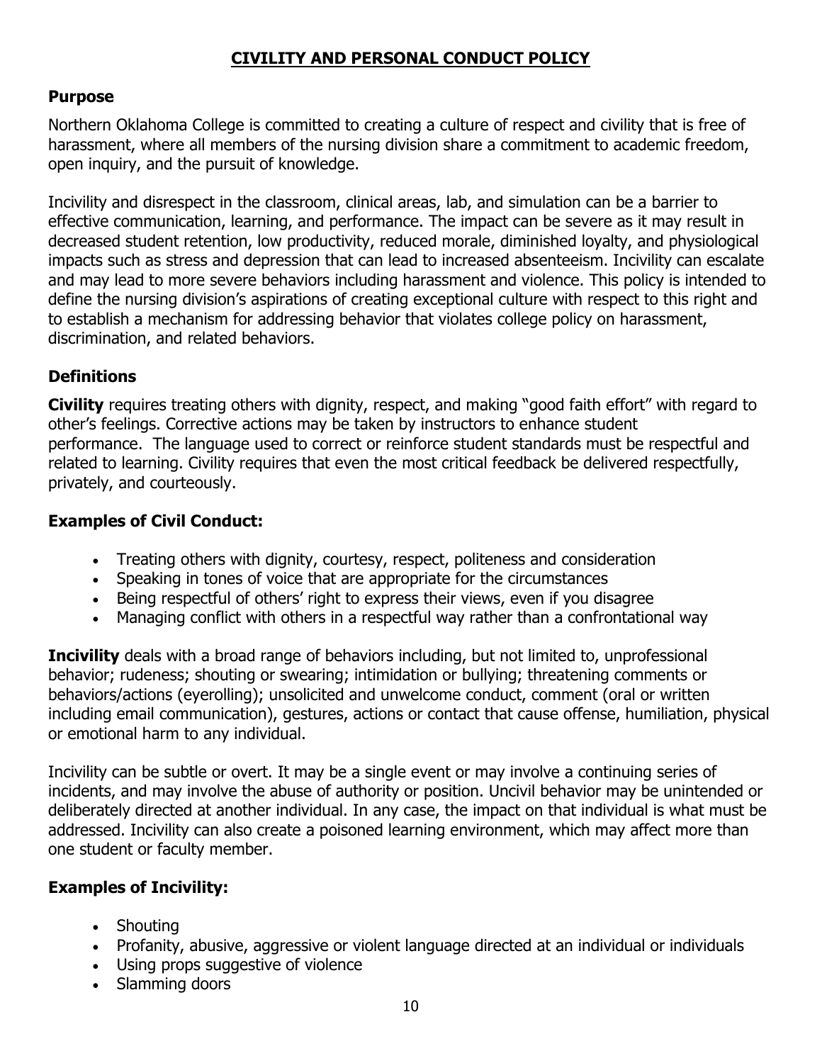# CIVILITY AND PERSONAL CONDUCT POLICY

### Purpose

Northern Oklahoma College is committed to creating a culture of respect and civility that is free of harassment, where all members of the nursing division share a commitment to academic freedom, open inquiry, and the pursuit of knowledge.

Incivility and disrespect in the classroom, clinical areas, lab, and simulation can be a barrier to effective communication, learning, and performance. The impact can be severe as it may result in decreased student retention, low productivity, reduced morale, diminished loyalty, and physiological impacts such as stress and depression that can lead to increased absenteeism. Incivility can escalate and may lead to more severe behaviors including harassment and violence. This policy is intended to define the nursing division's aspirations of creating exceptional culture with respect to this right and to establish a mechanism for addressing behavior that violates college policy on harassment, discrimination, and related behaviors.

### Definitions

**Civility** requires treating others with dignity, respect, and making "good faith effort" with regard to other's feelings. Corrective actions may be taken by instructors to enhance student performance. The language used to correct or reinforce student standards must be respectful and related to learning. Civility requires that even the most critical feedback be delivered respectfully, privately, and courteously.

### Examples of Civil Conduct:

- Treating others with dignity, courtesy, respect, politeness and consideration
- Speaking in tones of voice that are appropriate for the circumstances
- Being respectful of others' right to express their views, even if you disagree
- Managing conflict with others in a respectful way rather than a confrontational way

**Incivility** deals with a broad range of behaviors including, but not limited to, unprofessional behavior; rudeness; shouting or swearing; intimidation or bullying; threatening comments or behaviors/actions (eyerolling); unsolicited and unwelcome conduct, comment (oral or written including email communication), gestures, actions or contact that cause offense, humiliation, physical or emotional harm to any individual.

Incivility can be subtle or overt. It may be a single event or may involve a continuing series of incidents, and may involve the abuse of authority or position. Uncivil behavior may be unintended or deliberately directed at another individual. In any case, the impact on that individual is what must be addressed. Incivility can also create a poisoned learning environment, which may affect more than one student or faculty member.

### Examples of Incivility:

- Shouting
- Profanity, abusive, aggressive or violent language directed at an individual or individuals
- Using props suggestive of violence
- Slamming doors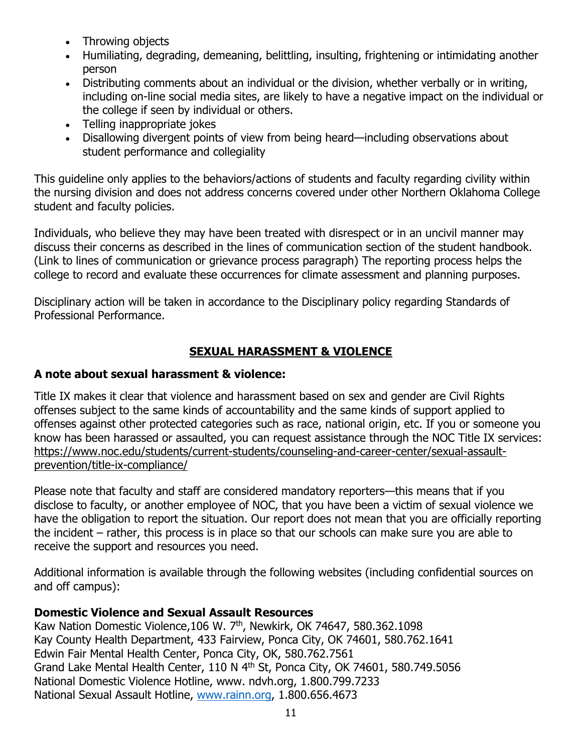- Throwing objects
- Humiliating, degrading, demeaning, belittling, insulting, frightening or intimidating another person
- Distributing comments about an individual or the division, whether verbally or in writing, including on-line social media sites, are likely to have a negative impact on the individual or the college if seen by individual or others.
- Telling inappropriate jokes
- Disallowing divergent points of view from being heard—including observations about student performance and collegiality

This guideline only applies to the behaviors/actions of students and faculty regarding civility within the nursing division and does not address concerns covered under other Northern Oklahoma College student and faculty policies.

Individuals, who believe they may have been treated with disrespect or in an uncivil manner may discuss their concerns as described in the lines of communication section of the student handbook. (Link to lines of communication or grievance process paragraph) The reporting process helps the college to record and evaluate these occurrences for climate assessment and planning purposes.

Disciplinary action will be taken in accordance to the Disciplinary policy regarding Standards of Professional Performance.

## SEXUAL HARASSMENT & VIOLENCE

**A note about sexual harassment & violence:**

Title IX makes it clear that violence and harassment based on sex and gender are Civil Rights offenses subject to the same kinds of accountability and the same kinds of support applied to offenses against other protected categories such as race, national origin, etc. If you or someone you know has been harassed or assaulted, you can request assistance through the NOC Title IX services: https://www.noc.edu/students/current-students/counseling-and-career-center/sexual-assault-prevention/title-ix-compliance/

Please note that faculty and staff are considered mandatory reporters—this means that if you disclose to faculty, or another employee of NOC, that you have been a victim of sexual violence we have the obligation to report the situation. Our report does not mean that you are officially reporting the incident – rather, this process is in place so that our schools can make sure you are able to receive the support and resources you need.

Additional information is available through the following websites (including confidential sources on and off campus):

**Domestic Violence and Sexual Assault Resources**

Kaw Nation Domestic Violence,106 W. 7th, Newkirk, OK 74647, 580.362.1098
Kay County Health Department, 433 Fairview, Ponca City, OK 74601, 580.762.1641
Edwin Fair Mental Health Center, Ponca City, OK, 580.762.7561
Grand Lake Mental Health Center, 110 N 4th St, Ponca City, OK 74601, 580.749.5056
National Domestic Violence Hotline, www. ndvh.org, 1.800.799.7233
National Sexual Assault Hotline, www.rainn.org, 1.800.656.4673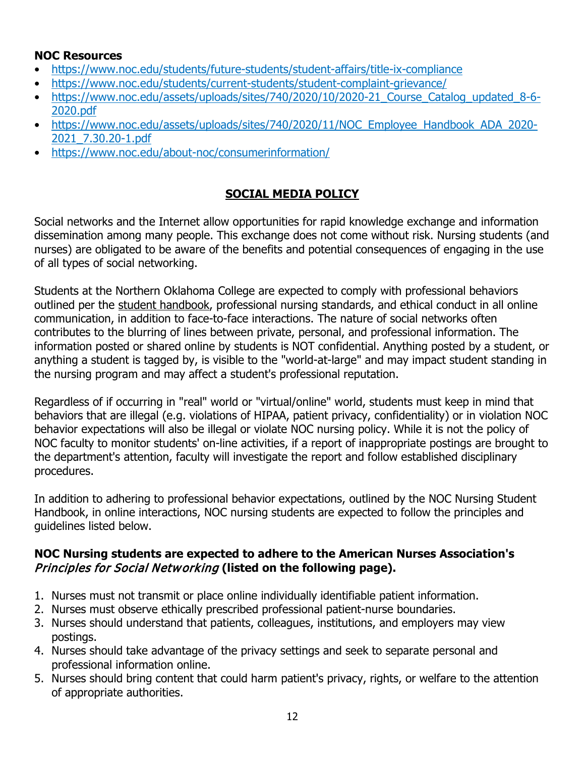**NOC Resources**

- https://www.noc.edu/students/future-students/student-affairs/title-ix-compliance
- https://www.noc.edu/students/current-students/student-complaint-grievance/
- https://www.noc.edu/assets/uploads/sites/740/2020/10/2020-21_Course_Catalog_updated_8-6-2020.pdf
- https://www.noc.edu/assets/uploads/sites/740/2020/11/NOC_Employee_Handbook_ADA_2020-2021_7.30.20-1.pdf
- https://www.noc.edu/about-noc/consumerinformation/

## SOCIAL MEDIA POLICY

Social networks and the Internet allow opportunities for rapid knowledge exchange and information dissemination among many people. This exchange does not come without risk. Nursing students (and nurses) are obligated to be aware of the benefits and potential consequences of engaging in the use of all types of social networking.

Students at the Northern Oklahoma College are expected to comply with professional behaviors outlined per the student handbook, professional nursing standards, and ethical conduct in all online communication, in addition to face-to-face interactions. The nature of social networks often contributes to the blurring of lines between private, personal, and professional information. The information posted or shared online by students is NOT confidential. Anything posted by a student, or anything a student is tagged by, is visible to the "world-at-large" and may impact student standing in the nursing program and may affect a student's professional reputation.

Regardless of if occurring in "real" world or "virtual/online" world, students must keep in mind that behaviors that are illegal (e.g. violations of HIPAA, patient privacy, confidentiality) or in violation NOC behavior expectations will also be illegal or violate NOC nursing policy. While it is not the policy of NOC faculty to monitor students' on-line activities, if a report of inappropriate postings are brought to the department's attention, faculty will investigate the report and follow established disciplinary procedures.

In addition to adhering to professional behavior expectations, outlined by the NOC Nursing Student Handbook, in online interactions, NOC nursing students are expected to follow the principles and guidelines listed below.

**NOC Nursing students are expected to adhere to the American Nurses Association's *Principles for Social Networking* (listed on the following page).**

1. Nurses must not transmit or place online individually identifiable patient information.
2. Nurses must observe ethically prescribed professional patient-nurse boundaries.
3. Nurses should understand that patients, colleagues, institutions, and employers may view postings.
4. Nurses should take advantage of the privacy settings and seek to separate personal and professional information online.
5. Nurses should bring content that could harm patient's privacy, rights, or welfare to the attention of appropriate authorities.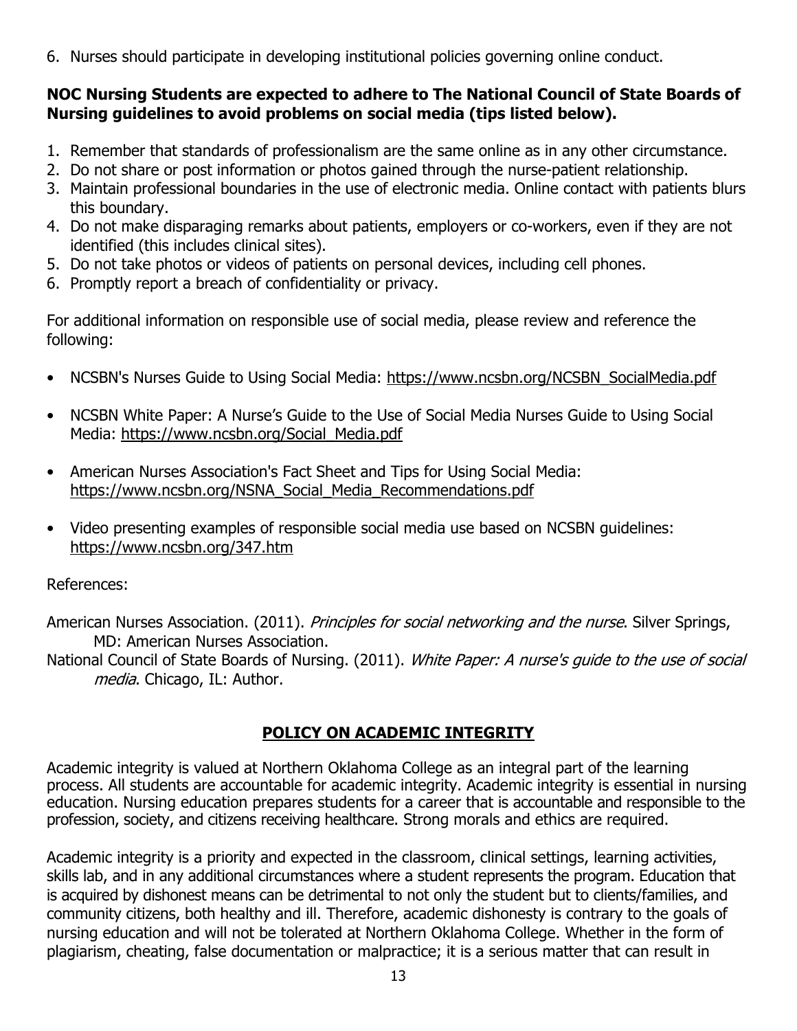6. Nurses should participate in developing institutional policies governing online conduct.

**NOC Nursing Students are expected to adhere to The National Council of State Boards of Nursing guidelines to avoid problems on social media (tips listed below).**

1. Remember that standards of professionalism are the same online as in any other circumstance.
2. Do not share or post information or photos gained through the nurse-patient relationship.
3. Maintain professional boundaries in the use of electronic media. Online contact with patients blurs this boundary.
4. Do not make disparaging remarks about patients, employers or co-workers, even if they are not identified (this includes clinical sites).
5. Do not take photos or videos of patients on personal devices, including cell phones.
6. Promptly report a breach of confidentiality or privacy.

For additional information on responsible use of social media, please review and reference the following:

- NCSBN's Nurses Guide to Using Social Media: https://www.ncsbn.org/NCSBN_SocialMedia.pdf
- NCSBN White Paper: A Nurse's Guide to the Use of Social Media Nurses Guide to Using Social Media: https://www.ncsbn.org/Social_Media.pdf
- American Nurses Association's Fact Sheet and Tips for Using Social Media: https://www.ncsbn.org/NSNA_Social_Media_Recommendations.pdf
- Video presenting examples of responsible social media use based on NCSBN guidelines: https://www.ncsbn.org/347.htm

References:

American Nurses Association. (2011). *Principles for social networking and the nurse*. Silver Springs, MD: American Nurses Association.

National Council of State Boards of Nursing. (2011). *White Paper: A nurse's guide to the use of social media*. Chicago, IL: Author.

## POLICY ON ACADEMIC INTEGRITY

Academic integrity is valued at Northern Oklahoma College as an integral part of the learning process. All students are accountable for academic integrity. Academic integrity is essential in nursing education. Nursing education prepares students for a career that is accountable and responsible to the profession, society, and citizens receiving healthcare. Strong morals and ethics are required.

Academic integrity is a priority and expected in the classroom, clinical settings, learning activities, skills lab, and in any additional circumstances where a student represents the program. Education that is acquired by dishonest means can be detrimental to not only the student but to clients/families, and community citizens, both healthy and ill. Therefore, academic dishonesty is contrary to the goals of nursing education and will not be tolerated at Northern Oklahoma College. Whether in the form of plagiarism, cheating, false documentation or malpractice; it is a serious matter that can result in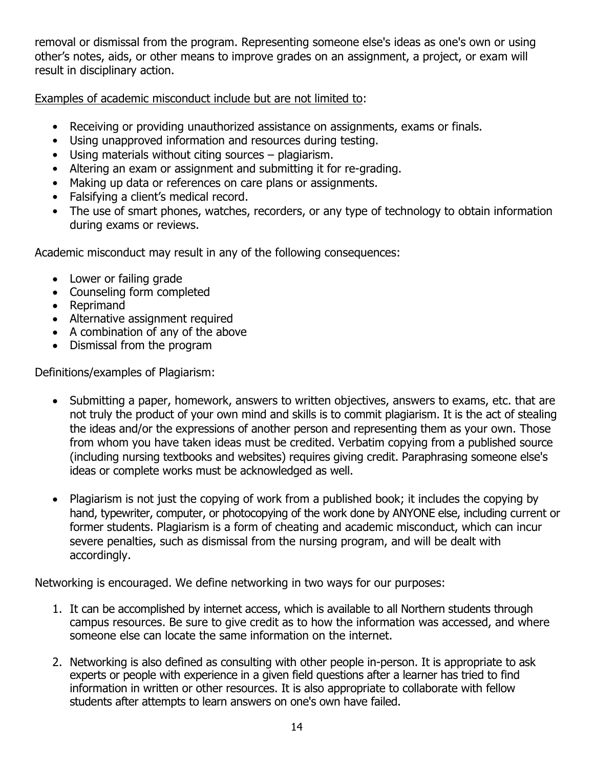removal or dismissal from the program. Representing someone else's ideas as one's own or using other's notes, aids, or other means to improve grades on an assignment, a project, or exam will result in disciplinary action.

<u>Examples of academic misconduct include but are not limited to</u>:

- Receiving or providing unauthorized assistance on assignments, exams or finals.
- Using unapproved information and resources during testing.
- Using materials without citing sources – plagiarism.
- Altering an exam or assignment and submitting it for re-grading.
- Making up data or references on care plans or assignments.
- Falsifying a client's medical record.
- The use of smart phones, watches, recorders, or any type of technology to obtain information during exams or reviews.

Academic misconduct may result in any of the following consequences:

- Lower or failing grade
- Counseling form completed
- Reprimand
- Alternative assignment required
- A combination of any of the above
- Dismissal from the program

Definitions/examples of Plagiarism:

- Submitting a paper, homework, answers to written objectives, answers to exams, etc. that are not truly the product of your own mind and skills is to commit plagiarism. It is the act of stealing the ideas and/or the expressions of another person and representing them as your own. Those from whom you have taken ideas must be credited. Verbatim copying from a published source (including nursing textbooks and websites) requires giving credit. Paraphrasing someone else's ideas or complete works must be acknowledged as well.

- Plagiarism is not just the copying of work from a published book; it includes the copying by hand, typewriter, computer, or photocopying of the work done by ANYONE else, including current or former students. Plagiarism is a form of cheating and academic misconduct, which can incur severe penalties, such as dismissal from the nursing program, and will be dealt with accordingly.

Networking is encouraged. We define networking in two ways for our purposes:

1. It can be accomplished by internet access, which is available to all Northern students through campus resources. Be sure to give credit as to how the information was accessed, and where someone else can locate the same information on the internet.

2. Networking is also defined as consulting with other people in-person. It is appropriate to ask experts or people with experience in a given field questions after a learner has tried to find information in written or other resources. It is also appropriate to collaborate with fellow students after attempts to learn answers on one's own have failed.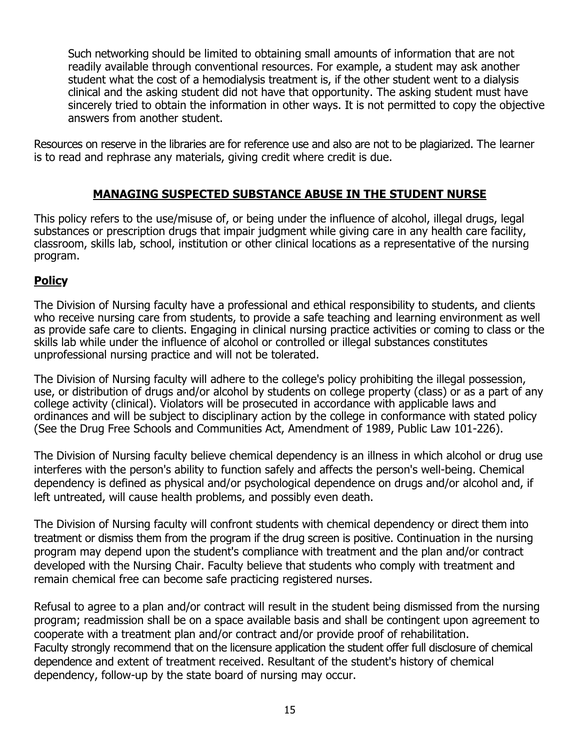Such networking should be limited to obtaining small amounts of information that are not readily available through conventional resources. For example, a student may ask another student what the cost of a hemodialysis treatment is, if the other student went to a dialysis clinical and the asking student did not have that opportunity. The asking student must have sincerely tried to obtain the information in other ways. It is not permitted to copy the objective answers from another student.

Resources on reserve in the libraries are for reference use and also are not to be plagiarized. The learner is to read and rephrase any materials, giving credit where credit is due.

## MANAGING SUSPECTED SUBSTANCE ABUSE IN THE STUDENT NURSE

This policy refers to the use/misuse of, or being under the influence of alcohol, illegal drugs, legal substances or prescription drugs that impair judgment while giving care in any health care facility, classroom, skills lab, school, institution or other clinical locations as a representative of the nursing program.

### Policy

The Division of Nursing faculty have a professional and ethical responsibility to students, and clients who receive nursing care from students, to provide a safe teaching and learning environment as well as provide safe care to clients. Engaging in clinical nursing practice activities or coming to class or the skills lab while under the influence of alcohol or controlled or illegal substances constitutes unprofessional nursing practice and will not be tolerated.

The Division of Nursing faculty will adhere to the college's policy prohibiting the illegal possession, use, or distribution of drugs and/or alcohol by students on college property (class) or as a part of any college activity (clinical). Violators will be prosecuted in accordance with applicable laws and ordinances and will be subject to disciplinary action by the college in conformance with stated policy (See the Drug Free Schools and Communities Act, Amendment of 1989, Public Law 101-226).

The Division of Nursing faculty believe chemical dependency is an illness in which alcohol or drug use interferes with the person's ability to function safely and affects the person's well-being. Chemical dependency is defined as physical and/or psychological dependence on drugs and/or alcohol and, if left untreated, will cause health problems, and possibly even death.

The Division of Nursing faculty will confront students with chemical dependency or direct them into treatment or dismiss them from the program if the drug screen is positive. Continuation in the nursing program may depend upon the student's compliance with treatment and the plan and/or contract developed with the Nursing Chair. Faculty believe that students who comply with treatment and remain chemical free can become safe practicing registered nurses.

Refusal to agree to a plan and/or contract will result in the student being dismissed from the nursing program; readmission shall be on a space available basis and shall be contingent upon agreement to cooperate with a treatment plan and/or contract and/or provide proof of rehabilitation. Faculty strongly recommend that on the licensure application the student offer full disclosure of chemical dependence and extent of treatment received. Resultant of the student's history of chemical dependency, follow-up by the state board of nursing may occur.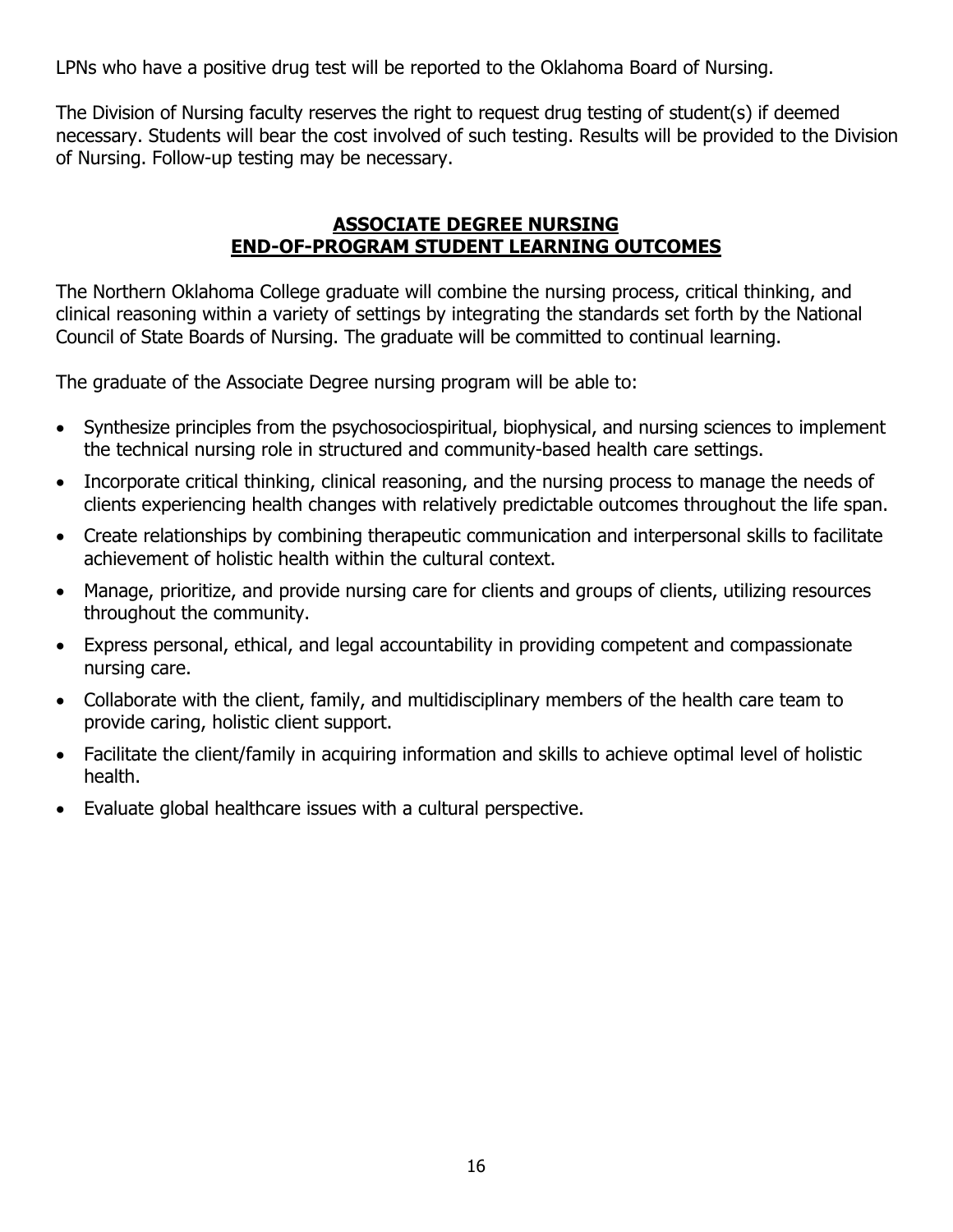LPNs who have a positive drug test will be reported to the Oklahoma Board of Nursing.

The Division of Nursing faculty reserves the right to request drug testing of student(s) if deemed necessary. Students will bear the cost involved of such testing. Results will be provided to the Division of Nursing. Follow-up testing may be necessary.

## ASSOCIATE DEGREE NURSING
## END-OF-PROGRAM STUDENT LEARNING OUTCOMES

The Northern Oklahoma College graduate will combine the nursing process, critical thinking, and clinical reasoning within a variety of settings by integrating the standards set forth by the National Council of State Boards of Nursing. The graduate will be committed to continual learning.

The graduate of the Associate Degree nursing program will be able to:

- Synthesize principles from the psychosociospiritual, biophysical, and nursing sciences to implement the technical nursing role in structured and community-based health care settings.
- Incorporate critical thinking, clinical reasoning, and the nursing process to manage the needs of clients experiencing health changes with relatively predictable outcomes throughout the life span.
- Create relationships by combining therapeutic communication and interpersonal skills to facilitate achievement of holistic health within the cultural context.
- Manage, prioritize, and provide nursing care for clients and groups of clients, utilizing resources throughout the community.
- Express personal, ethical, and legal accountability in providing competent and compassionate nursing care.
- Collaborate with the client, family, and multidisciplinary members of the health care team to provide caring, holistic client support.
- Facilitate the client/family in acquiring information and skills to achieve optimal level of holistic health.
- Evaluate global healthcare issues with a cultural perspective.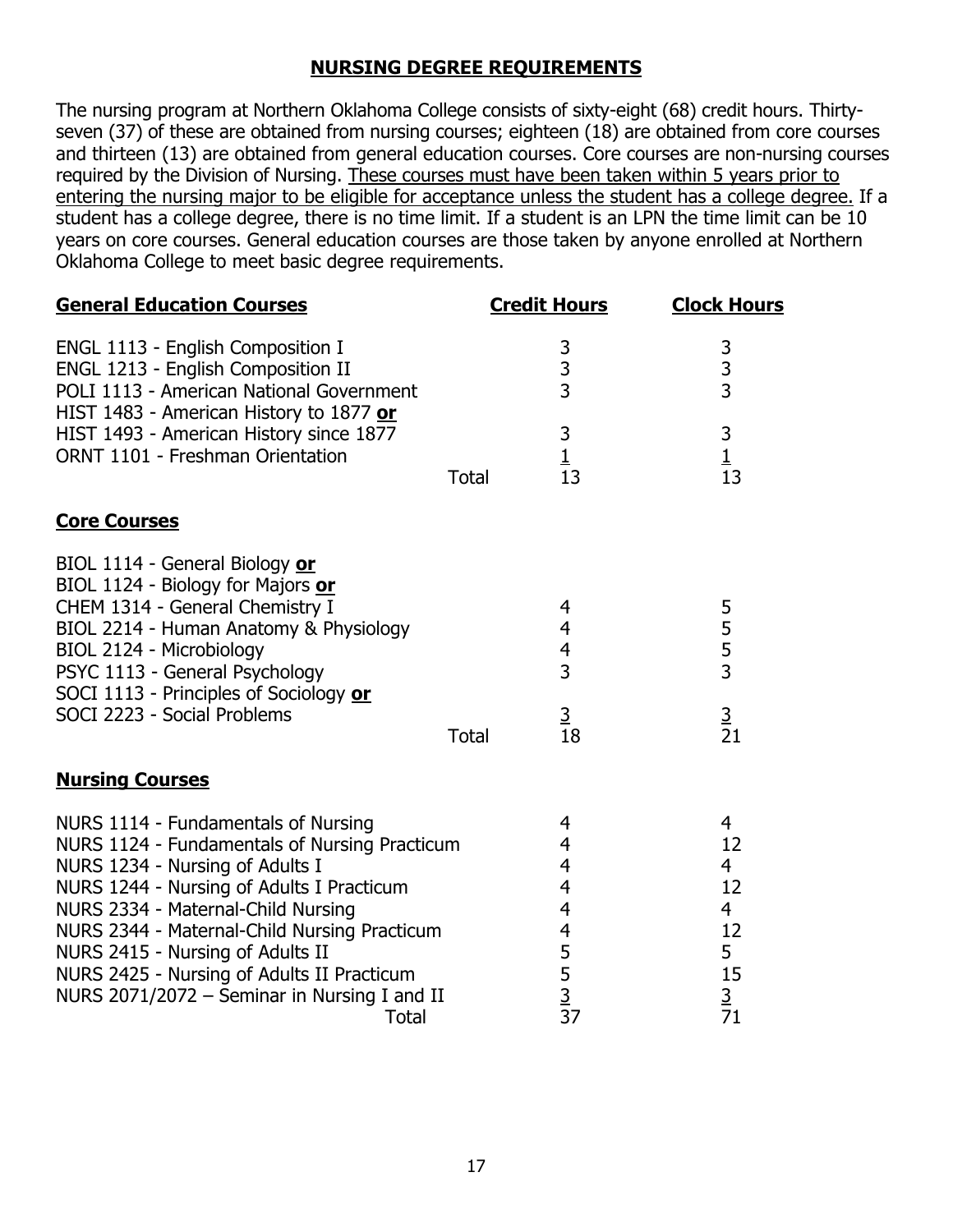## NURSING DEGREE REQUIREMENTS

The nursing program at Northern Oklahoma College consists of sixty-eight (68) credit hours. Thirty-seven (37) of these are obtained from nursing courses; eighteen (18) are obtained from core courses and thirteen (13) are obtained from general education courses. Core courses are non-nursing courses required by the Division of Nursing. <u>These courses must have been taken within 5 years prior to entering the nursing major to be eligible for acceptance unless the student has a college degree.</u> If a student has a college degree, there is no time limit. If a student is an LPN the time limit can be 10 years on core courses. General education courses are those taken by anyone enrolled at Northern Oklahoma College to meet basic degree requirements.

| General Education Courses | | Credit Hours | Clock Hours |
|---|---|---|---|
| ENGL 1113 - English Composition I | | 3 | 3 |
| ENGL 1213 - English Composition II | | 3 | 3 |
| POLI 1113 - American National Government | | 3 | 3 |
| HIST 1483 - American History to 1877 **or** HIST 1493 - American History since 1877 | | 3 | 3 |
| ORNT 1101 - Freshman Orientation | | 1 | 1 |
| | Total | 13 | 13 |

| Core Courses | | Credit Hours | Clock Hours |
|---|---|---|---|
| BIOL 1114 - General Biology **or** BIOL 1124 - Biology for Majors **or** CHEM 1314 - General Chemistry I | | 4 | 5 |
| BIOL 2214 - Human Anatomy & Physiology | | 4 | 5 |
| BIOL 2124 - Microbiology | | 4 | 5 |
| PSYC 1113 - General Psychology | | 3 | 3 |
| SOCI 1113 - Principles of Sociology **or** SOCI 2223 - Social Problems | | 3 | 3 |
| | Total | 18 | 21 |

| Nursing Courses | | Credit Hours | Clock Hours |
|---|---|---|---|
| NURS 1114 - Fundamentals of Nursing | | 4 | 4 |
| NURS 1124 - Fundamentals of Nursing Practicum | | 4 | 12 |
| NURS 1234 - Nursing of Adults I | | 4 | 4 |
| NURS 1244 - Nursing of Adults I Practicum | | 4 | 12 |
| NURS 2334 - Maternal-Child Nursing | | 4 | 4 |
| NURS 2344 - Maternal-Child Nursing Practicum | | 4 | 12 |
| NURS 2415 - Nursing of Adults II | | 5 | 5 |
| NURS 2425 - Nursing of Adults II Practicum | | 5 | 15 |
| NURS 2071/2072 – Seminar in Nursing I and II | | 3 | 3 |
| | Total | 37 | 71 |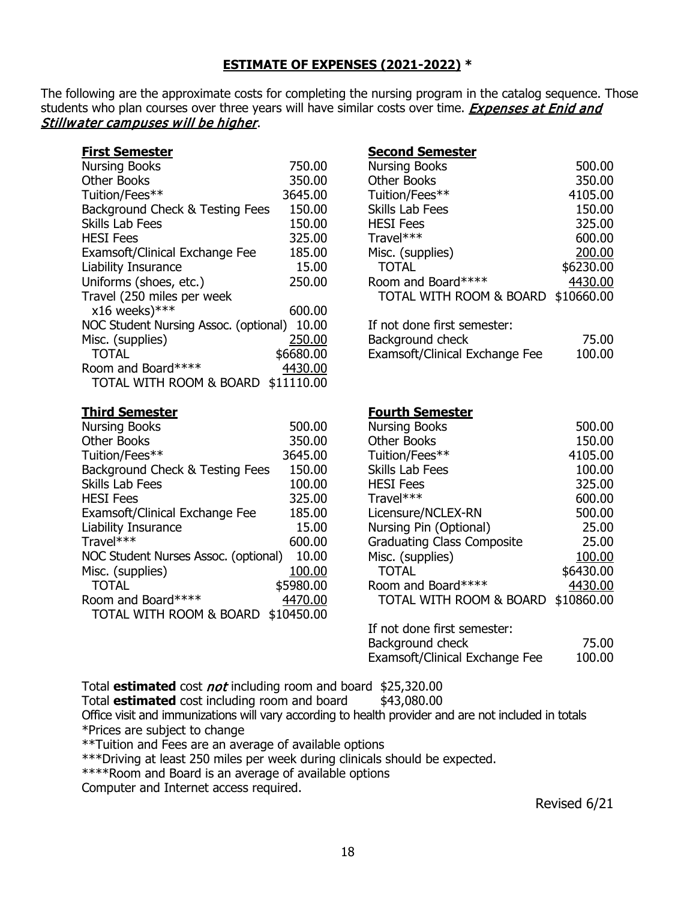## **ESTIMATE OF EXPENSES (2021-2022) ***

The following are the approximate costs for completing the nursing program in the catalog sequence. Those students who plan courses over three years will have similar costs over time. ***Expenses at Enid and Stillwater campuses will be higher***.

### First Semester

| | |
|---|---|
| Nursing Books | 750.00 |
| Other Books | 350.00 |
| Tuition/Fees** | 3645.00 |
| Background Check & Testing Fees | 150.00 |
| Skills Lab Fees | 150.00 |
| HESI Fees | 325.00 |
| Examsoft/Clinical Exchange Fee | 185.00 |
| Liability Insurance | 15.00 |
| Uniforms (shoes, etc.) | 250.00 |
| Travel (250 miles per week x16 weeks)*** | 600.00 |
| NOC Student Nursing Assoc. (optional) | 10.00 |
| Misc. (supplies) | 250.00 |
| TOTAL | $6680.00 |
| Room and Board**** | 4430.00 |
| TOTAL WITH ROOM & BOARD | $11110.00 |

### Second Semester

| | |
|---|---|
| Nursing Books | 500.00 |
| Other Books | 350.00 |
| Tuition/Fees** | 4105.00 |
| Skills Lab Fees | 150.00 |
| HESI Fees | 325.00 |
| Travel*** | 600.00 |
| Misc. (supplies) | 200.00 |
| TOTAL | $6230.00 |
| Room and Board**** | 4430.00 |
| TOTAL WITH ROOM & BOARD | $10660.00 |

If not done first semester:

| | |
|---|---|
| Background check | 75.00 |
| Examsoft/Clinical Exchange Fee | 100.00 |

### Third Semester

| | |
|---|---|
| Nursing Books | 500.00 |
| Other Books | 350.00 |
| Tuition/Fees** | 3645.00 |
| Background Check & Testing Fees | 150.00 |
| Skills Lab Fees | 100.00 |
| HESI Fees | 325.00 |
| Examsoft/Clinical Exchange Fee | 185.00 |
| Liability Insurance | 15.00 |
| Travel*** | 600.00 |
| NOC Student Nurses Assoc. (optional) | 10.00 |
| Misc. (supplies) | 100.00 |
| TOTAL | $5980.00 |
| Room and Board**** | 4470.00 |
| TOTAL WITH ROOM & BOARD | $10450.00 |

### Fourth Semester

| | |
|---|---|
| Nursing Books | 500.00 |
| Other Books | 150.00 |
| Tuition/Fees** | 4105.00 |
| Skills Lab Fees | 100.00 |
| HESI Fees | 325.00 |
| Travel*** | 600.00 |
| Licensure/NCLEX-RN | 500.00 |
| Nursing Pin (Optional) | 25.00 |
| Graduating Class Composite | 25.00 |
| Misc. (supplies) | 100.00 |
| TOTAL | $6430.00 |
| Room and Board**** | 4430.00 |
| TOTAL WITH ROOM & BOARD | $10860.00 |

If not done first semester:

| | |
|---|---|
| Background check | 75.00 |
| Examsoft/Clinical Exchange Fee | 100.00 |

Total **estimated** cost *not* including room and board $25,320.00
Total **estimated** cost including room and board $43,080.00

Office visit and immunizations will vary according to health provider and are not included in totals

*Prices are subject to change

**Tuition and Fees are an average of available options

***Driving at least 250 miles per week during clinicals should be expected.

****Room and Board is an average of available options

Computer and Internet access required.

Revised 6/21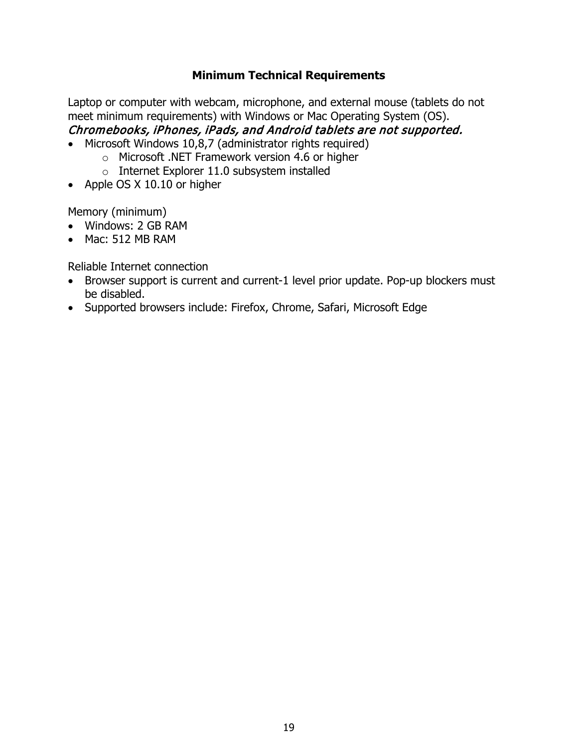## Minimum Technical Requirements

Laptop or computer with webcam, microphone, and external mouse (tablets do not meet minimum requirements) with Windows or Mac Operating System (OS). *Chromebooks, iPhones, iPads, and Android tablets are not supported.*

- Microsoft Windows 10,8,7 (administrator rights required)
  - Microsoft .NET Framework version 4.6 or higher
  - Internet Explorer 11.0 subsystem installed
- Apple OS X 10.10 or higher

Memory (minimum)

- Windows: 2 GB RAM
- Mac: 512 MB RAM

Reliable Internet connection

- Browser support is current and current-1 level prior update. Pop-up blockers must be disabled.
- Supported browsers include: Firefox, Chrome, Safari, Microsoft Edge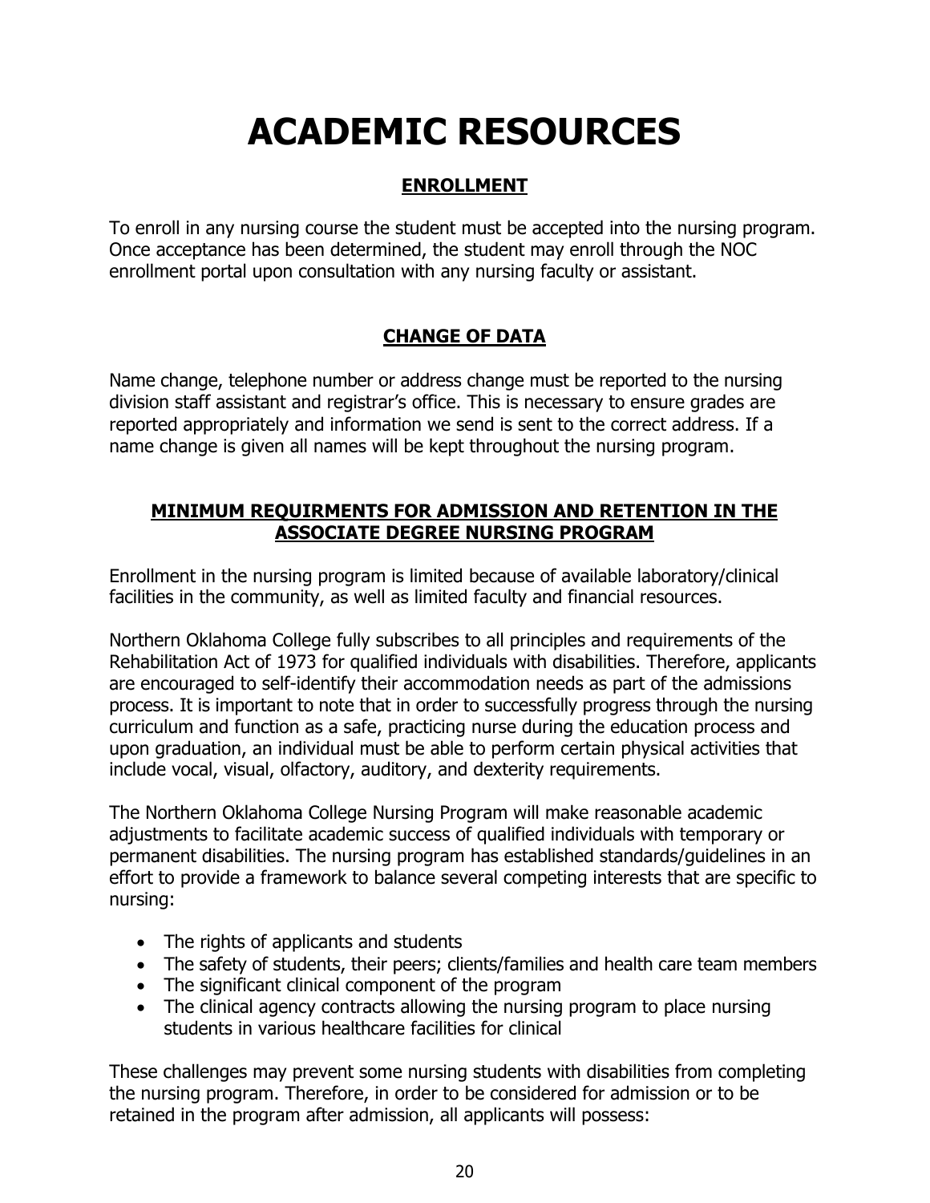# ACADEMIC RESOURCES

## ENROLLMENT

To enroll in any nursing course the student must be accepted into the nursing program. Once acceptance has been determined, the student may enroll through the NOC enrollment portal upon consultation with any nursing faculty or assistant.

## CHANGE OF DATA

Name change, telephone number or address change must be reported to the nursing division staff assistant and registrar's office. This is necessary to ensure grades are reported appropriately and information we send is sent to the correct address. If a name change is given all names will be kept throughout the nursing program.

## MINIMUM REQUIRMENTS FOR ADMISSION AND RETENTION IN THE ASSOCIATE DEGREE NURSING PROGRAM

Enrollment in the nursing program is limited because of available laboratory/clinical facilities in the community, as well as limited faculty and financial resources.

Northern Oklahoma College fully subscribes to all principles and requirements of the Rehabilitation Act of 1973 for qualified individuals with disabilities. Therefore, applicants are encouraged to self-identify their accommodation needs as part of the admissions process. It is important to note that in order to successfully progress through the nursing curriculum and function as a safe, practicing nurse during the education process and upon graduation, an individual must be able to perform certain physical activities that include vocal, visual, olfactory, auditory, and dexterity requirements.

The Northern Oklahoma College Nursing Program will make reasonable academic adjustments to facilitate academic success of qualified individuals with temporary or permanent disabilities. The nursing program has established standards/guidelines in an effort to provide a framework to balance several competing interests that are specific to nursing:

- The rights of applicants and students
- The safety of students, their peers; clients/families and health care team members
- The significant clinical component of the program
- The clinical agency contracts allowing the nursing program to place nursing students in various healthcare facilities for clinical

These challenges may prevent some nursing students with disabilities from completing the nursing program. Therefore, in order to be considered for admission or to be retained in the program after admission, all applicants will possess: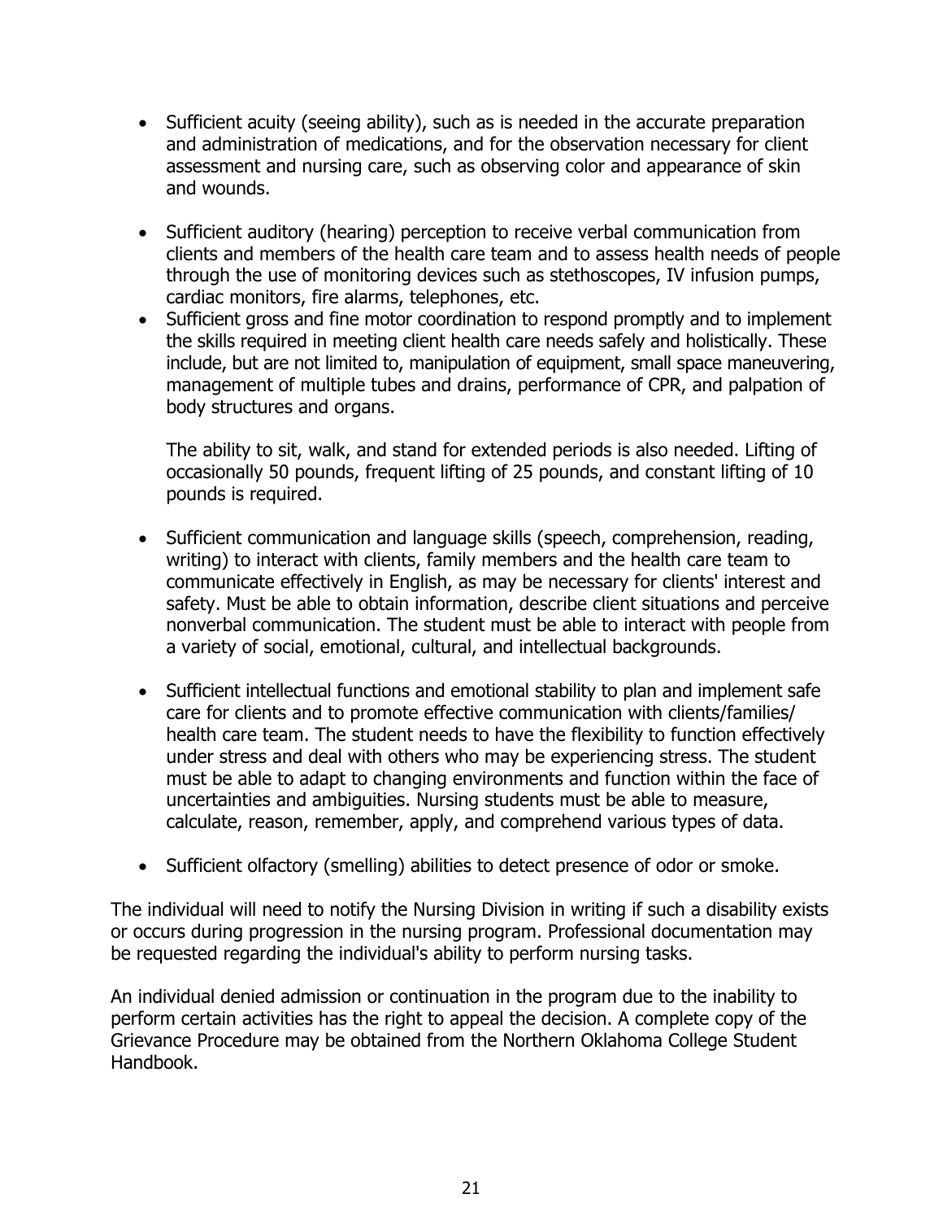- Sufficient acuity (seeing ability), such as is needed in the accurate preparation and administration of medications, and for the observation necessary for client assessment and nursing care, such as observing color and appearance of skin and wounds.

- Sufficient auditory (hearing) perception to receive verbal communication from clients and members of the health care team and to assess health needs of people through the use of monitoring devices such as stethoscopes, IV infusion pumps, cardiac monitors, fire alarms, telephones, etc.
- Sufficient gross and fine motor coordination to respond promptly and to implement the skills required in meeting client health care needs safely and holistically. These include, but are not limited to, manipulation of equipment, small space maneuvering, management of multiple tubes and drains, performance of CPR, and palpation of body structures and organs.

  The ability to sit, walk, and stand for extended periods is also needed. Lifting of occasionally 50 pounds, frequent lifting of 25 pounds, and constant lifting of 10 pounds is required.

- Sufficient communication and language skills (speech, comprehension, reading, writing) to interact with clients, family members and the health care team to communicate effectively in English, as may be necessary for clients' interest and safety. Must be able to obtain information, describe client situations and perceive nonverbal communication. The student must be able to interact with people from a variety of social, emotional, cultural, and intellectual backgrounds.

- Sufficient intellectual functions and emotional stability to plan and implement safe care for clients and to promote effective communication with clients/families/ health care team. The student needs to have the flexibility to function effectively under stress and deal with others who may be experiencing stress. The student must be able to adapt to changing environments and function within the face of uncertainties and ambiguities. Nursing students must be able to measure, calculate, reason, remember, apply, and comprehend various types of data.

- Sufficient olfactory (smelling) abilities to detect presence of odor or smoke.

The individual will need to notify the Nursing Division in writing if such a disability exists or occurs during progression in the nursing program. Professional documentation may be requested regarding the individual's ability to perform nursing tasks.

An individual denied admission or continuation in the program due to the inability to perform certain activities has the right to appeal the decision. A complete copy of the Grievance Procedure may be obtained from the Northern Oklahoma College Student Handbook.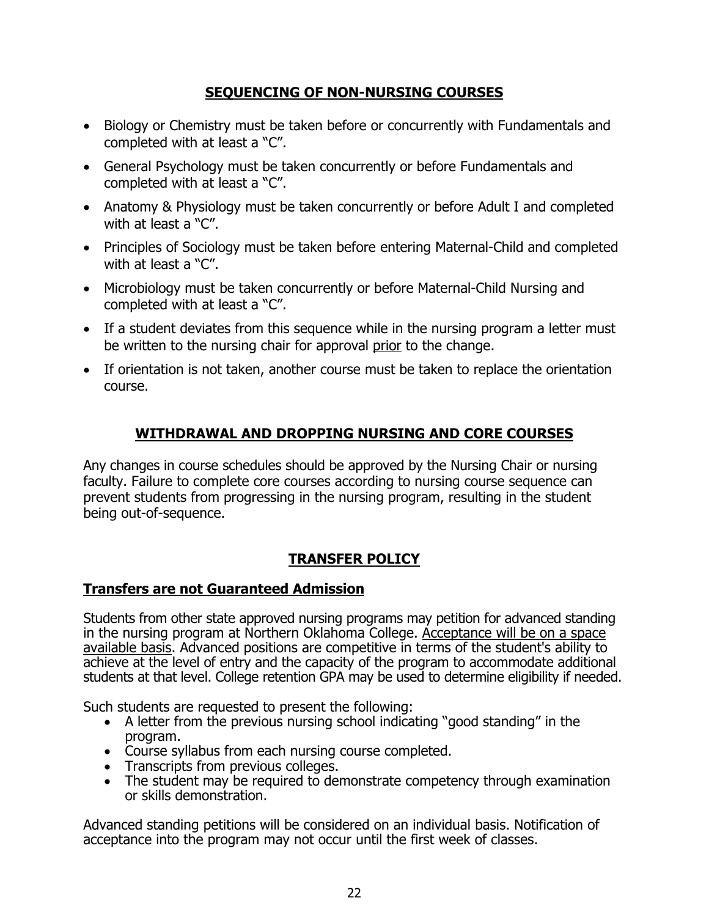## SEQUENCING OF NON-NURSING COURSES

- Biology or Chemistry must be taken before or concurrently with Fundamentals and completed with at least a "C".
- General Psychology must be taken concurrently or before Fundamentals and completed with at least a "C".
- Anatomy & Physiology must be taken concurrently or before Adult I and completed with at least a "C".
- Principles of Sociology must be taken before entering Maternal-Child and completed with at least a "C".
- Microbiology must be taken concurrently or before Maternal-Child Nursing and completed with at least a "C".
- If a student deviates from this sequence while in the nursing program a letter must be written to the nursing chair for approval <u>prior</u> to the change.
- If orientation is not taken, another course must be taken to replace the orientation course.

## WITHDRAWAL AND DROPPING NURSING AND CORE COURSES

Any changes in course schedules should be approved by the Nursing Chair or nursing faculty. Failure to complete core courses according to nursing course sequence can prevent students from progressing in the nursing program, resulting in the student being out-of-sequence.

## TRANSFER POLICY

### Transfers are not Guaranteed Admission

Students from other state approved nursing programs may petition for advanced standing in the nursing program at Northern Oklahoma College. <u>Acceptance will be on a space available basis</u>. Advanced positions are competitive in terms of the student's ability to achieve at the level of entry and the capacity of the program to accommodate additional students at that level. College retention GPA may be used to determine eligibility if needed.

Such students are requested to present the following:

- A letter from the previous nursing school indicating "good standing" in the program.
- Course syllabus from each nursing course completed.
- Transcripts from previous colleges.
- The student may be required to demonstrate competency through examination or skills demonstration.

Advanced standing petitions will be considered on an individual basis. Notification of acceptance into the program may not occur until the first week of classes.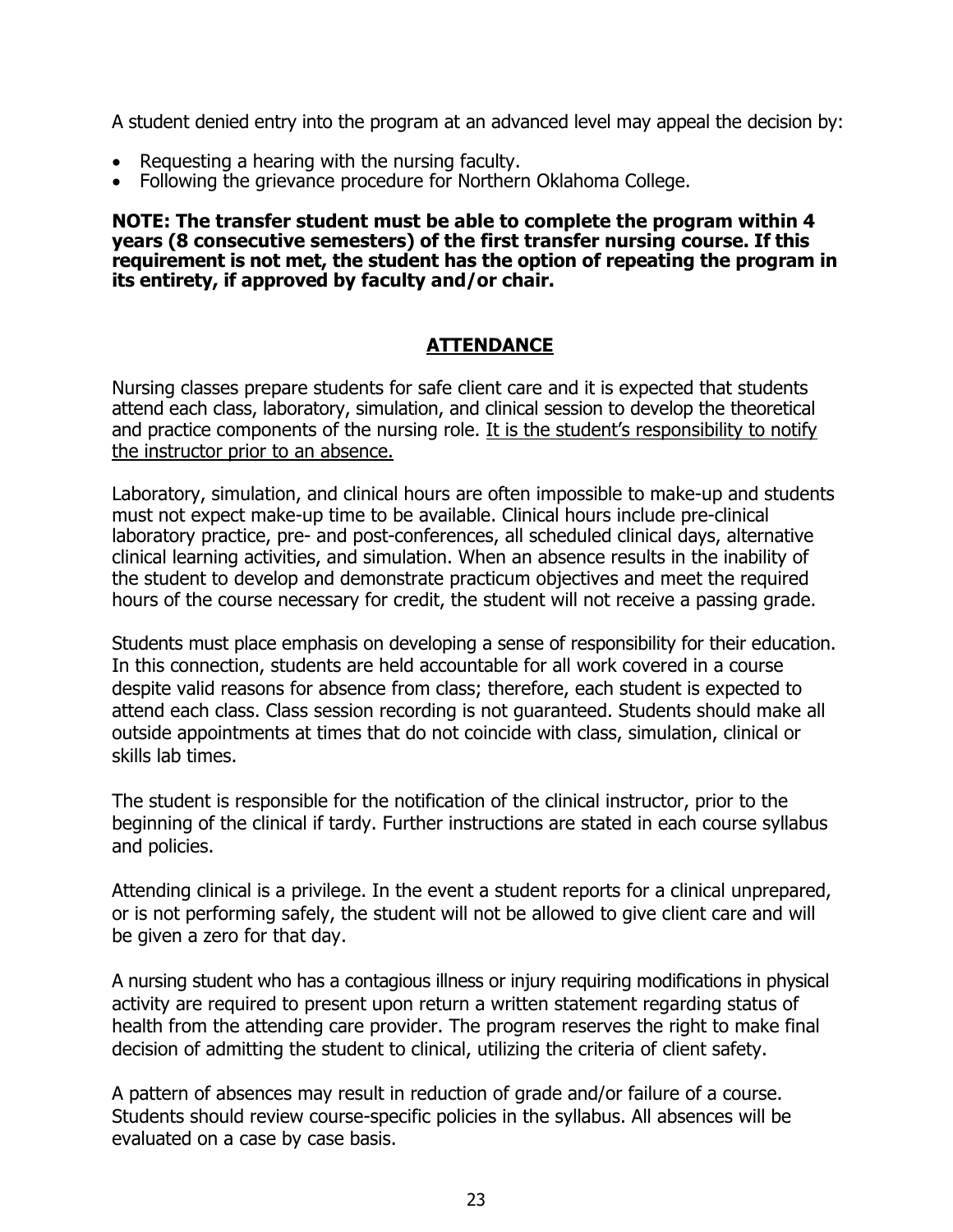A student denied entry into the program at an advanced level may appeal the decision by:

- Requesting a hearing with the nursing faculty.
- Following the grievance procedure for Northern Oklahoma College.

**NOTE: The transfer student must be able to complete the program within 4 years (8 consecutive semesters) of the first transfer nursing course. If this requirement is not met, the student has the option of repeating the program in its entirety, if approved by faculty and/or chair.**

## ATTENDANCE

Nursing classes prepare students for safe client care and it is expected that students attend each class, laboratory, simulation, and clinical session to develop the theoretical and practice components of the nursing role. It is the student's responsibility to notify the instructor prior to an absence.

Laboratory, simulation, and clinical hours are often impossible to make-up and students must not expect make-up time to be available. Clinical hours include pre-clinical laboratory practice, pre- and post-conferences, all scheduled clinical days, alternative clinical learning activities, and simulation. When an absence results in the inability of the student to develop and demonstrate practicum objectives and meet the required hours of the course necessary for credit, the student will not receive a passing grade.

Students must place emphasis on developing a sense of responsibility for their education. In this connection, students are held accountable for all work covered in a course despite valid reasons for absence from class; therefore, each student is expected to attend each class. Class session recording is not guaranteed. Students should make all outside appointments at times that do not coincide with class, simulation, clinical or skills lab times.

The student is responsible for the notification of the clinical instructor, prior to the beginning of the clinical if tardy. Further instructions are stated in each course syllabus and policies.

Attending clinical is a privilege. In the event a student reports for a clinical unprepared, or is not performing safely, the student will not be allowed to give client care and will be given a zero for that day.

A nursing student who has a contagious illness or injury requiring modifications in physical activity are required to present upon return a written statement regarding status of health from the attending care provider. The program reserves the right to make final decision of admitting the student to clinical, utilizing the criteria of client safety.

A pattern of absences may result in reduction of grade and/or failure of a course. Students should review course-specific policies in the syllabus. All absences will be evaluated on a case by case basis.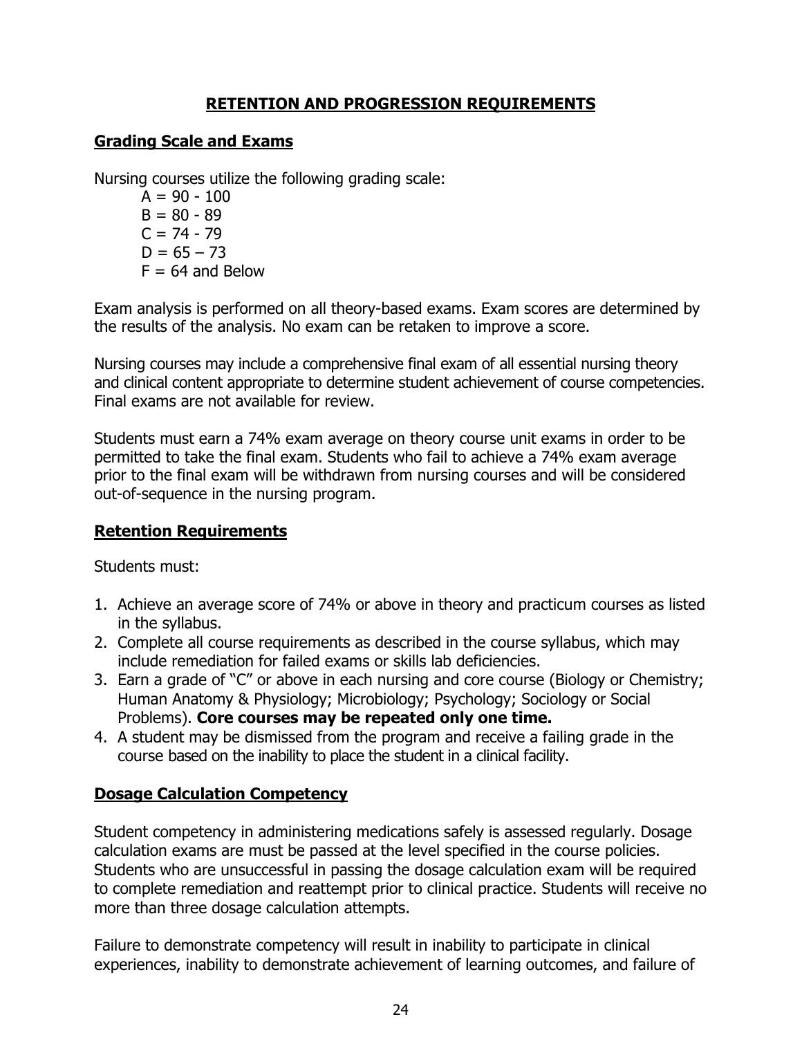## RETENTION AND PROGRESSION REQUIREMENTS

### Grading Scale and Exams

Nursing courses utilize the following grading scale:

A = 90 - 100
B = 80 - 89
C = 74 - 79
D = 65 – 73
F = 64 and Below

Exam analysis is performed on all theory-based exams. Exam scores are determined by the results of the analysis. No exam can be retaken to improve a score.

Nursing courses may include a comprehensive final exam of all essential nursing theory and clinical content appropriate to determine student achievement of course competencies. Final exams are not available for review.

Students must earn a 74% exam average on theory course unit exams in order to be permitted to take the final exam. Students who fail to achieve a 74% exam average prior to the final exam will be withdrawn from nursing courses and will be considered out-of-sequence in the nursing program.

### Retention Requirements

Students must:

1. Achieve an average score of 74% or above in theory and practicum courses as listed in the syllabus.
2. Complete all course requirements as described in the course syllabus, which may include remediation for failed exams or skills lab deficiencies.
3. Earn a grade of "C" or above in each nursing and core course (Biology or Chemistry; Human Anatomy & Physiology; Microbiology; Psychology; Sociology or Social Problems). **Core courses may be repeated only one time.**
4. A student may be dismissed from the program and receive a failing grade in the course based on the inability to place the student in a clinical facility.

### Dosage Calculation Competency

Student competency in administering medications safely is assessed regularly. Dosage calculation exams are must be passed at the level specified in the course policies. Students who are unsuccessful in passing the dosage calculation exam will be required to complete remediation and reattempt prior to clinical practice. Students will receive no more than three dosage calculation attempts.

Failure to demonstrate competency will result in inability to participate in clinical experiences, inability to demonstrate achievement of learning outcomes, and failure of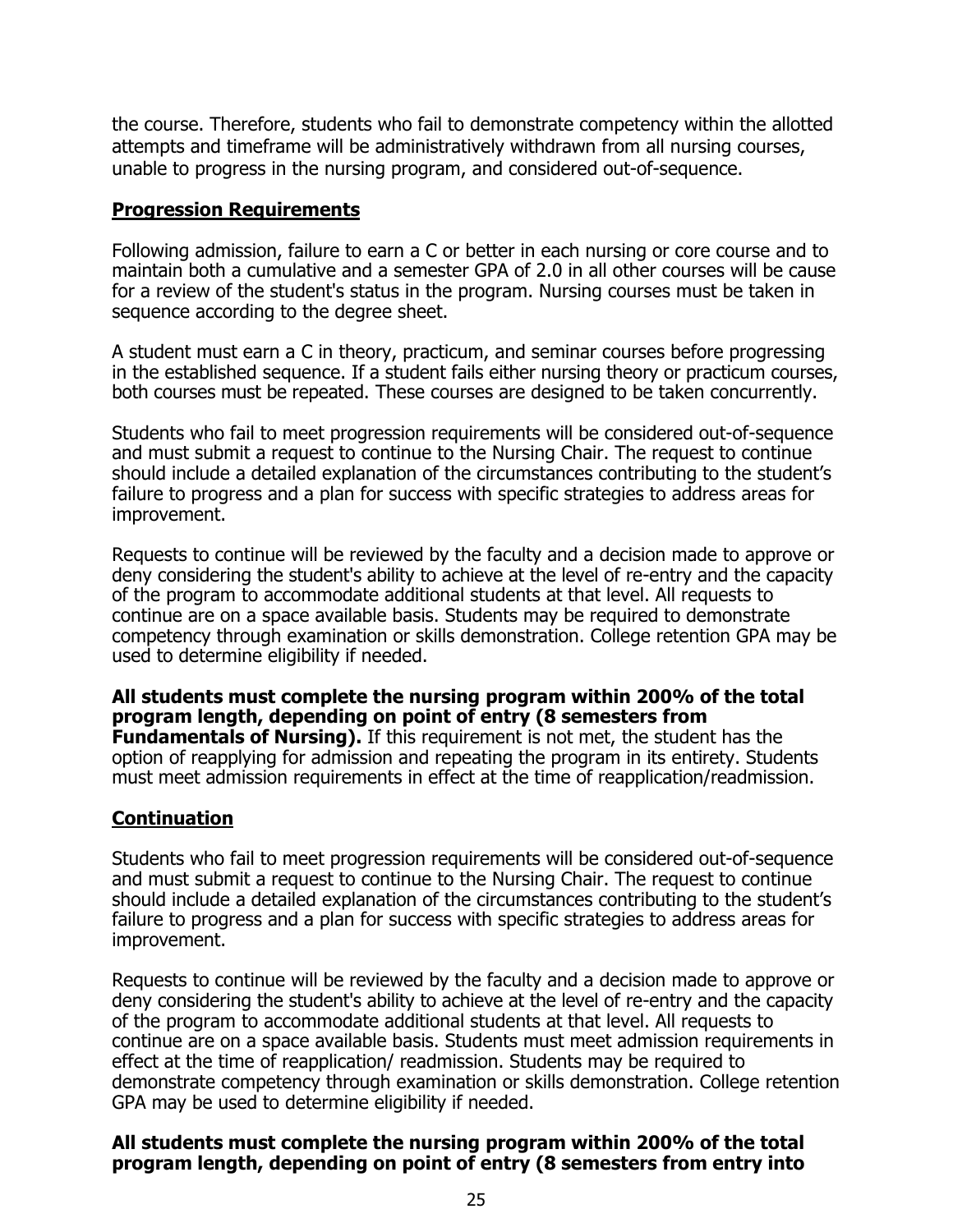the course. Therefore, students who fail to demonstrate competency within the allotted attempts and timeframe will be administratively withdrawn from all nursing courses, unable to progress in the nursing program, and considered out-of-sequence.

## Progression Requirements

Following admission, failure to earn a C or better in each nursing or core course and to maintain both a cumulative and a semester GPA of 2.0 in all other courses will be cause for a review of the student's status in the program. Nursing courses must be taken in sequence according to the degree sheet.

A student must earn a C in theory, practicum, and seminar courses before progressing in the established sequence. If a student fails either nursing theory or practicum courses, both courses must be repeated. These courses are designed to be taken concurrently.

Students who fail to meet progression requirements will be considered out-of-sequence and must submit a request to continue to the Nursing Chair. The request to continue should include a detailed explanation of the circumstances contributing to the student's failure to progress and a plan for success with specific strategies to address areas for improvement.

Requests to continue will be reviewed by the faculty and a decision made to approve or deny considering the student's ability to achieve at the level of re-entry and the capacity of the program to accommodate additional students at that level. All requests to continue are on a space available basis. Students may be required to demonstrate competency through examination or skills demonstration. College retention GPA may be used to determine eligibility if needed.

**All students must complete the nursing program within 200% of the total program length, depending on point of entry (8 semesters from Fundamentals of Nursing).** If this requirement is not met, the student has the option of reapplying for admission and repeating the program in its entirety. Students must meet admission requirements in effect at the time of reapplication/readmission.

## Continuation

Students who fail to meet progression requirements will be considered out-of-sequence and must submit a request to continue to the Nursing Chair. The request to continue should include a detailed explanation of the circumstances contributing to the student's failure to progress and a plan for success with specific strategies to address areas for improvement.

Requests to continue will be reviewed by the faculty and a decision made to approve or deny considering the student's ability to achieve at the level of re-entry and the capacity of the program to accommodate additional students at that level. All requests to continue are on a space available basis. Students must meet admission requirements in effect at the time of reapplication/ readmission. Students may be required to demonstrate competency through examination or skills demonstration. College retention GPA may be used to determine eligibility if needed.

**All students must complete the nursing program within 200% of the total program length, depending on point of entry (8 semesters from entry into**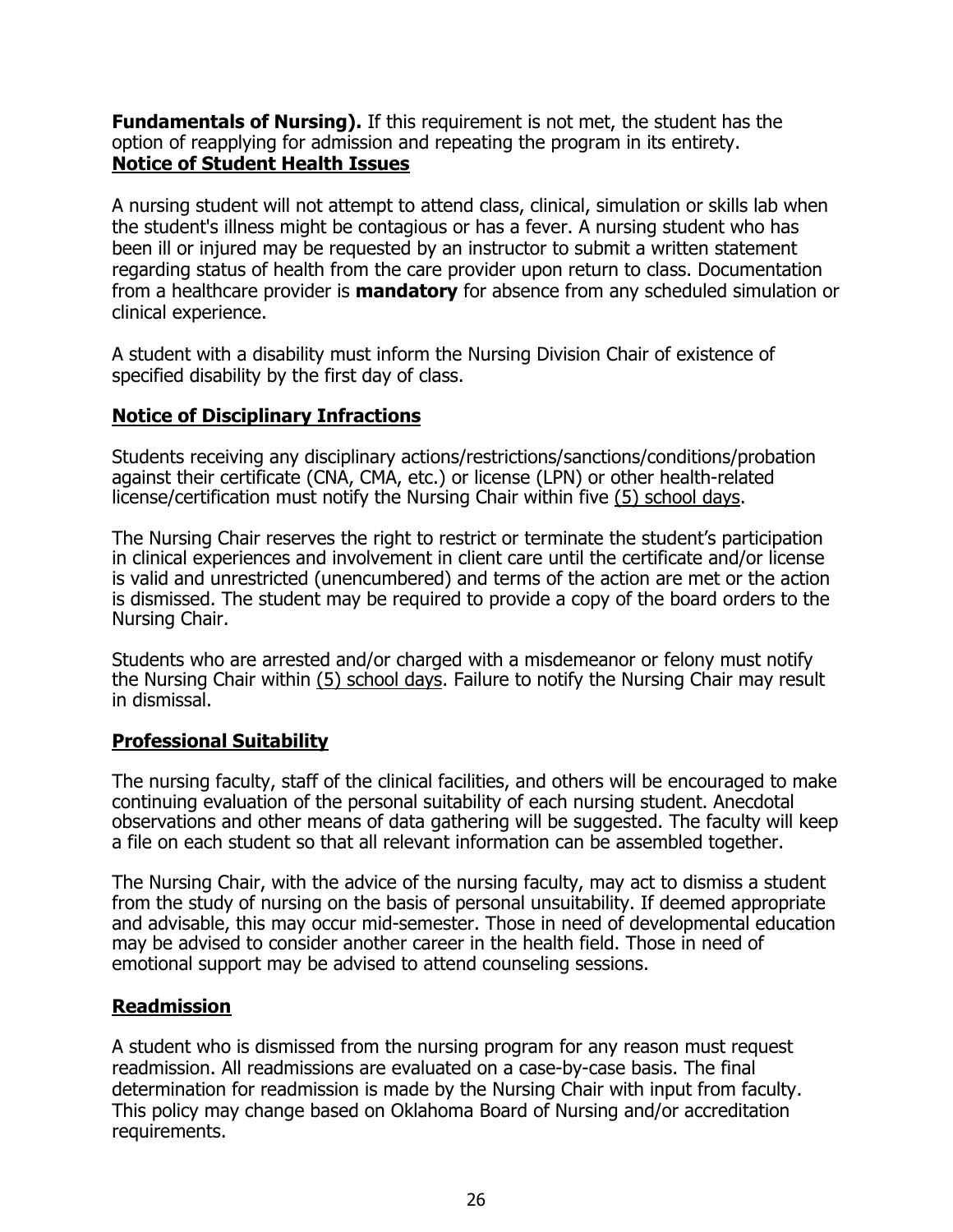**Fundamentals of Nursing).** If this requirement is not met, the student has the option of reapplying for admission and repeating the program in its entirety.

## Notice of Student Health Issues

A nursing student will not attempt to attend class, clinical, simulation or skills lab when the student's illness might be contagious or has a fever. A nursing student who has been ill or injured may be requested by an instructor to submit a written statement regarding status of health from the care provider upon return to class. Documentation from a healthcare provider is **mandatory** for absence from any scheduled simulation or clinical experience.

A student with a disability must inform the Nursing Division Chair of existence of specified disability by the first day of class.

## Notice of Disciplinary Infractions

Students receiving any disciplinary actions/restrictions/sanctions/conditions/probation against their certificate (CNA, CMA, etc.) or license (LPN) or other health-related license/certification must notify the Nursing Chair within five (5) school days.

The Nursing Chair reserves the right to restrict or terminate the student's participation in clinical experiences and involvement in client care until the certificate and/or license is valid and unrestricted (unencumbered) and terms of the action are met or the action is dismissed. The student may be required to provide a copy of the board orders to the Nursing Chair.

Students who are arrested and/or charged with a misdemeanor or felony must notify the Nursing Chair within (5) school days. Failure to notify the Nursing Chair may result in dismissal.

## Professional Suitability

The nursing faculty, staff of the clinical facilities, and others will be encouraged to make continuing evaluation of the personal suitability of each nursing student. Anecdotal observations and other means of data gathering will be suggested. The faculty will keep a file on each student so that all relevant information can be assembled together.

The Nursing Chair, with the advice of the nursing faculty, may act to dismiss a student from the study of nursing on the basis of personal unsuitability. If deemed appropriate and advisable, this may occur mid-semester. Those in need of developmental education may be advised to consider another career in the health field. Those in need of emotional support may be advised to attend counseling sessions.

## Readmission

A student who is dismissed from the nursing program for any reason must request readmission. All readmissions are evaluated on a case-by-case basis. The final determination for readmission is made by the Nursing Chair with input from faculty. This policy may change based on Oklahoma Board of Nursing and/or accreditation requirements.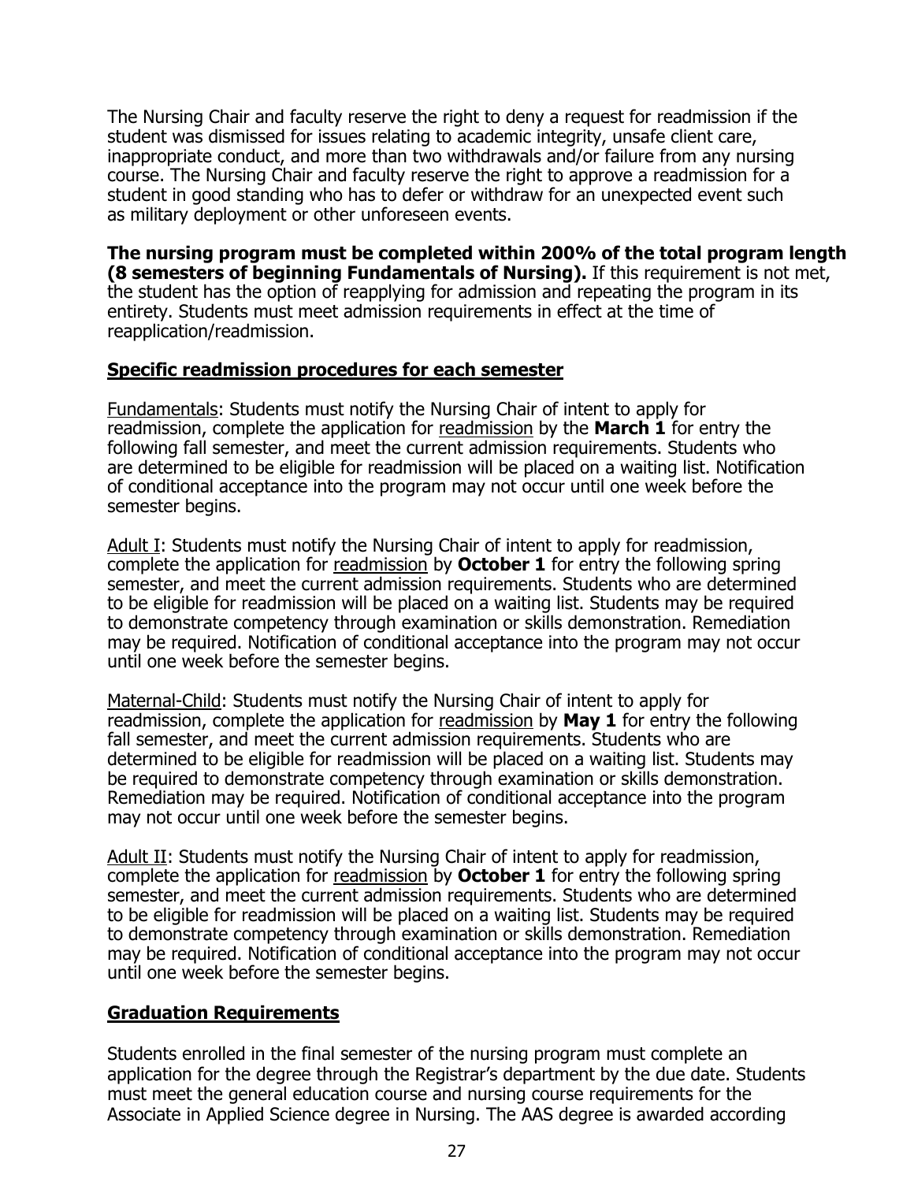The Nursing Chair and faculty reserve the right to deny a request for readmission if the student was dismissed for issues relating to academic integrity, unsafe client care, inappropriate conduct, and more than two withdrawals and/or failure from any nursing course. The Nursing Chair and faculty reserve the right to approve a readmission for a student in good standing who has to defer or withdraw for an unexpected event such as military deployment or other unforeseen events.

**The nursing program must be completed within 200% of the total program length (8 semesters of beginning Fundamentals of Nursing).** If this requirement is not met, the student has the option of reapplying for admission and repeating the program in its entirety. Students must meet admission requirements in effect at the time of reapplication/readmission.

## Specific readmission procedures for each semester

Fundamentals: Students must notify the Nursing Chair of intent to apply for readmission, complete the application for readmission by the **March 1** for entry the following fall semester, and meet the current admission requirements. Students who are determined to be eligible for readmission will be placed on a waiting list. Notification of conditional acceptance into the program may not occur until one week before the semester begins.

Adult I: Students must notify the Nursing Chair of intent to apply for readmission, complete the application for readmission by **October 1** for entry the following spring semester, and meet the current admission requirements. Students who are determined to be eligible for readmission will be placed on a waiting list. Students may be required to demonstrate competency through examination or skills demonstration. Remediation may be required. Notification of conditional acceptance into the program may not occur until one week before the semester begins.

Maternal-Child: Students must notify the Nursing Chair of intent to apply for readmission, complete the application for readmission by **May 1** for entry the following fall semester, and meet the current admission requirements. Students who are determined to be eligible for readmission will be placed on a waiting list. Students may be required to demonstrate competency through examination or skills demonstration. Remediation may be required. Notification of conditional acceptance into the program may not occur until one week before the semester begins.

Adult II: Students must notify the Nursing Chair of intent to apply for readmission, complete the application for readmission by **October 1** for entry the following spring semester, and meet the current admission requirements. Students who are determined to be eligible for readmission will be placed on a waiting list. Students may be required to demonstrate competency through examination or skills demonstration. Remediation may be required. Notification of conditional acceptance into the program may not occur until one week before the semester begins.

## Graduation Requirements

Students enrolled in the final semester of the nursing program must complete an application for the degree through the Registrar's department by the due date. Students must meet the general education course and nursing course requirements for the Associate in Applied Science degree in Nursing. The AAS degree is awarded according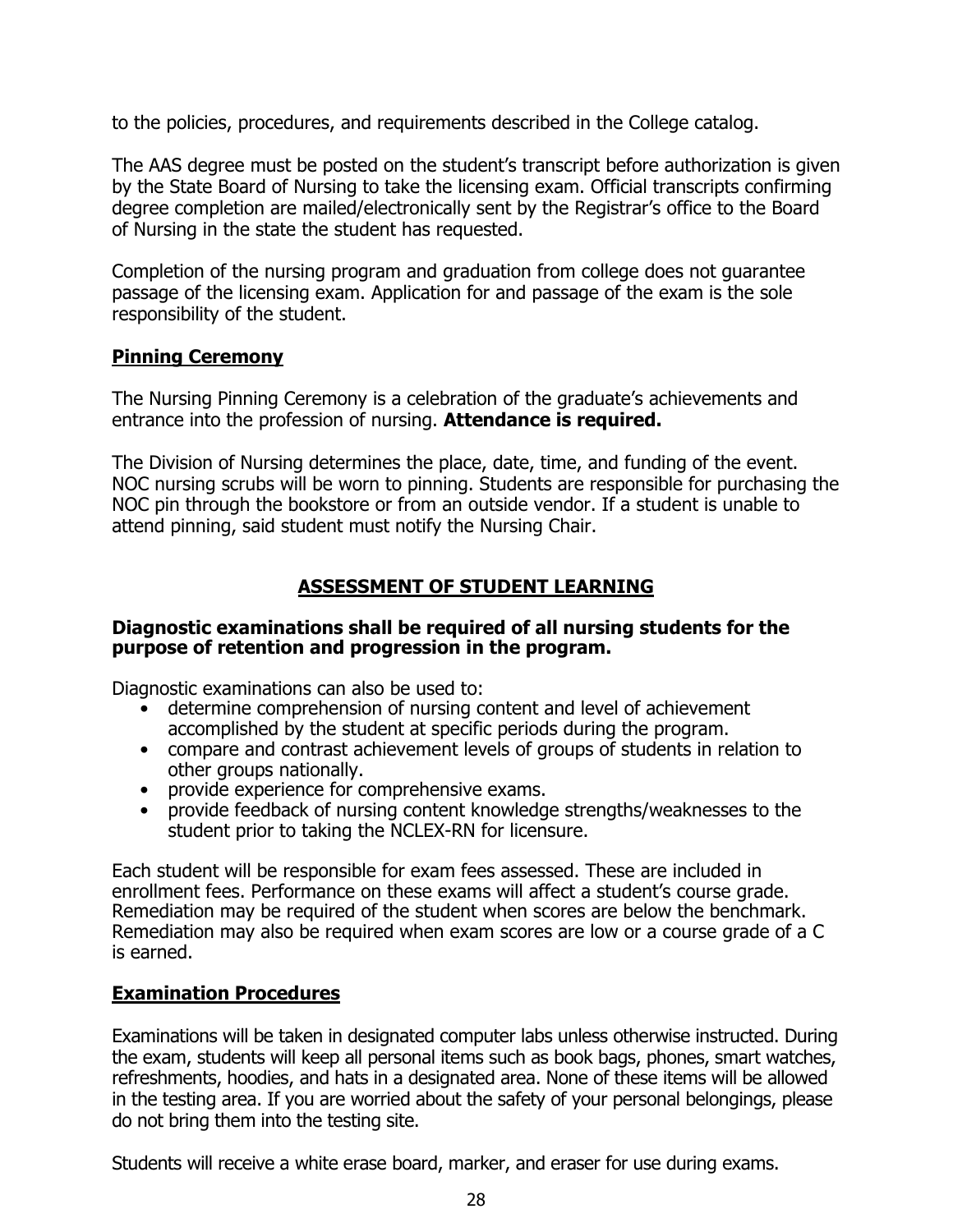to the policies, procedures, and requirements described in the College catalog.

The AAS degree must be posted on the student's transcript before authorization is given by the State Board of Nursing to take the licensing exam. Official transcripts confirming degree completion are mailed/electronically sent by the Registrar's office to the Board of Nursing in the state the student has requested.

Completion of the nursing program and graduation from college does not guarantee passage of the licensing exam. Application for and passage of the exam is the sole responsibility of the student.

## Pinning Ceremony

The Nursing Pinning Ceremony is a celebration of the graduate's achievements and entrance into the profession of nursing. **Attendance is required.**

The Division of Nursing determines the place, date, time, and funding of the event. NOC nursing scrubs will be worn to pinning. Students are responsible for purchasing the NOC pin through the bookstore or from an outside vendor. If a student is unable to attend pinning, said student must notify the Nursing Chair.

# ASSESSMENT OF STUDENT LEARNING

**Diagnostic examinations shall be required of all nursing students for the purpose of retention and progression in the program.**

Diagnostic examinations can also be used to:

- determine comprehension of nursing content and level of achievement accomplished by the student at specific periods during the program.
- compare and contrast achievement levels of groups of students in relation to other groups nationally.
- provide experience for comprehensive exams.
- provide feedback of nursing content knowledge strengths/weaknesses to the student prior to taking the NCLEX-RN for licensure.

Each student will be responsible for exam fees assessed. These are included in enrollment fees. Performance on these exams will affect a student's course grade. Remediation may be required of the student when scores are below the benchmark. Remediation may also be required when exam scores are low or a course grade of a C is earned.

## Examination Procedures

Examinations will be taken in designated computer labs unless otherwise instructed. During the exam, students will keep all personal items such as book bags, phones, smart watches, refreshments, hoodies, and hats in a designated area. None of these items will be allowed in the testing area. If you are worried about the safety of your personal belongings, please do not bring them into the testing site.

Students will receive a white erase board, marker, and eraser for use during exams.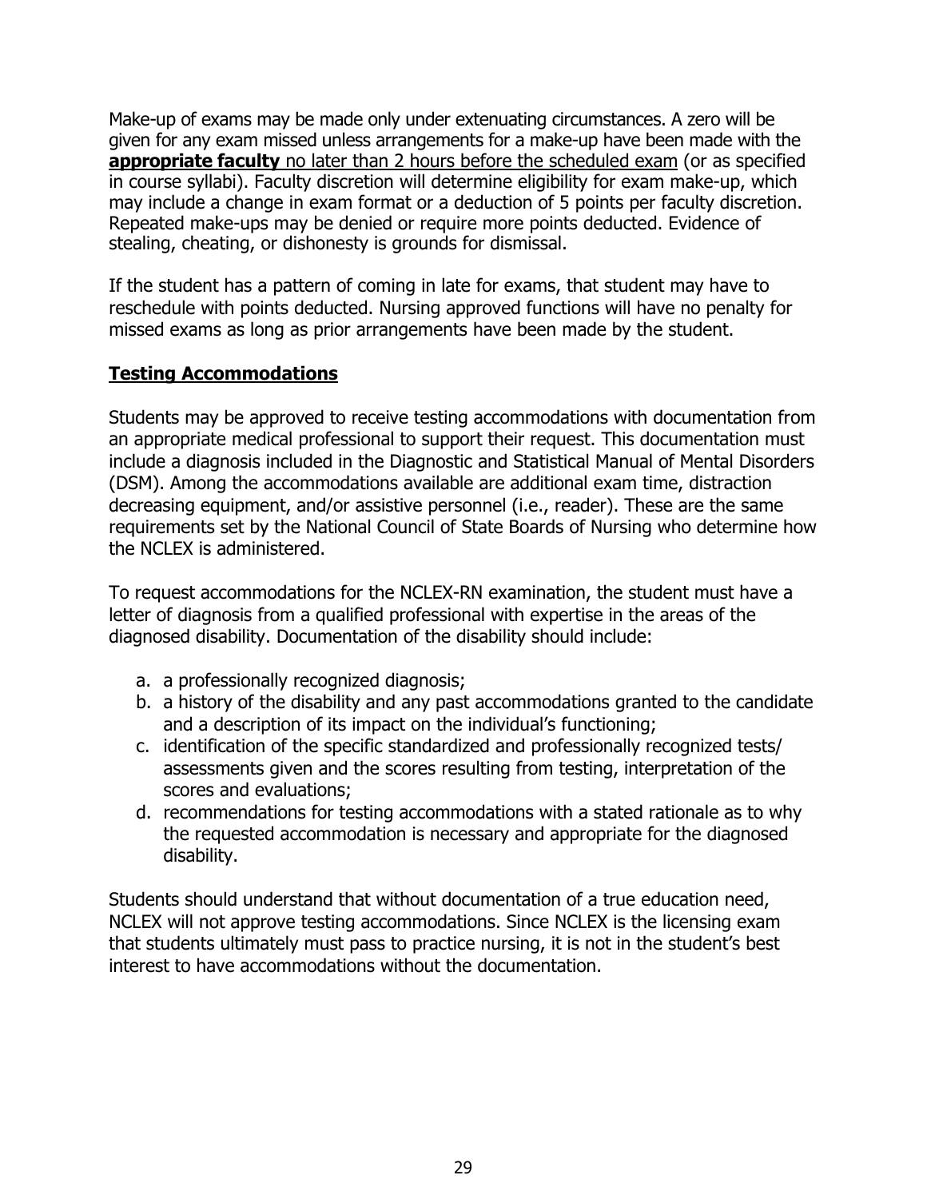Make-up of exams may be made only under extenuating circumstances. A zero will be given for any exam missed unless arrangements for a make-up have been made with the **appropriate faculty** no later than 2 hours before the scheduled exam (or as specified in course syllabi). Faculty discretion will determine eligibility for exam make-up, which may include a change in exam format or a deduction of 5 points per faculty discretion. Repeated make-ups may be denied or require more points deducted. Evidence of stealing, cheating, or dishonesty is grounds for dismissal.

If the student has a pattern of coming in late for exams, that student may have to reschedule with points deducted. Nursing approved functions will have no penalty for missed exams as long as prior arrangements have been made by the student.

## Testing Accommodations

Students may be approved to receive testing accommodations with documentation from an appropriate medical professional to support their request. This documentation must include a diagnosis included in the Diagnostic and Statistical Manual of Mental Disorders (DSM). Among the accommodations available are additional exam time, distraction decreasing equipment, and/or assistive personnel (i.e., reader). These are the same requirements set by the National Council of State Boards of Nursing who determine how the NCLEX is administered.

To request accommodations for the NCLEX-RN examination, the student must have a letter of diagnosis from a qualified professional with expertise in the areas of the diagnosed disability. Documentation of the disability should include:

a. a professionally recognized diagnosis;
b. a history of the disability and any past accommodations granted to the candidate and a description of its impact on the individual's functioning;
c. identification of the specific standardized and professionally recognized tests/ assessments given and the scores resulting from testing, interpretation of the scores and evaluations;
d. recommendations for testing accommodations with a stated rationale as to why the requested accommodation is necessary and appropriate for the diagnosed disability.

Students should understand that without documentation of a true education need, NCLEX will not approve testing accommodations. Since NCLEX is the licensing exam that students ultimately must pass to practice nursing, it is not in the student's best interest to have accommodations without the documentation.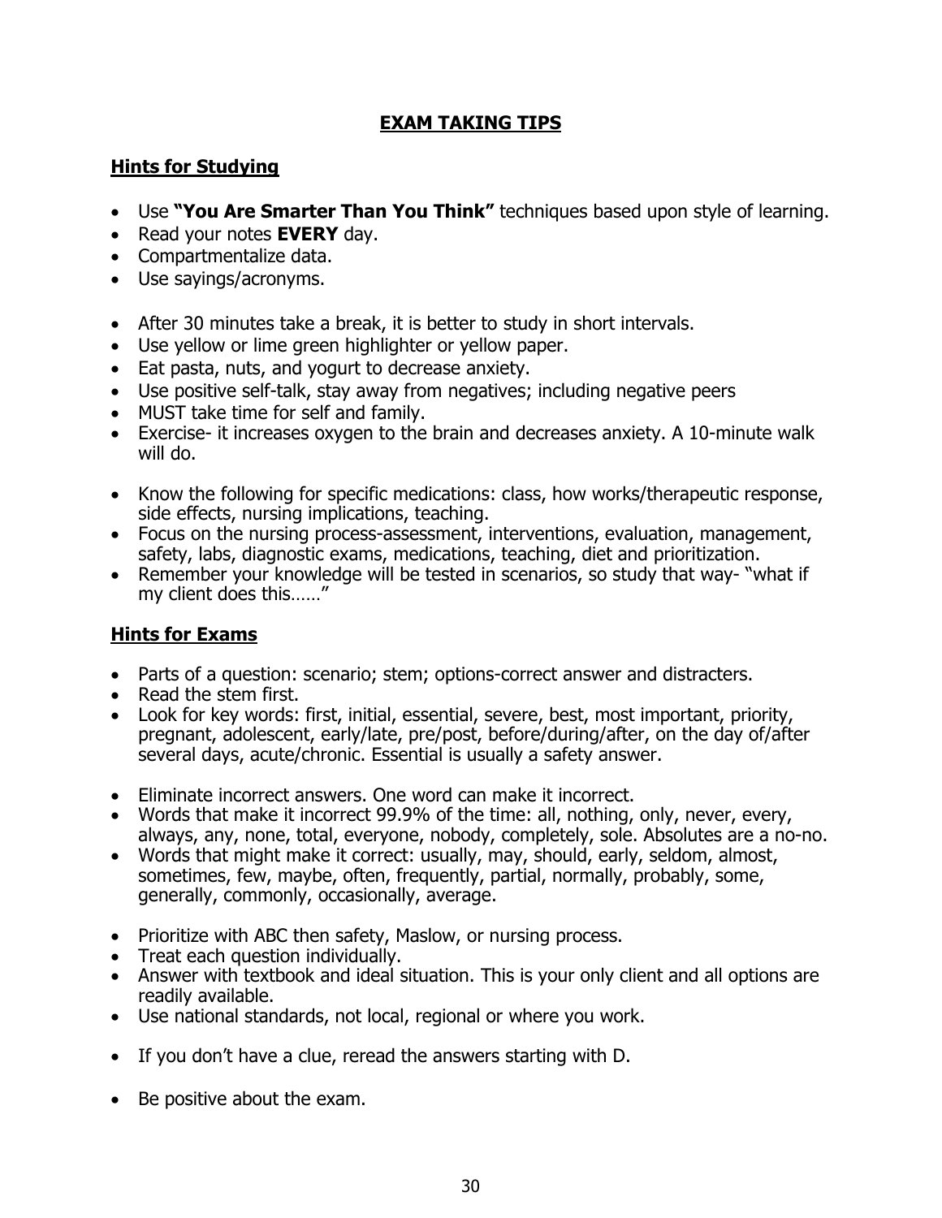# EXAM TAKING TIPS

## Hints for Studying

- Use **"You Are Smarter Than You Think"** techniques based upon style of learning.
- Read your notes **EVERY** day.
- Compartmentalize data.
- Use sayings/acronyms.

- After 30 minutes take a break, it is better to study in short intervals.
- Use yellow or lime green highlighter or yellow paper.
- Eat pasta, nuts, and yogurt to decrease anxiety.
- Use positive self-talk, stay away from negatives; including negative peers
- MUST take time for self and family.
- Exercise- it increases oxygen to the brain and decreases anxiety. A 10-minute walk will do.

- Know the following for specific medications: class, how works/therapeutic response, side effects, nursing implications, teaching.
- Focus on the nursing process-assessment, interventions, evaluation, management, safety, labs, diagnostic exams, medications, teaching, diet and prioritization.
- Remember your knowledge will be tested in scenarios, so study that way- "what if my client does this……"

## Hints for Exams

- Parts of a question: scenario; stem; options-correct answer and distracters.
- Read the stem first.
- Look for key words: first, initial, essential, severe, best, most important, priority, pregnant, adolescent, early/late, pre/post, before/during/after, on the day of/after several days, acute/chronic. Essential is usually a safety answer.

- Eliminate incorrect answers. One word can make it incorrect.
- Words that make it incorrect 99.9% of the time: all, nothing, only, never, every, always, any, none, total, everyone, nobody, completely, sole. Absolutes are a no-no.
- Words that might make it correct: usually, may, should, early, seldom, almost, sometimes, few, maybe, often, frequently, partial, normally, probably, some, generally, commonly, occasionally, average.

- Prioritize with ABC then safety, Maslow, or nursing process.
- Treat each question individually.
- Answer with textbook and ideal situation. This is your only client and all options are readily available.
- Use national standards, not local, regional or where you work.

- If you don't have a clue, reread the answers starting with D.

- Be positive about the exam.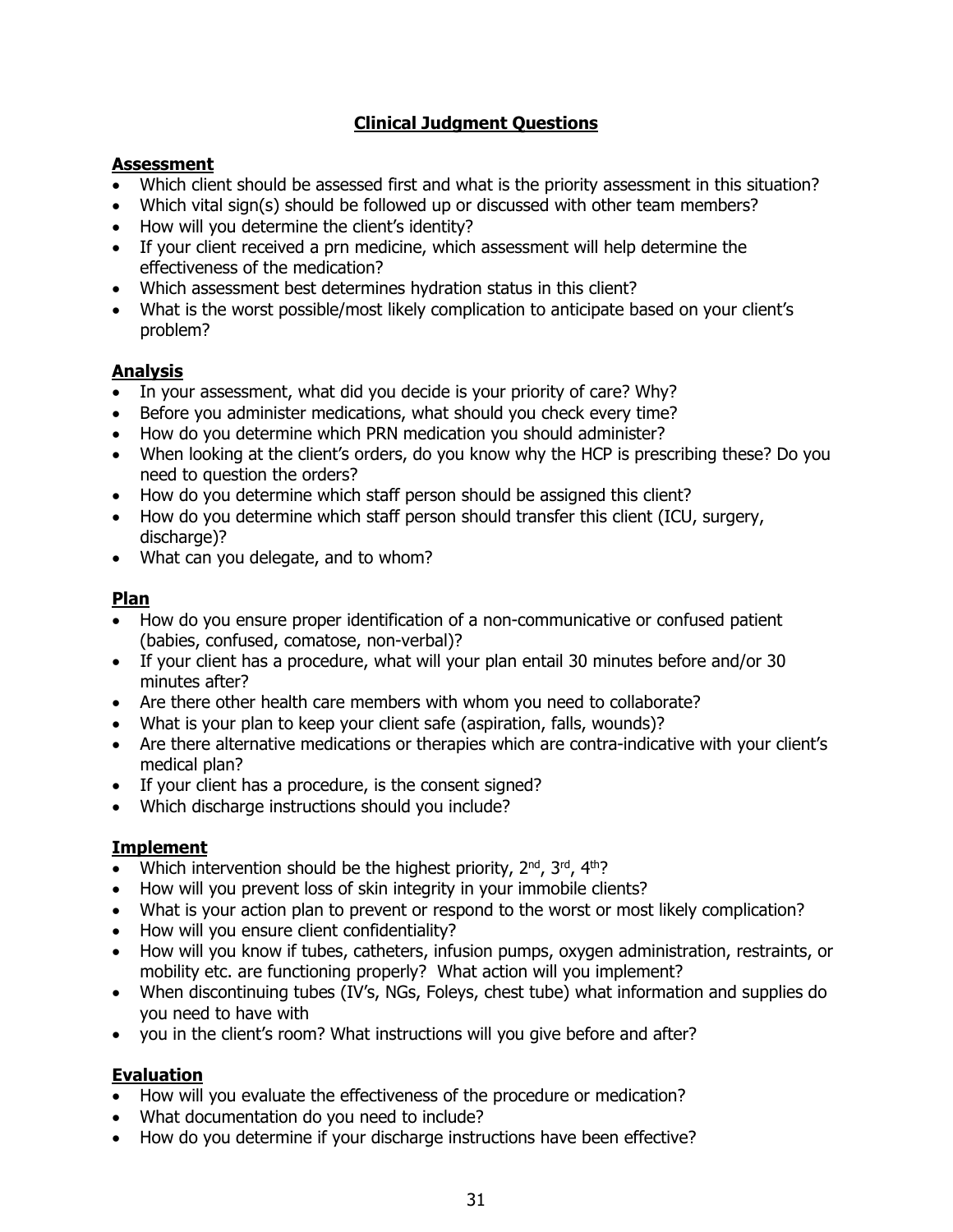## Clinical Judgment Questions

### Assessment

- Which client should be assessed first and what is the priority assessment in this situation?
- Which vital sign(s) should be followed up or discussed with other team members?
- How will you determine the client's identity?
- If your client received a prn medicine, which assessment will help determine the effectiveness of the medication?
- Which assessment best determines hydration status in this client?
- What is the worst possible/most likely complication to anticipate based on your client's problem?

### Analysis

- In your assessment, what did you decide is your priority of care? Why?
- Before you administer medications, what should you check every time?
- How do you determine which PRN medication you should administer?
- When looking at the client's orders, do you know why the HCP is prescribing these? Do you need to question the orders?
- How do you determine which staff person should be assigned this client?
- How do you determine which staff person should transfer this client (ICU, surgery, discharge)?
- What can you delegate, and to whom?

### Plan

- How do you ensure proper identification of a non-communicative or confused patient (babies, confused, comatose, non-verbal)?
- If your client has a procedure, what will your plan entail 30 minutes before and/or 30 minutes after?
- Are there other health care members with whom you need to collaborate?
- What is your plan to keep your client safe (aspiration, falls, wounds)?
- Are there alternative medications or therapies which are contra-indicative with your client's medical plan?
- If your client has a procedure, is the consent signed?
- Which discharge instructions should you include?

### Implement

- Which intervention should be the highest priority, 2nd, 3rd, 4th?
- How will you prevent loss of skin integrity in your immobile clients?
- What is your action plan to prevent or respond to the worst or most likely complication?
- How will you ensure client confidentiality?
- How will you know if tubes, catheters, infusion pumps, oxygen administration, restraints, or mobility etc. are functioning properly? What action will you implement?
- When discontinuing tubes (IV's, NGs, Foleys, chest tube) what information and supplies do you need to have with
- you in the client's room? What instructions will you give before and after?

### Evaluation

- How will you evaluate the effectiveness of the procedure or medication?
- What documentation do you need to include?
- How do you determine if your discharge instructions have been effective?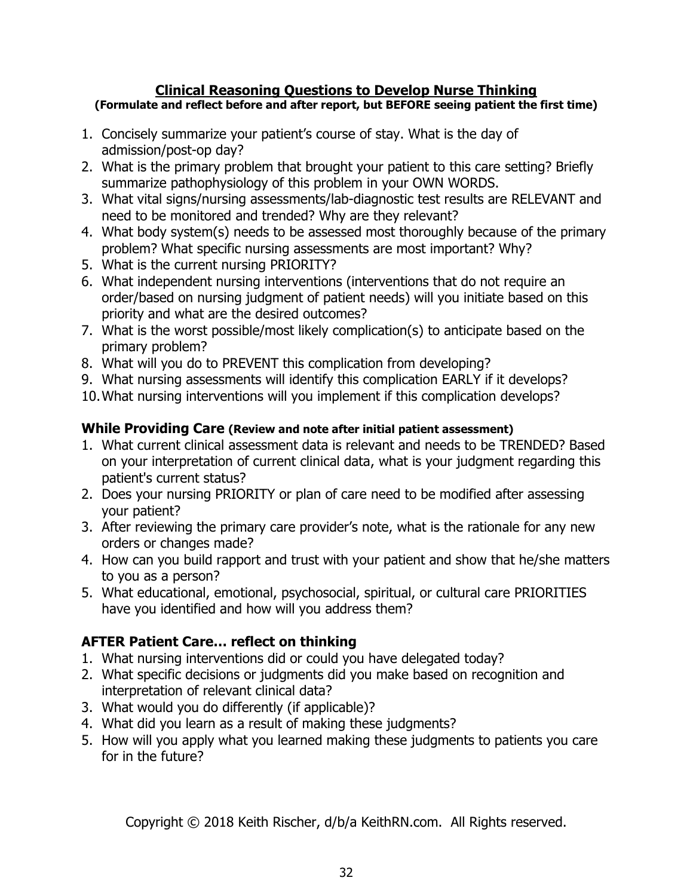## Clinical Reasoning Questions to Develop Nurse Thinking

**(Formulate and reflect before and after report, but BEFORE seeing patient the first time)**

1. Concisely summarize your patient's course of stay. What is the day of admission/post-op day?
2. What is the primary problem that brought your patient to this care setting? Briefly summarize pathophysiology of this problem in your OWN WORDS.
3. What vital signs/nursing assessments/lab-diagnostic test results are RELEVANT and need to be monitored and trended? Why are they relevant?
4. What body system(s) needs to be assessed most thoroughly because of the primary problem? What specific nursing assessments are most important? Why?
5. What is the current nursing PRIORITY?
6. What independent nursing interventions (interventions that do not require an order/based on nursing judgment of patient needs) will you initiate based on this priority and what are the desired outcomes?
7. What is the worst possible/most likely complication(s) to anticipate based on the primary problem?
8. What will you do to PREVENT this complication from developing?
9. What nursing assessments will identify this complication EARLY if it develops?
10. What nursing interventions will you implement if this complication develops?

### While Providing Care (Review and note after initial patient assessment)

1. What current clinical assessment data is relevant and needs to be TRENDED? Based on your interpretation of current clinical data, what is your judgment regarding this patient's current status?
2. Does your nursing PRIORITY or plan of care need to be modified after assessing your patient?
3. After reviewing the primary care provider's note, what is the rationale for any new orders or changes made?
4. How can you build rapport and trust with your patient and show that he/she matters to you as a person?
5. What educational, emotional, psychosocial, spiritual, or cultural care PRIORITIES have you identified and how will you address them?

### AFTER Patient Care… reflect on thinking

1. What nursing interventions did or could you have delegated today?
2. What specific decisions or judgments did you make based on recognition and interpretation of relevant clinical data?
3. What would you do differently (if applicable)?
4. What did you learn as a result of making these judgments?
5. How will you apply what you learned making these judgments to patients you care for in the future?

Copyright © 2018 Keith Rischer, d/b/a KeithRN.com. All Rights reserved.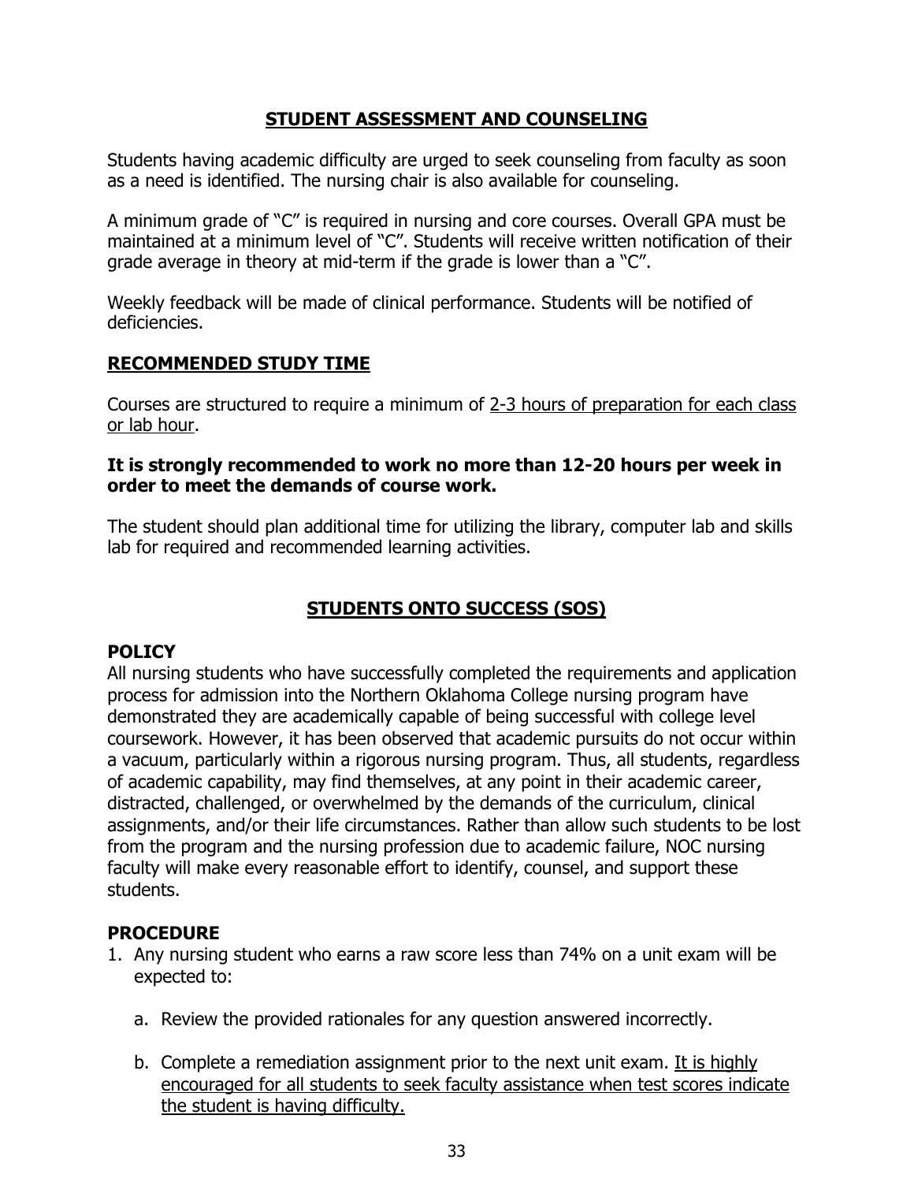## STUDENT ASSESSMENT AND COUNSELING

Students having academic difficulty are urged to seek counseling from faculty as soon as a need is identified. The nursing chair is also available for counseling.

A minimum grade of "C" is required in nursing and core courses. Overall GPA must be maintained at a minimum level of "C". Students will receive written notification of their grade average in theory at mid-term if the grade is lower than a "C".

Weekly feedback will be made of clinical performance. Students will be notified of deficiencies.

## RECOMMENDED STUDY TIME

Courses are structured to require a minimum of 2-3 hours of preparation for each class or lab hour.

**It is strongly recommended to work no more than 12-20 hours per week in order to meet the demands of course work.**

The student should plan additional time for utilizing the library, computer lab and skills lab for required and recommended learning activities.

## STUDENTS ONTO SUCCESS (SOS)

### POLICY

All nursing students who have successfully completed the requirements and application process for admission into the Northern Oklahoma College nursing program have demonstrated they are academically capable of being successful with college level coursework. However, it has been observed that academic pursuits do not occur within a vacuum, particularly within a rigorous nursing program. Thus, all students, regardless of academic capability, may find themselves, at any point in their academic career, distracted, challenged, or overwhelmed by the demands of the curriculum, clinical assignments, and/or their life circumstances. Rather than allow such students to be lost from the program and the nursing profession due to academic failure, NOC nursing faculty will make every reasonable effort to identify, counsel, and support these students.

### PROCEDURE

1. Any nursing student who earns a raw score less than 74% on a unit exam will be expected to:

   a. Review the provided rationales for any question answered incorrectly.

   b. Complete a remediation assignment prior to the next unit exam. It is highly encouraged for all students to seek faculty assistance when test scores indicate the student is having difficulty.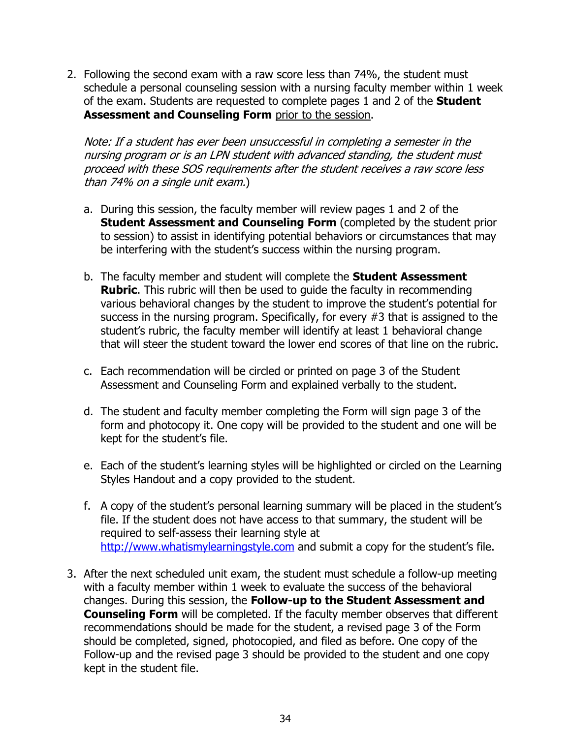2. Following the second exam with a raw score less than 74%, the student must schedule a personal counseling session with a nursing faculty member within 1 week of the exam. Students are requested to complete pages 1 and 2 of the **Student Assessment and Counseling Form** <u>prior to the session</u>.

   *Note: If a student has ever been unsuccessful in completing a semester in the nursing program or is an LPN student with advanced standing, the student must proceed with these SOS requirements after the student receives a raw score less than 74% on a single unit exam.*)

   a. During this session, the faculty member will review pages 1 and 2 of the **Student Assessment and Counseling Form** (completed by the student prior to session) to assist in identifying potential behaviors or circumstances that may be interfering with the student's success within the nursing program.

   b. The faculty member and student will complete the **Student Assessment Rubric**. This rubric will then be used to guide the faculty in recommending various behavioral changes by the student to improve the student's potential for success in the nursing program. Specifically, for every #3 that is assigned to the student's rubric, the faculty member will identify at least 1 behavioral change that will steer the student toward the lower end scores of that line on the rubric.

   c. Each recommendation will be circled or printed on page 3 of the Student Assessment and Counseling Form and explained verbally to the student.

   d. The student and faculty member completing the Form will sign page 3 of the form and photocopy it. One copy will be provided to the student and one will be kept for the student's file.

   e. Each of the student's learning styles will be highlighted or circled on the Learning Styles Handout and a copy provided to the student.

   f. A copy of the student's personal learning summary will be placed in the student's file. If the student does not have access to that summary, the student will be required to self-assess their learning style at http://www.whatismylearningstyle.com and submit a copy for the student's file.

3. After the next scheduled unit exam, the student must schedule a follow-up meeting with a faculty member within 1 week to evaluate the success of the behavioral changes. During this session, the **Follow-up to the Student Assessment and Counseling Form** will be completed. If the faculty member observes that different recommendations should be made for the student, a revised page 3 of the Form should be completed, signed, photocopied, and filed as before. One copy of the Follow-up and the revised page 3 should be provided to the student and one copy kept in the student file.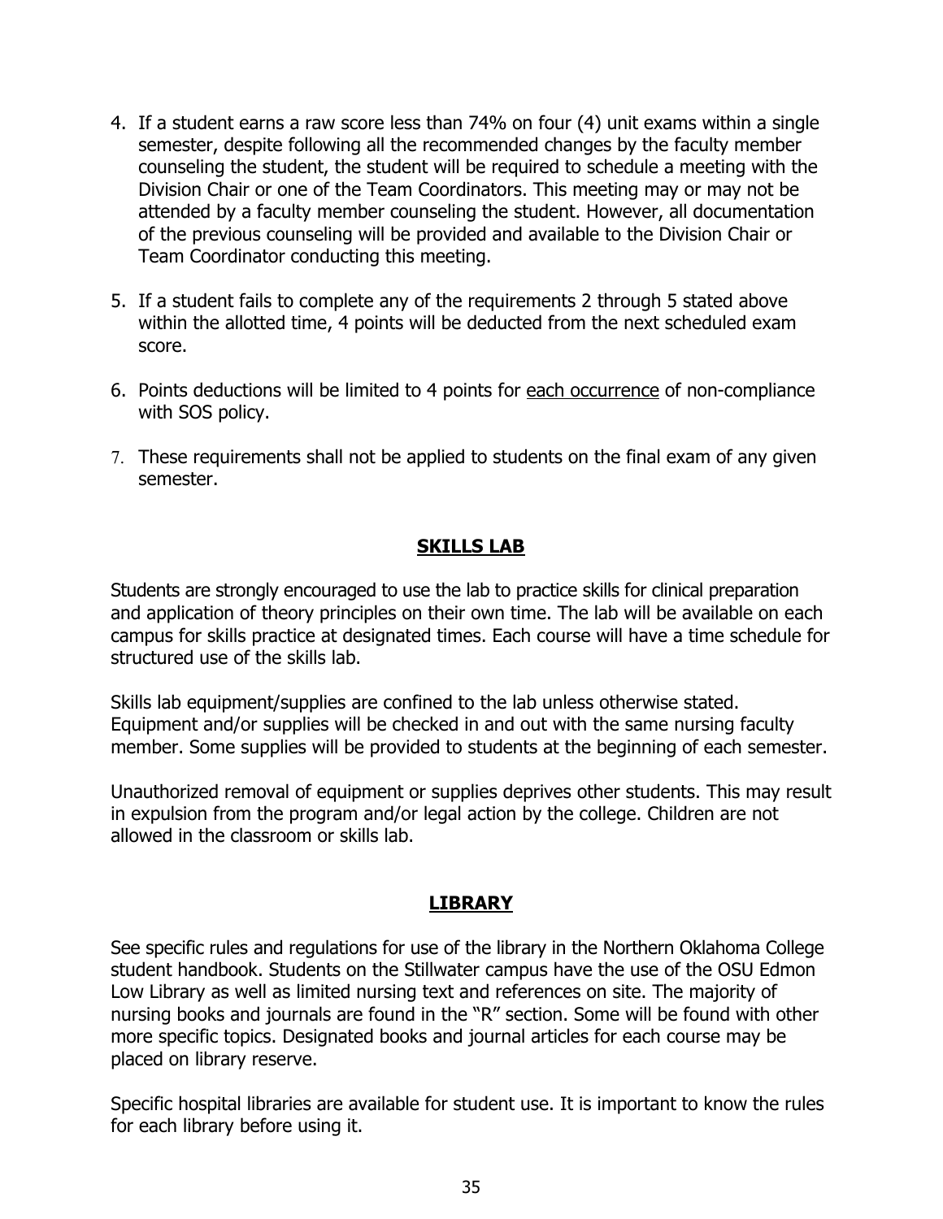4. If a student earns a raw score less than 74% on four (4) unit exams within a single semester, despite following all the recommended changes by the faculty member counseling the student, the student will be required to schedule a meeting with the Division Chair or one of the Team Coordinators. This meeting may or may not be attended by a faculty member counseling the student. However, all documentation of the previous counseling will be provided and available to the Division Chair or Team Coordinator conducting this meeting.

5. If a student fails to complete any of the requirements 2 through 5 stated above within the allotted time, 4 points will be deducted from the next scheduled exam score.

6. Points deductions will be limited to 4 points for <u>each occurrence</u> of non-compliance with SOS policy.

7. These requirements shall not be applied to students on the final exam of any given semester.

## SKILLS LAB

Students are strongly encouraged to use the lab to practice skills for clinical preparation and application of theory principles on their own time. The lab will be available on each campus for skills practice at designated times. Each course will have a time schedule for structured use of the skills lab.

Skills lab equipment/supplies are confined to the lab unless otherwise stated. Equipment and/or supplies will be checked in and out with the same nursing faculty member. Some supplies will be provided to students at the beginning of each semester.

Unauthorized removal of equipment or supplies deprives other students. This may result in expulsion from the program and/or legal action by the college. Children are not allowed in the classroom or skills lab.

## LIBRARY

See specific rules and regulations for use of the library in the Northern Oklahoma College student handbook. Students on the Stillwater campus have the use of the OSU Edmon Low Library as well as limited nursing text and references on site. The majority of nursing books and journals are found in the "R" section. Some will be found with other more specific topics. Designated books and journal articles for each course may be placed on library reserve.

Specific hospital libraries are available for student use. It is important to know the rules for each library before using it.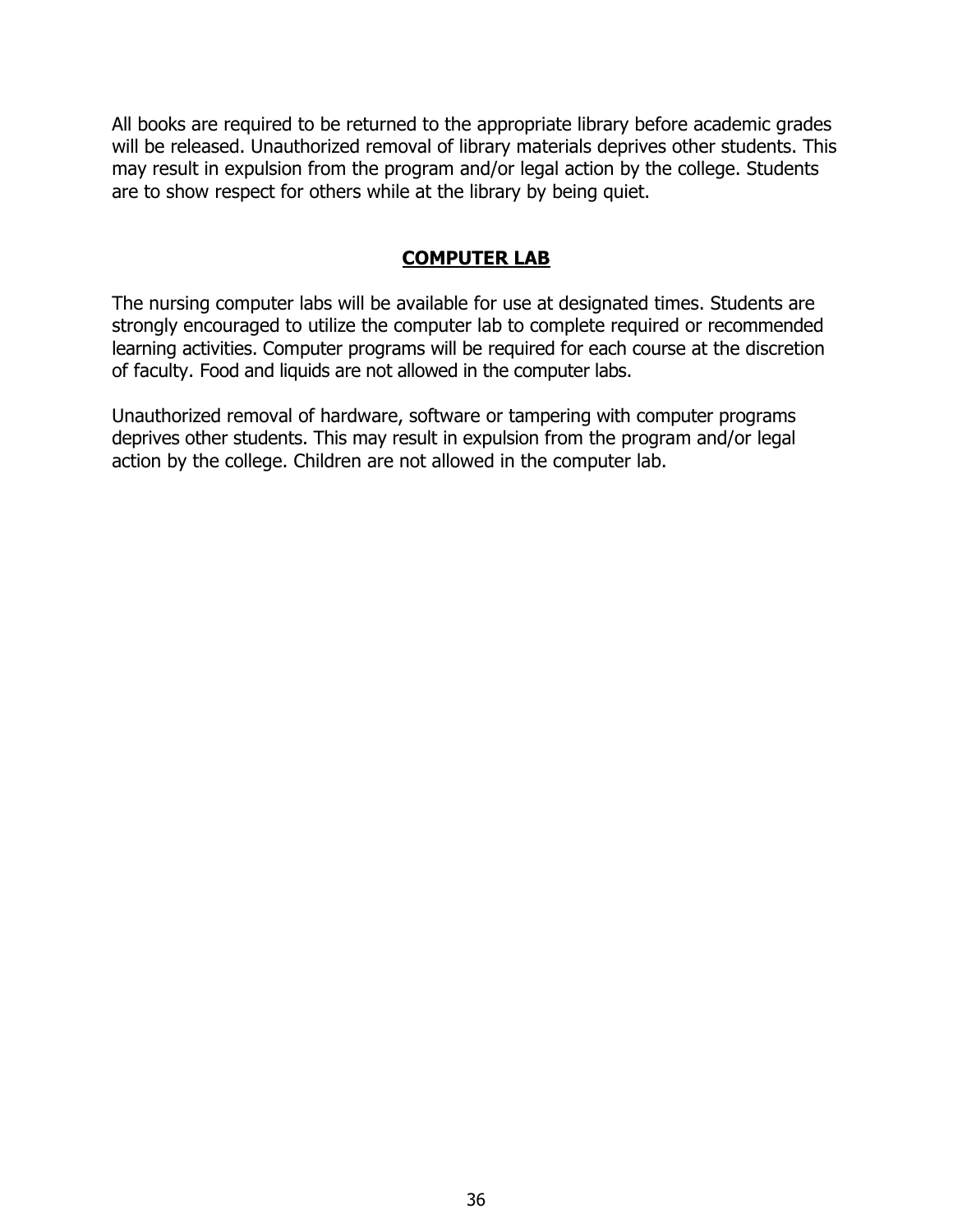All books are required to be returned to the appropriate library before academic grades will be released. Unauthorized removal of library materials deprives other students. This may result in expulsion from the program and/or legal action by the college. Students are to show respect for others while at the library by being quiet.

## COMPUTER LAB

The nursing computer labs will be available for use at designated times. Students are strongly encouraged to utilize the computer lab to complete required or recommended learning activities. Computer programs will be required for each course at the discretion of faculty. Food and liquids are not allowed in the computer labs.

Unauthorized removal of hardware, software or tampering with computer programs deprives other students. This may result in expulsion from the program and/or legal action by the college. Children are not allowed in the computer lab.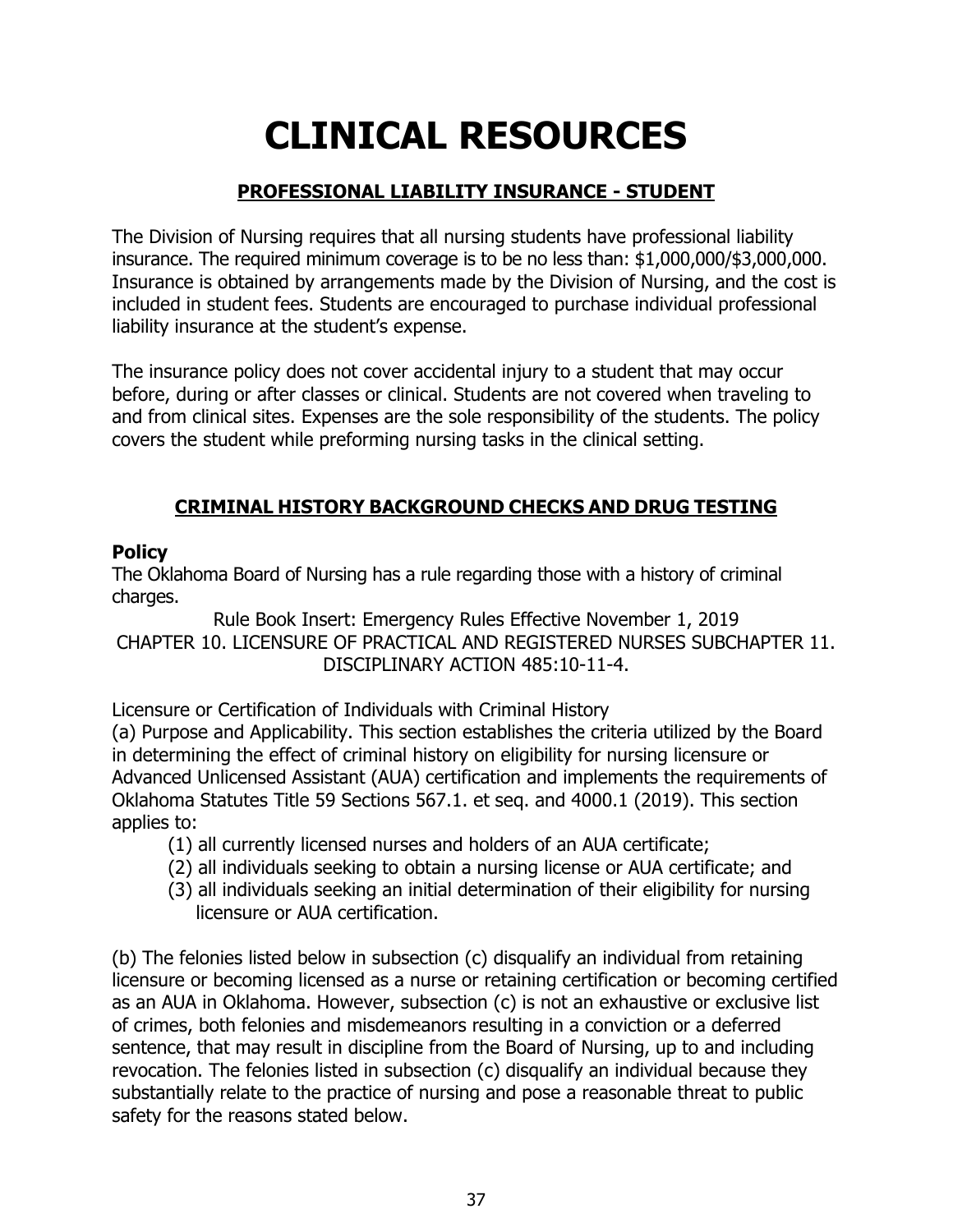# CLINICAL RESOURCES

## PROFESSIONAL LIABILITY INSURANCE - STUDENT

The Division of Nursing requires that all nursing students have professional liability insurance. The required minimum coverage is to be no less than: $1,000,000/$3,000,000. Insurance is obtained by arrangements made by the Division of Nursing, and the cost is included in student fees. Students are encouraged to purchase individual professional liability insurance at the student's expense.

The insurance policy does not cover accidental injury to a student that may occur before, during or after classes or clinical. Students are not covered when traveling to and from clinical sites. Expenses are the sole responsibility of the students. The policy covers the student while preforming nursing tasks in the clinical setting.

## CRIMINAL HISTORY BACKGROUND CHECKS AND DRUG TESTING

### Policy

The Oklahoma Board of Nursing has a rule regarding those with a history of criminal charges.

Rule Book Insert: Emergency Rules Effective November 1, 2019
CHAPTER 10. LICENSURE OF PRACTICAL AND REGISTERED NURSES SUBCHAPTER 11. DISCIPLINARY ACTION 485:10-11-4.

Licensure or Certification of Individuals with Criminal History

(a) Purpose and Applicability. This section establishes the criteria utilized by the Board in determining the effect of criminal history on eligibility for nursing licensure or Advanced Unlicensed Assistant (AUA) certification and implements the requirements of Oklahoma Statutes Title 59 Sections 567.1. et seq. and 4000.1 (2019). This section applies to:

(1) all currently licensed nurses and holders of an AUA certificate;
(2) all individuals seeking to obtain a nursing license or AUA certificate; and
(3) all individuals seeking an initial determination of their eligibility for nursing licensure or AUA certification.

(b) The felonies listed below in subsection (c) disqualify an individual from retaining licensure or becoming licensed as a nurse or retaining certification or becoming certified as an AUA in Oklahoma. However, subsection (c) is not an exhaustive or exclusive list of crimes, both felonies and misdemeanors resulting in a conviction or a deferred sentence, that may result in discipline from the Board of Nursing, up to and including revocation. The felonies listed in subsection (c) disqualify an individual because they substantially relate to the practice of nursing and pose a reasonable threat to public safety for the reasons stated below.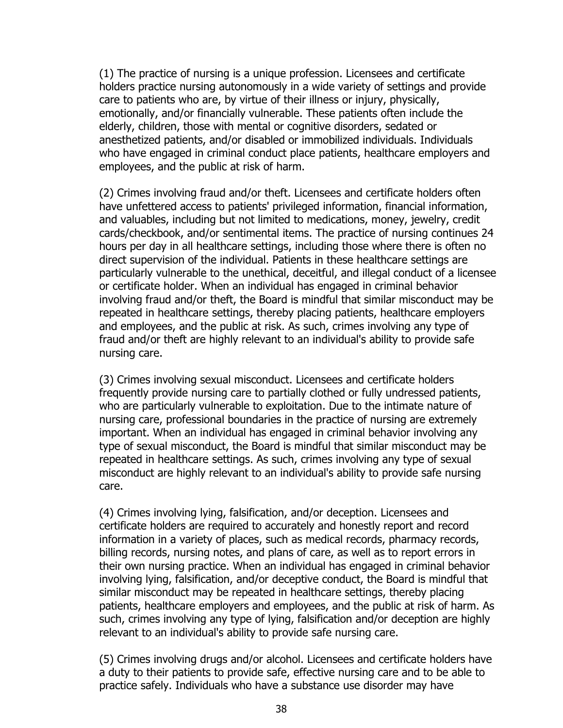(1) The practice of nursing is a unique profession. Licensees and certificate holders practice nursing autonomously in a wide variety of settings and provide care to patients who are, by virtue of their illness or injury, physically, emotionally, and/or financially vulnerable. These patients often include the elderly, children, those with mental or cognitive disorders, sedated or anesthetized patients, and/or disabled or immobilized individuals. Individuals who have engaged in criminal conduct place patients, healthcare employers and employees, and the public at risk of harm.

(2) Crimes involving fraud and/or theft. Licensees and certificate holders often have unfettered access to patients' privileged information, financial information, and valuables, including but not limited to medications, money, jewelry, credit cards/checkbook, and/or sentimental items. The practice of nursing continues 24 hours per day in all healthcare settings, including those where there is often no direct supervision of the individual. Patients in these healthcare settings are particularly vulnerable to the unethical, deceitful, and illegal conduct of a licensee or certificate holder. When an individual has engaged in criminal behavior involving fraud and/or theft, the Board is mindful that similar misconduct may be repeated in healthcare settings, thereby placing patients, healthcare employers and employees, and the public at risk. As such, crimes involving any type of fraud and/or theft are highly relevant to an individual's ability to provide safe nursing care.

(3) Crimes involving sexual misconduct. Licensees and certificate holders frequently provide nursing care to partially clothed or fully undressed patients, who are particularly vulnerable to exploitation. Due to the intimate nature of nursing care, professional boundaries in the practice of nursing are extremely important. When an individual has engaged in criminal behavior involving any type of sexual misconduct, the Board is mindful that similar misconduct may be repeated in healthcare settings. As such, crimes involving any type of sexual misconduct are highly relevant to an individual's ability to provide safe nursing care.

(4) Crimes involving lying, falsification, and/or deception. Licensees and certificate holders are required to accurately and honestly report and record information in a variety of places, such as medical records, pharmacy records, billing records, nursing notes, and plans of care, as well as to report errors in their own nursing practice. When an individual has engaged in criminal behavior involving lying, falsification, and/or deceptive conduct, the Board is mindful that similar misconduct may be repeated in healthcare settings, thereby placing patients, healthcare employers and employees, and the public at risk of harm. As such, crimes involving any type of lying, falsification and/or deception are highly relevant to an individual's ability to provide safe nursing care.

(5) Crimes involving drugs and/or alcohol. Licensees and certificate holders have a duty to their patients to provide safe, effective nursing care and to be able to practice safely. Individuals who have a substance use disorder may have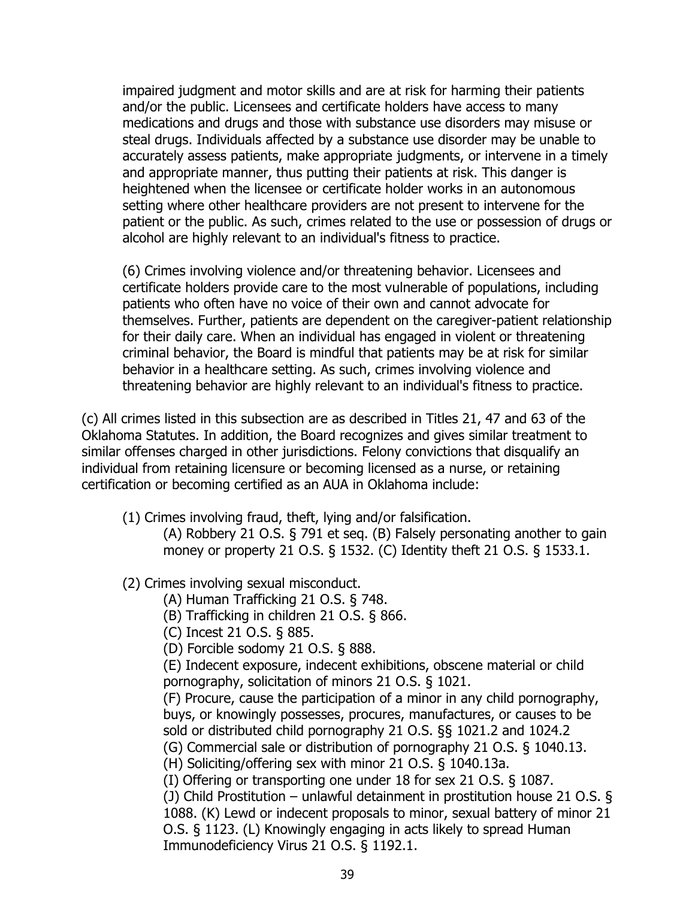impaired judgment and motor skills and are at risk for harming their patients and/or the public. Licensees and certificate holders have access to many medications and drugs and those with substance use disorders may misuse or steal drugs. Individuals affected by a substance use disorder may be unable to accurately assess patients, make appropriate judgments, or intervene in a timely and appropriate manner, thus putting their patients at risk. This danger is heightened when the licensee or certificate holder works in an autonomous setting where other healthcare providers are not present to intervene for the patient or the public. As such, crimes related to the use or possession of drugs or alcohol are highly relevant to an individual's fitness to practice.

(6) Crimes involving violence and/or threatening behavior. Licensees and certificate holders provide care to the most vulnerable of populations, including patients who often have no voice of their own and cannot advocate for themselves. Further, patients are dependent on the caregiver-patient relationship for their daily care. When an individual has engaged in violent or threatening criminal behavior, the Board is mindful that patients may be at risk for similar behavior in a healthcare setting. As such, crimes involving violence and threatening behavior are highly relevant to an individual's fitness to practice.

(c) All crimes listed in this subsection are as described in Titles 21, 47 and 63 of the Oklahoma Statutes. In addition, the Board recognizes and gives similar treatment to similar offenses charged in other jurisdictions. Felony convictions that disqualify an individual from retaining licensure or becoming licensed as a nurse, or retaining certification or becoming certified as an AUA in Oklahoma include:

(1) Crimes involving fraud, theft, lying and/or falsification.
(A) Robbery 21 O.S. § 791 et seq. (B) Falsely personating another to gain money or property 21 O.S. § 1532. (C) Identity theft 21 O.S. § 1533.1.

(2) Crimes involving sexual misconduct.
(A) Human Trafficking 21 O.S. § 748.
(B) Trafficking in children 21 O.S. § 866.
(C) Incest 21 O.S. § 885.
(D) Forcible sodomy 21 O.S. § 888.
(E) Indecent exposure, indecent exhibitions, obscene material or child pornography, solicitation of minors 21 O.S. § 1021.
(F) Procure, cause the participation of a minor in any child pornography, buys, or knowingly possesses, procures, manufactures, or causes to be sold or distributed child pornography 21 O.S. §§ 1021.2 and 1024.2
(G) Commercial sale or distribution of pornography 21 O.S. § 1040.13.
(H) Soliciting/offering sex with minor 21 O.S. § 1040.13a.
(I) Offering or transporting one under 18 for sex 21 O.S. § 1087.
(J) Child Prostitution – unlawful detainment in prostitution house 21 O.S. § 1088. (K) Lewd or indecent proposals to minor, sexual battery of minor 21 O.S. § 1123. (L) Knowingly engaging in acts likely to spread Human Immunodeficiency Virus 21 O.S. § 1192.1.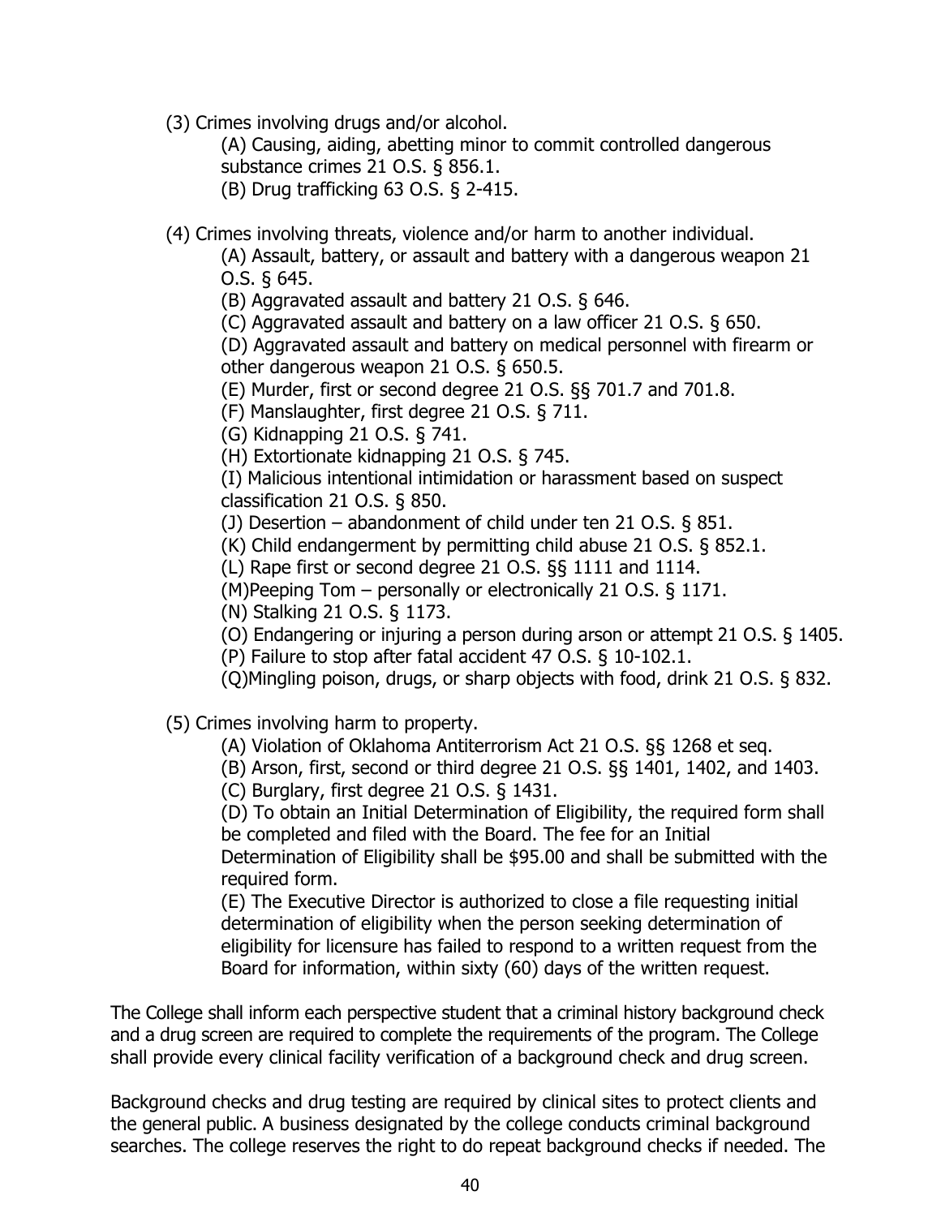(3) Crimes involving drugs and/or alcohol.

(A) Causing, aiding, abetting minor to commit controlled dangerous substance crimes 21 O.S. § 856.1.
(B) Drug trafficking 63 O.S. § 2-415.

(4) Crimes involving threats, violence and/or harm to another individual.

(A) Assault, battery, or assault and battery with a dangerous weapon 21 O.S. § 645.
(B) Aggravated assault and battery 21 O.S. § 646.
(C) Aggravated assault and battery on a law officer 21 O.S. § 650.
(D) Aggravated assault and battery on medical personnel with firearm or other dangerous weapon 21 O.S. § 650.5.
(E) Murder, first or second degree 21 O.S. §§ 701.7 and 701.8.
(F) Manslaughter, first degree 21 O.S. § 711.
(G) Kidnapping 21 O.S. § 741.
(H) Extortionate kidnapping 21 O.S. § 745.
(I) Malicious intentional intimidation or harassment based on suspect classification 21 O.S. § 850.
(J) Desertion – abandonment of child under ten 21 O.S. § 851.
(K) Child endangerment by permitting child abuse 21 O.S. § 852.1.
(L) Rape first or second degree 21 O.S. §§ 1111 and 1114.
(M)Peeping Tom – personally or electronically 21 O.S. § 1171.
(N) Stalking 21 O.S. § 1173.
(O) Endangering or injuring a person during arson or attempt 21 O.S. § 1405.
(P) Failure to stop after fatal accident 47 O.S. § 10-102.1.
(Q)Mingling poison, drugs, or sharp objects with food, drink 21 O.S. § 832.

(5) Crimes involving harm to property.

(A) Violation of Oklahoma Antiterrorism Act 21 O.S. §§ 1268 et seq.
(B) Arson, first, second or third degree 21 O.S. §§ 1401, 1402, and 1403.
(C) Burglary, first degree 21 O.S. § 1431.
(D) To obtain an Initial Determination of Eligibility, the required form shall be completed and filed with the Board. The fee for an Initial Determination of Eligibility shall be $95.00 and shall be submitted with the required form.
(E) The Executive Director is authorized to close a file requesting initial determination of eligibility when the person seeking determination of eligibility for licensure has failed to respond to a written request from the Board for information, within sixty (60) days of the written request.

The College shall inform each perspective student that a criminal history background check and a drug screen are required to complete the requirements of the program. The College shall provide every clinical facility verification of a background check and drug screen.

Background checks and drug testing are required by clinical sites to protect clients and the general public. A business designated by the college conducts criminal background searches. The college reserves the right to do repeat background checks if needed. The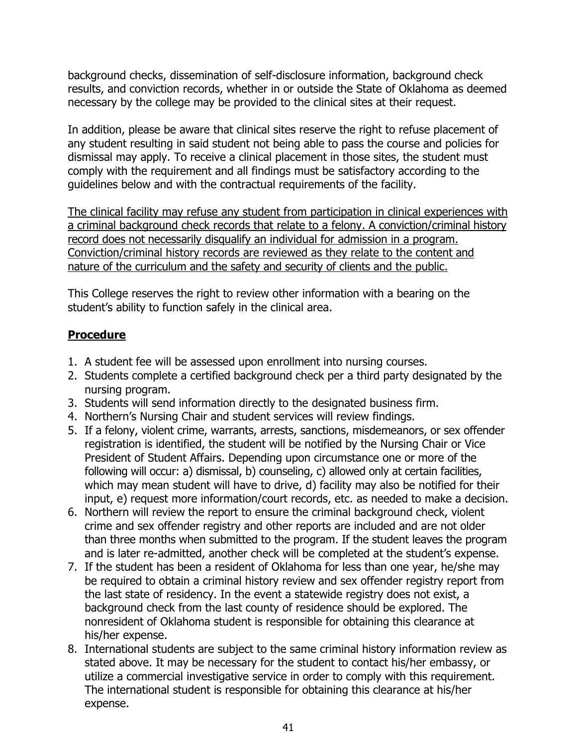background checks, dissemination of self-disclosure information, background check results, and conviction records, whether in or outside the State of Oklahoma as deemed necessary by the college may be provided to the clinical sites at their request.

In addition, please be aware that clinical sites reserve the right to refuse placement of any student resulting in said student not being able to pass the course and policies for dismissal may apply. To receive a clinical placement in those sites, the student must comply with the requirement and all findings must be satisfactory according to the guidelines below and with the contractual requirements of the facility.

<u>The clinical facility may refuse any student from participation in clinical experiences with a criminal background check records that relate to a felony. A conviction/criminal history record does not necessarily disqualify an individual for admission in a program. Conviction/criminal history records are reviewed as they relate to the content and nature of the curriculum and the safety and security of clients and the public.</u>

This College reserves the right to review other information with a bearing on the student's ability to function safely in the clinical area.

## **<u>Procedure</u>**

1. A student fee will be assessed upon enrollment into nursing courses.
2. Students complete a certified background check per a third party designated by the nursing program.
3. Students will send information directly to the designated business firm.
4. Northern's Nursing Chair and student services will review findings.
5. If a felony, violent crime, warrants, arrests, sanctions, misdemeanors, or sex offender registration is identified, the student will be notified by the Nursing Chair or Vice President of Student Affairs. Depending upon circumstance one or more of the following will occur: a) dismissal, b) counseling, c) allowed only at certain facilities, which may mean student will have to drive, d) facility may also be notified for their input, e) request more information/court records, etc. as needed to make a decision.
6. Northern will review the report to ensure the criminal background check, violent crime and sex offender registry and other reports are included and are not older than three months when submitted to the program. If the student leaves the program and is later re-admitted, another check will be completed at the student's expense.
7. If the student has been a resident of Oklahoma for less than one year, he/she may be required to obtain a criminal history review and sex offender registry report from the last state of residency. In the event a statewide registry does not exist, a background check from the last county of residence should be explored. The nonresident of Oklahoma student is responsible for obtaining this clearance at his/her expense.
8. International students are subject to the same criminal history information review as stated above. It may be necessary for the student to contact his/her embassy, or utilize a commercial investigative service in order to comply with this requirement. The international student is responsible for obtaining this clearance at his/her expense.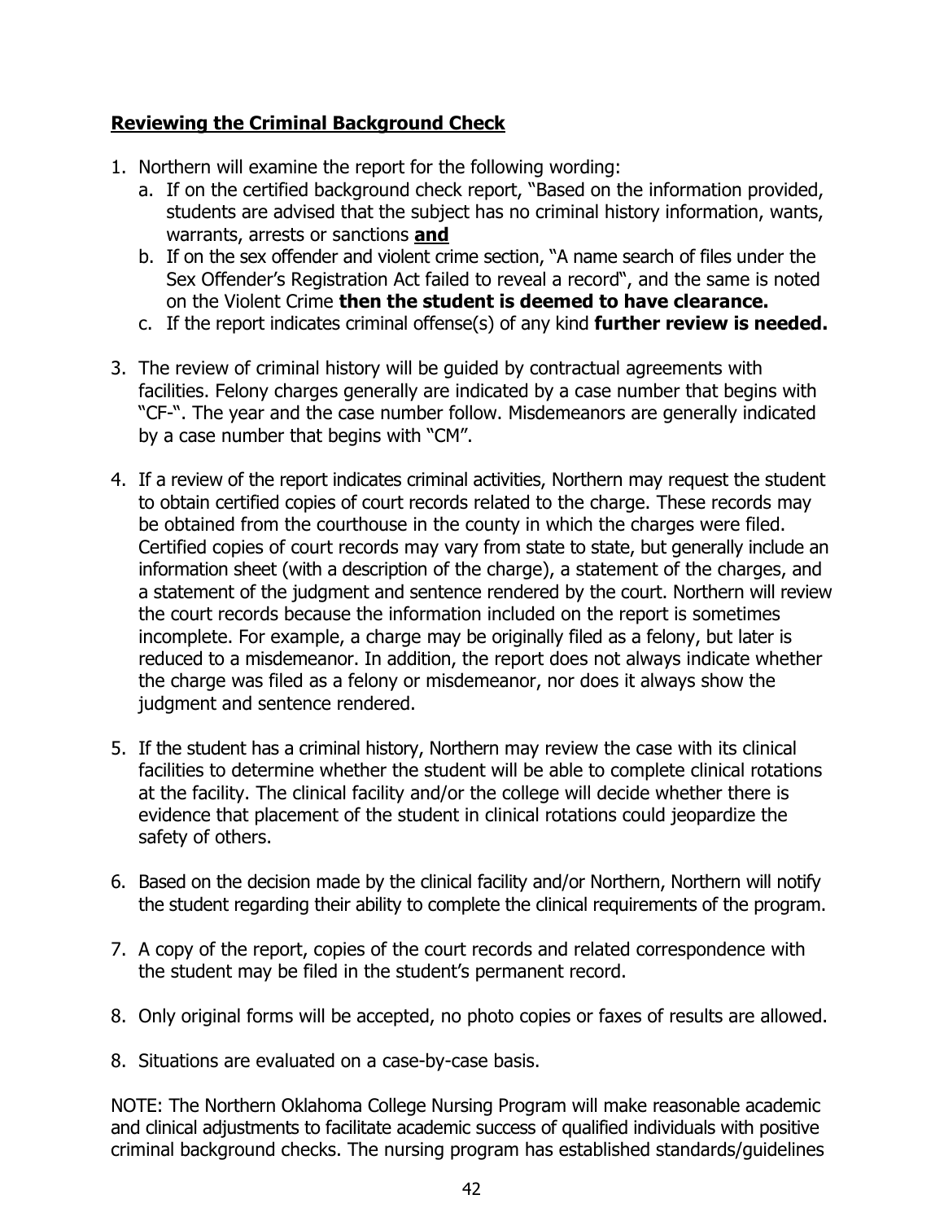**<u>Reviewing the Criminal Background Check</u>**

1. Northern will examine the report for the following wording:
   a. If on the certified background check report, "Based on the information provided, students are advised that the subject has no criminal history information, wants, warrants, arrests or sanctions **<u>and</u>**
   b. If on the sex offender and violent crime section, "A name search of files under the Sex Offender's Registration Act failed to reveal a record", and the same is noted on the Violent Crime **then the student is deemed to have clearance.**
   c. If the report indicates criminal offense(s) of any kind **further review is needed.**

3. The review of criminal history will be guided by contractual agreements with facilities. Felony charges generally are indicated by a case number that begins with "CF-". The year and the case number follow. Misdemeanors are generally indicated by a case number that begins with "CM".

4. If a review of the report indicates criminal activities, Northern may request the student to obtain certified copies of court records related to the charge. These records may be obtained from the courthouse in the county in which the charges were filed. Certified copies of court records may vary from state to state, but generally include an information sheet (with a description of the charge), a statement of the charges, and a statement of the judgment and sentence rendered by the court. Northern will review the court records because the information included on the report is sometimes incomplete. For example, a charge may be originally filed as a felony, but later is reduced to a misdemeanor. In addition, the report does not always indicate whether the charge was filed as a felony or misdemeanor, nor does it always show the judgment and sentence rendered.

5. If the student has a criminal history, Northern may review the case with its clinical facilities to determine whether the student will be able to complete clinical rotations at the facility. The clinical facility and/or the college will decide whether there is evidence that placement of the student in clinical rotations could jeopardize the safety of others.

6. Based on the decision made by the clinical facility and/or Northern, Northern will notify the student regarding their ability to complete the clinical requirements of the program.

7. A copy of the report, copies of the court records and related correspondence with the student may be filed in the student's permanent record.

8. Only original forms will be accepted, no photo copies or faxes of results are allowed.

8. Situations are evaluated on a case-by-case basis.

NOTE: The Northern Oklahoma College Nursing Program will make reasonable academic and clinical adjustments to facilitate academic success of qualified individuals with positive criminal background checks. The nursing program has established standards/guidelines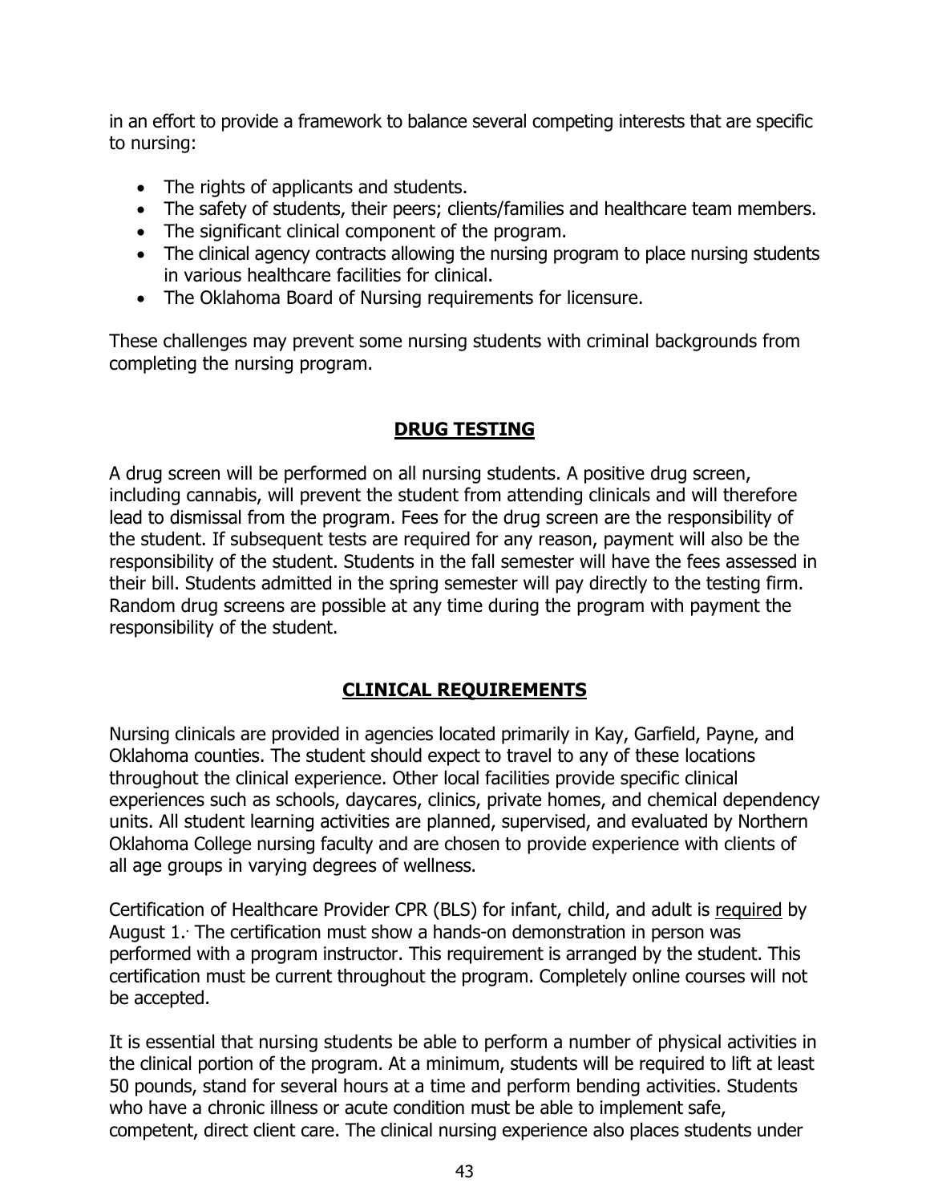in an effort to provide a framework to balance several competing interests that are specific to nursing:

- The rights of applicants and students.
- The safety of students, their peers; clients/families and healthcare team members.
- The significant clinical component of the program.
- The clinical agency contracts allowing the nursing program to place nursing students in various healthcare facilities for clinical.
- The Oklahoma Board of Nursing requirements for licensure.

These challenges may prevent some nursing students with criminal backgrounds from completing the nursing program.

## DRUG TESTING

A drug screen will be performed on all nursing students. A positive drug screen, including cannabis, will prevent the student from attending clinicals and will therefore lead to dismissal from the program. Fees for the drug screen are the responsibility of the student. If subsequent tests are required for any reason, payment will also be the responsibility of the student. Students in the fall semester will have the fees assessed in their bill. Students admitted in the spring semester will pay directly to the testing firm. Random drug screens are possible at any time during the program with payment the responsibility of the student.

## CLINICAL REQUIREMENTS

Nursing clinicals are provided in agencies located primarily in Kay, Garfield, Payne, and Oklahoma counties. The student should expect to travel to any of these locations throughout the clinical experience. Other local facilities provide specific clinical experiences such as schools, daycares, clinics, private homes, and chemical dependency units. All student learning activities are planned, supervised, and evaluated by Northern Oklahoma College nursing faculty and are chosen to provide experience with clients of all age groups in varying degrees of wellness.

Certification of Healthcare Provider CPR (BLS) for infant, child, and adult is <u>required</u> by August 1. The certification must show a hands-on demonstration in person was performed with a program instructor. This requirement is arranged by the student. This certification must be current throughout the program. Completely online courses will not be accepted.

It is essential that nursing students be able to perform a number of physical activities in the clinical portion of the program. At a minimum, students will be required to lift at least 50 pounds, stand for several hours at a time and perform bending activities. Students who have a chronic illness or acute condition must be able to implement safe, competent, direct client care. The clinical nursing experience also places students under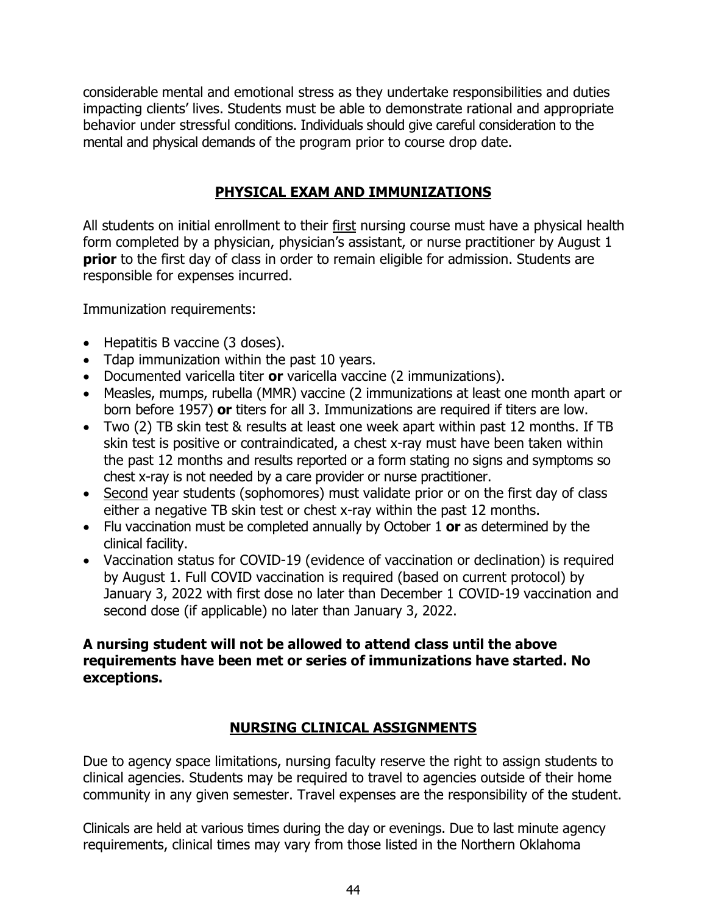considerable mental and emotional stress as they undertake responsibilities and duties impacting clients' lives. Students must be able to demonstrate rational and appropriate behavior under stressful conditions. Individuals should give careful consideration to the mental and physical demands of the program prior to course drop date.

## PHYSICAL EXAM AND IMMUNIZATIONS

All students on initial enrollment to their first nursing course must have a physical health form completed by a physician, physician's assistant, or nurse practitioner by August 1 **prior** to the first day of class in order to remain eligible for admission. Students are responsible for expenses incurred.

Immunization requirements:

- Hepatitis B vaccine (3 doses).
- Tdap immunization within the past 10 years.
- Documented varicella titer **or** varicella vaccine (2 immunizations).
- Measles, mumps, rubella (MMR) vaccine (2 immunizations at least one month apart or born before 1957) **or** titers for all 3. Immunizations are required if titers are low.
- Two (2) TB skin test & results at least one week apart within past 12 months. If TB skin test is positive or contraindicated, a chest x-ray must have been taken within the past 12 months and results reported or a form stating no signs and symptoms so chest x-ray is not needed by a care provider or nurse practitioner.
- Second year students (sophomores) must validate prior or on the first day of class either a negative TB skin test or chest x-ray within the past 12 months.
- Flu vaccination must be completed annually by October 1 **or** as determined by the clinical facility.
- Vaccination status for COVID-19 (evidence of vaccination or declination) is required by August 1. Full COVID vaccination is required (based on current protocol) by January 3, 2022 with first dose no later than December 1 COVID-19 vaccination and second dose (if applicable) no later than January 3, 2022.

**A nursing student will not be allowed to attend class until the above requirements have been met or series of immunizations have started. No exceptions.**

## NURSING CLINICAL ASSIGNMENTS

Due to agency space limitations, nursing faculty reserve the right to assign students to clinical agencies. Students may be required to travel to agencies outside of their home community in any given semester. Travel expenses are the responsibility of the student.

Clinicals are held at various times during the day or evenings. Due to last minute agency requirements, clinical times may vary from those listed in the Northern Oklahoma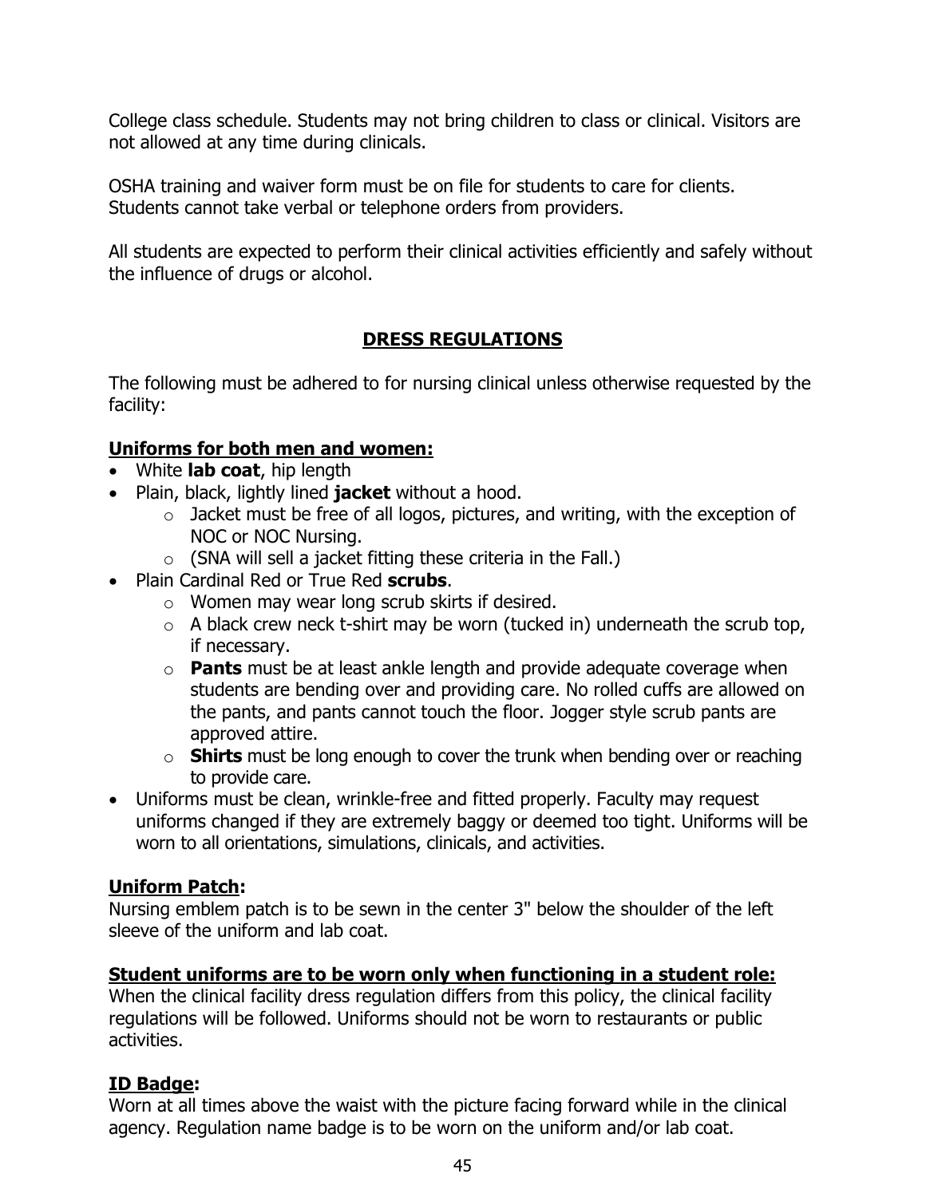College class schedule. Students may not bring children to class or clinical. Visitors are not allowed at any time during clinicals.

OSHA training and waiver form must be on file for students to care for clients. Students cannot take verbal or telephone orders from providers.

All students are expected to perform their clinical activities efficiently and safely without the influence of drugs or alcohol.

## DRESS REGULATIONS

The following must be adhered to for nursing clinical unless otherwise requested by the facility:

**Uniforms for both men and women:**

- White **lab coat**, hip length
- Plain, black, lightly lined **jacket** without a hood.
  - Jacket must be free of all logos, pictures, and writing, with the exception of NOC or NOC Nursing.
  - (SNA will sell a jacket fitting these criteria in the Fall.)
- Plain Cardinal Red or True Red **scrubs**.
  - Women may wear long scrub skirts if desired.
  - A black crew neck t-shirt may be worn (tucked in) underneath the scrub top, if necessary.
  - **Pants** must be at least ankle length and provide adequate coverage when students are bending over and providing care. No rolled cuffs are allowed on the pants, and pants cannot touch the floor. Jogger style scrub pants are approved attire.
  - **Shirts** must be long enough to cover the trunk when bending over or reaching to provide care.
- Uniforms must be clean, wrinkle-free and fitted properly. Faculty may request uniforms changed if they are extremely baggy or deemed too tight. Uniforms will be worn to all orientations, simulations, clinicals, and activities.

**Uniform Patch:**

Nursing emblem patch is to be sewn in the center 3" below the shoulder of the left sleeve of the uniform and lab coat.

**Student uniforms are to be worn only when functioning in a student role:**

When the clinical facility dress regulation differs from this policy, the clinical facility regulations will be followed. Uniforms should not be worn to restaurants or public activities.

**ID Badge:**

Worn at all times above the waist with the picture facing forward while in the clinical agency. Regulation name badge is to be worn on the uniform and/or lab coat.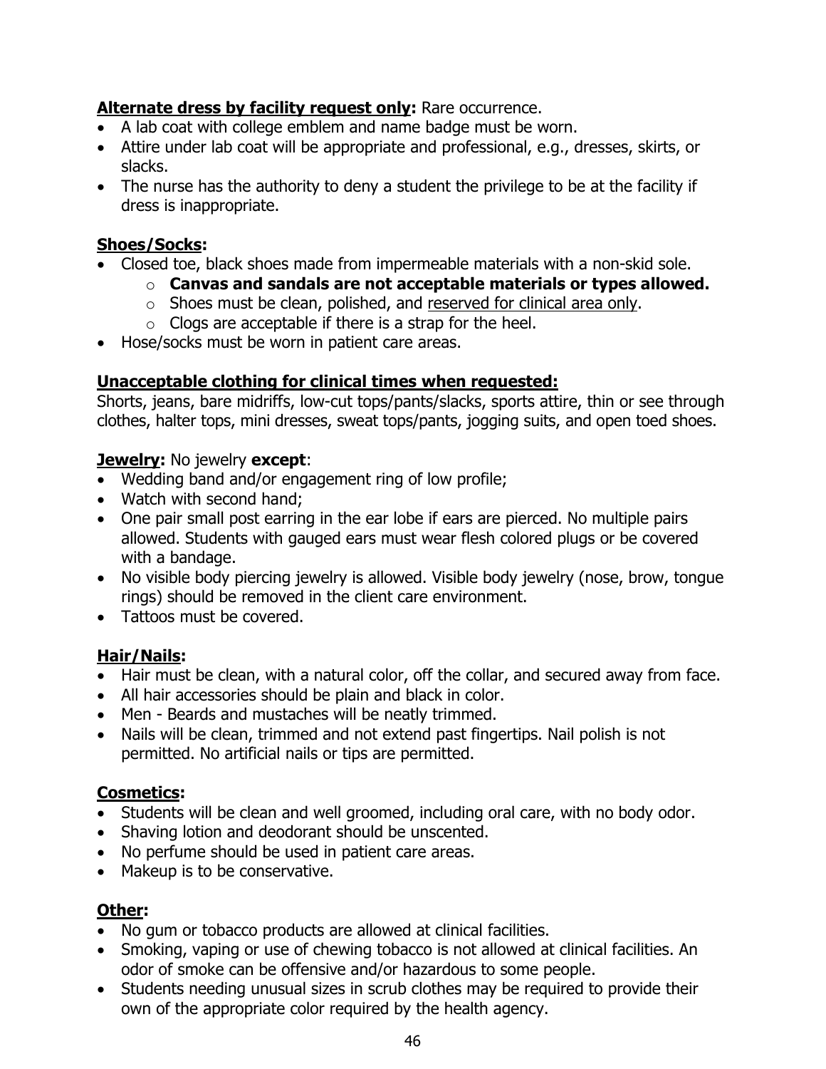**<u>Alternate dress by facility request only</u>:** Rare occurrence.

- A lab coat with college emblem and name badge must be worn.
- Attire under lab coat will be appropriate and professional, e.g., dresses, skirts, or slacks.
- The nurse has the authority to deny a student the privilege to be at the facility if dress is inappropriate.

**<u>Shoes/Socks</u>:**

- Closed toe, black shoes made from impermeable materials with a non-skid sole.
  - **Canvas and sandals are not acceptable materials or types allowed.**
  - Shoes must be clean, polished, and <u>reserved for clinical area only</u>.
  - Clogs are acceptable if there is a strap for the heel.
- Hose/socks must be worn in patient care areas.

**<u>Unacceptable clothing for clinical times when requested:</u>**

Shorts, jeans, bare midriffs, low-cut tops/pants/slacks, sports attire, thin or see through clothes, halter tops, mini dresses, sweat tops/pants, jogging suits, and open toed shoes.

**<u>Jewelry</u>:** No jewelry **except**:

- Wedding band and/or engagement ring of low profile;
- Watch with second hand;
- One pair small post earring in the ear lobe if ears are pierced. No multiple pairs allowed. Students with gauged ears must wear flesh colored plugs or be covered with a bandage.
- No visible body piercing jewelry is allowed. Visible body jewelry (nose, brow, tongue rings) should be removed in the client care environment.
- Tattoos must be covered.

**<u>Hair/Nails</u>:**

- Hair must be clean, with a natural color, off the collar, and secured away from face.
- All hair accessories should be plain and black in color.
- Men - Beards and mustaches will be neatly trimmed.
- Nails will be clean, trimmed and not extend past fingertips. Nail polish is not permitted. No artificial nails or tips are permitted.

**<u>Cosmetics</u>:**

- Students will be clean and well groomed, including oral care, with no body odor.
- Shaving lotion and deodorant should be unscented.
- No perfume should be used in patient care areas.
- Makeup is to be conservative.

**<u>Other</u>:**

- No gum or tobacco products are allowed at clinical facilities.
- Smoking, vaping or use of chewing tobacco is not allowed at clinical facilities. An odor of smoke can be offensive and/or hazardous to some people.
- Students needing unusual sizes in scrub clothes may be required to provide their own of the appropriate color required by the health agency.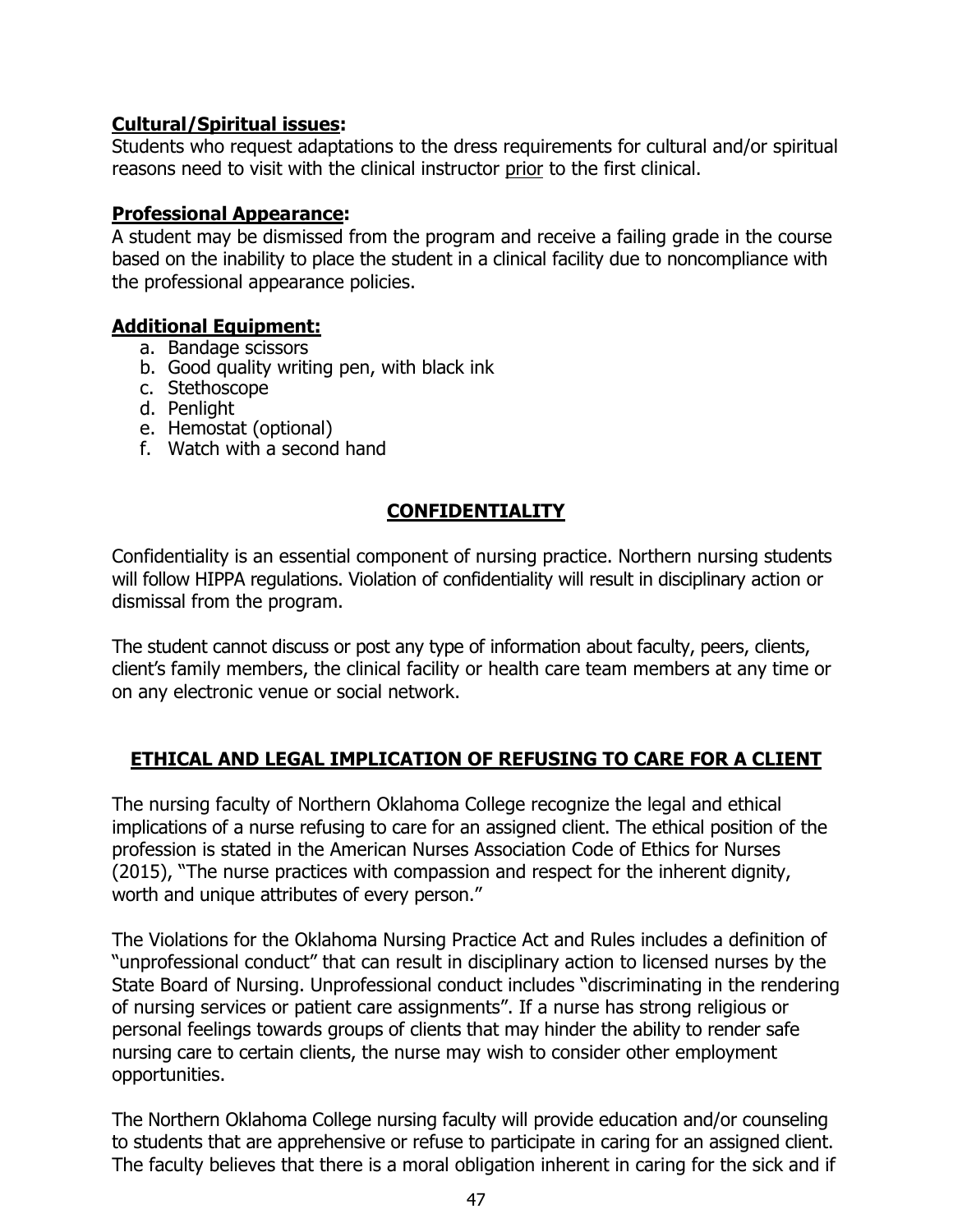**Cultural/Spiritual issues:**

Students who request adaptations to the dress requirements for cultural and/or spiritual reasons need to visit with the clinical instructor prior to the first clinical.

**Professional Appearance:**

A student may be dismissed from the program and receive a failing grade in the course based on the inability to place the student in a clinical facility due to noncompliance with the professional appearance policies.

**Additional Equipment:**

a. Bandage scissors
b. Good quality writing pen, with black ink
c. Stethoscope
d. Penlight
e. Hemostat (optional)
f. Watch with a second hand

## CONFIDENTIALITY

Confidentiality is an essential component of nursing practice. Northern nursing students will follow HIPPA regulations. Violation of confidentiality will result in disciplinary action or dismissal from the program.

The student cannot discuss or post any type of information about faculty, peers, clients, client's family members, the clinical facility or health care team members at any time or on any electronic venue or social network.

## ETHICAL AND LEGAL IMPLICATION OF REFUSING TO CARE FOR A CLIENT

The nursing faculty of Northern Oklahoma College recognize the legal and ethical implications of a nurse refusing to care for an assigned client. The ethical position of the profession is stated in the American Nurses Association Code of Ethics for Nurses (2015), "The nurse practices with compassion and respect for the inherent dignity, worth and unique attributes of every person."

The Violations for the Oklahoma Nursing Practice Act and Rules includes a definition of "unprofessional conduct" that can result in disciplinary action to licensed nurses by the State Board of Nursing. Unprofessional conduct includes "discriminating in the rendering of nursing services or patient care assignments". If a nurse has strong religious or personal feelings towards groups of clients that may hinder the ability to render safe nursing care to certain clients, the nurse may wish to consider other employment opportunities.

The Northern Oklahoma College nursing faculty will provide education and/or counseling to students that are apprehensive or refuse to participate in caring for an assigned client. The faculty believes that there is a moral obligation inherent in caring for the sick and if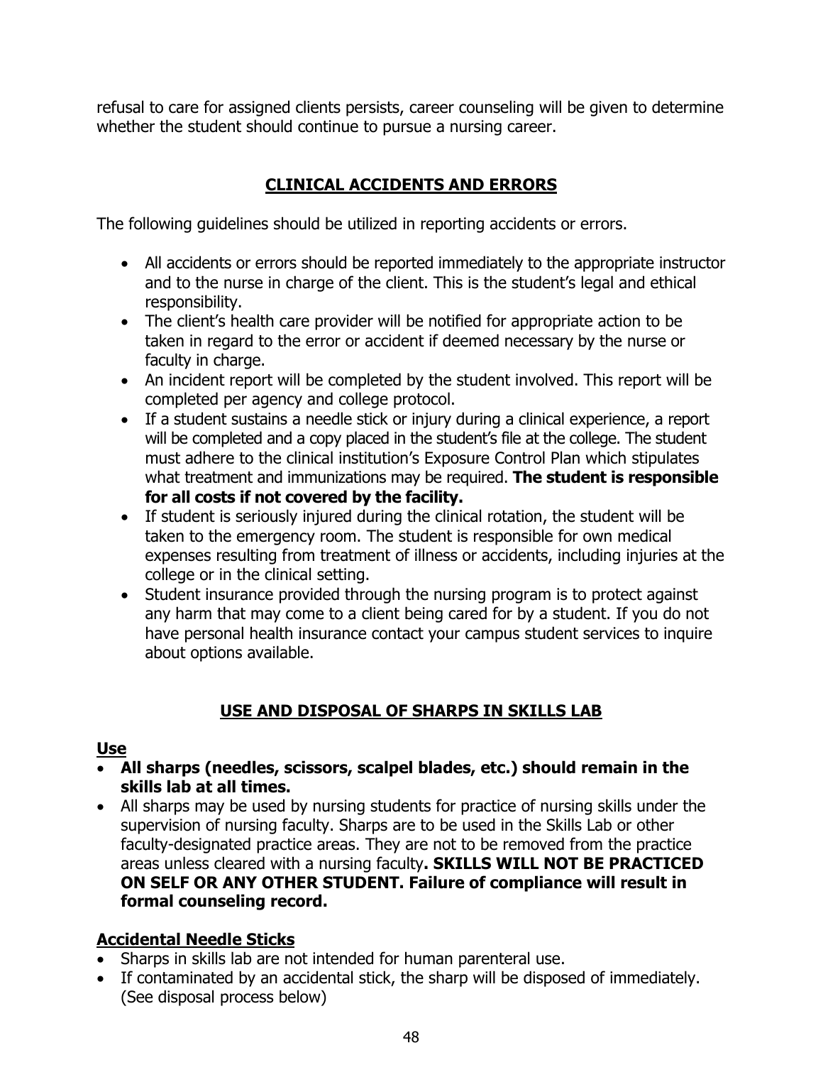refusal to care for assigned clients persists, career counseling will be given to determine whether the student should continue to pursue a nursing career.

## CLINICAL ACCIDENTS AND ERRORS

The following guidelines should be utilized in reporting accidents or errors.

- All accidents or errors should be reported immediately to the appropriate instructor and to the nurse in charge of the client. This is the student's legal and ethical responsibility.
- The client's health care provider will be notified for appropriate action to be taken in regard to the error or accident if deemed necessary by the nurse or faculty in charge.
- An incident report will be completed by the student involved. This report will be completed per agency and college protocol.
- If a student sustains a needle stick or injury during a clinical experience, a report will be completed and a copy placed in the student's file at the college. The student must adhere to the clinical institution's Exposure Control Plan which stipulates what treatment and immunizations may be required. **The student is responsible for all costs if not covered by the facility.**
- If student is seriously injured during the clinical rotation, the student will be taken to the emergency room. The student is responsible for own medical expenses resulting from treatment of illness or accidents, including injuries at the college or in the clinical setting.
- Student insurance provided through the nursing program is to protect against any harm that may come to a client being cared for by a student. If you do not have personal health insurance contact your campus student services to inquire about options available.

## USE AND DISPOSAL OF SHARPS IN SKILLS LAB

### Use

- **All sharps (needles, scissors, scalpel blades, etc.) should remain in the skills lab at all times.**
- All sharps may be used by nursing students for practice of nursing skills under the supervision of nursing faculty. Sharps are to be used in the Skills Lab or other faculty-designated practice areas. They are not to be removed from the practice areas unless cleared with a nursing faculty**. SKILLS WILL NOT BE PRACTICED ON SELF OR ANY OTHER STUDENT. Failure of compliance will result in formal counseling record.**

### Accidental Needle Sticks

- Sharps in skills lab are not intended for human parenteral use.
- If contaminated by an accidental stick, the sharp will be disposed of immediately. (See disposal process below)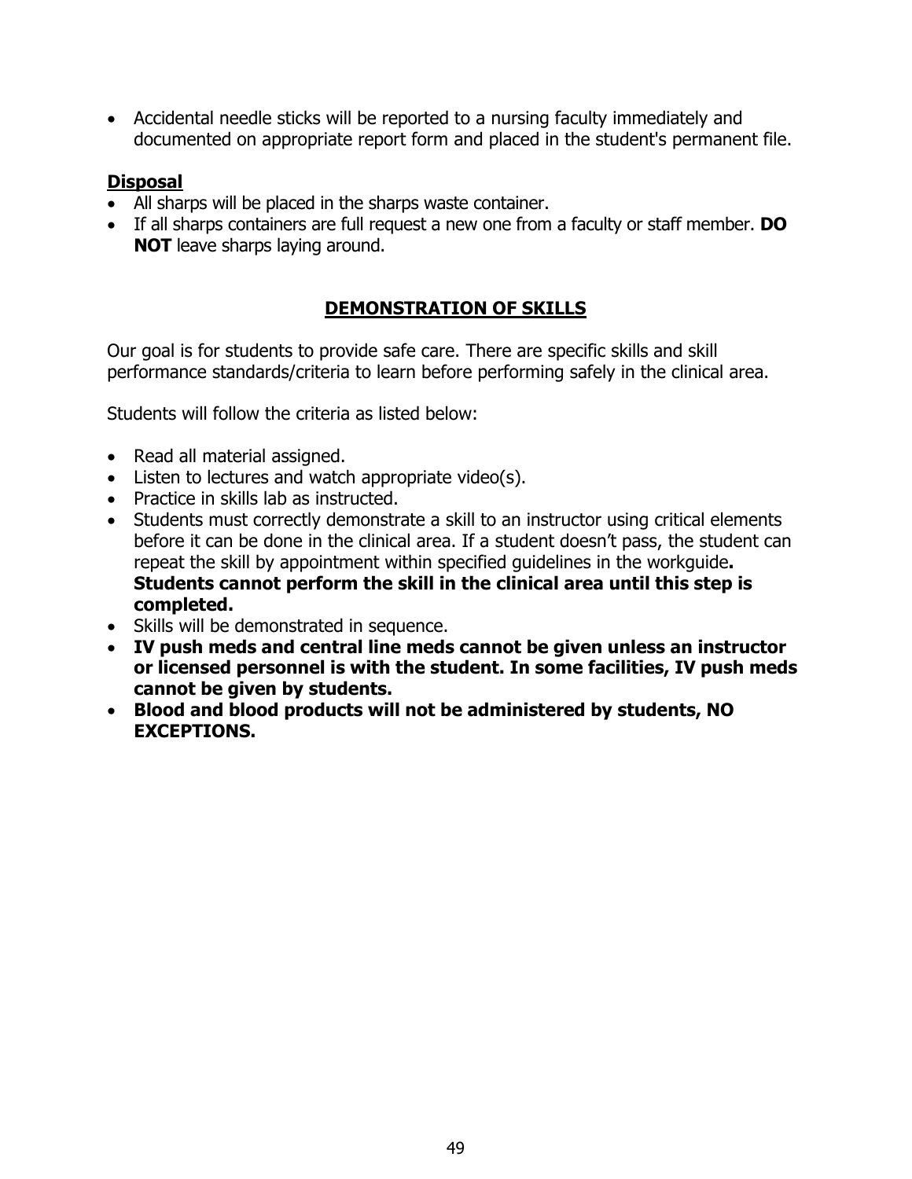- Accidental needle sticks will be reported to a nursing faculty immediately and documented on appropriate report form and placed in the student's permanent file.

**Disposal**

- All sharps will be placed in the sharps waste container.
- If all sharps containers are full request a new one from a faculty or staff member. **DO NOT** leave sharps laying around.

## DEMONSTRATION OF SKILLS

Our goal is for students to provide safe care. There are specific skills and skill performance standards/criteria to learn before performing safely in the clinical area.

Students will follow the criteria as listed below:

- Read all material assigned.
- Listen to lectures and watch appropriate video(s).
- Practice in skills lab as instructed.
- Students must correctly demonstrate a skill to an instructor using critical elements before it can be done in the clinical area. If a student doesn't pass, the student can repeat the skill by appointment within specified guidelines in the workguide**. Students cannot perform the skill in the clinical area until this step is completed.**
- Skills will be demonstrated in sequence.
- **IV push meds and central line meds cannot be given unless an instructor or licensed personnel is with the student. In some facilities, IV push meds cannot be given by students.**
- **Blood and blood products will not be administered by students, NO EXCEPTIONS.**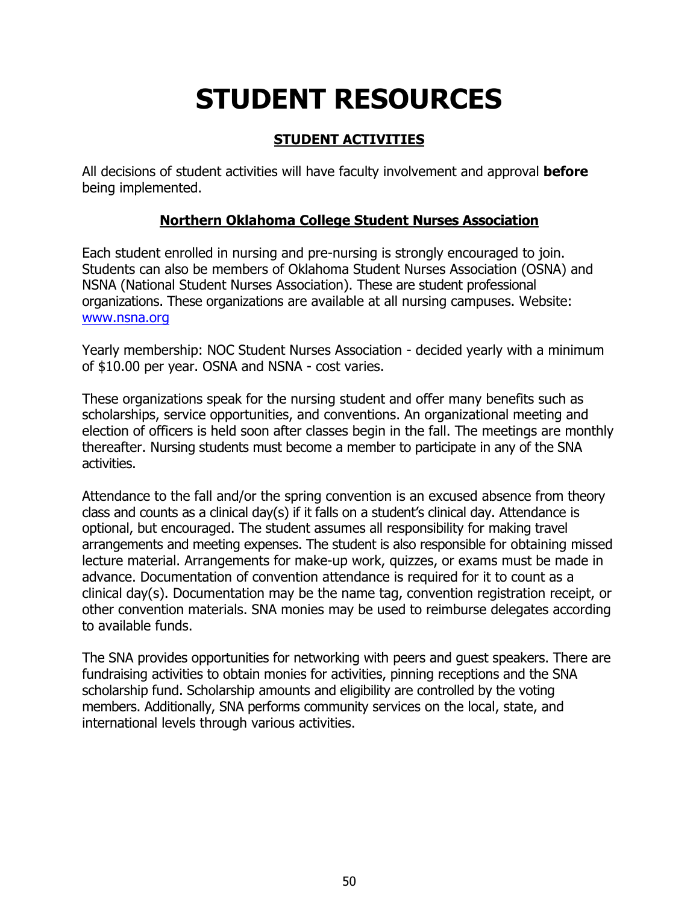# STUDENT RESOURCES

## STUDENT ACTIVITIES

All decisions of student activities will have faculty involvement and approval **before** being implemented.

### Northern Oklahoma College Student Nurses Association

Each student enrolled in nursing and pre-nursing is strongly encouraged to join. Students can also be members of Oklahoma Student Nurses Association (OSNA) and NSNA (National Student Nurses Association). These are student professional organizations. These organizations are available at all nursing campuses. Website: [www.nsna.org](http://www.nsna.org)

Yearly membership: NOC Student Nurses Association - decided yearly with a minimum of $10.00 per year. OSNA and NSNA - cost varies.

These organizations speak for the nursing student and offer many benefits such as scholarships, service opportunities, and conventions. An organizational meeting and election of officers is held soon after classes begin in the fall. The meetings are monthly thereafter. Nursing students must become a member to participate in any of the SNA activities.

Attendance to the fall and/or the spring convention is an excused absence from theory class and counts as a clinical day(s) if it falls on a student's clinical day. Attendance is optional, but encouraged. The student assumes all responsibility for making travel arrangements and meeting expenses. The student is also responsible for obtaining missed lecture material. Arrangements for make-up work, quizzes, or exams must be made in advance. Documentation of convention attendance is required for it to count as a clinical day(s). Documentation may be the name tag, convention registration receipt, or other convention materials. SNA monies may be used to reimburse delegates according to available funds.

The SNA provides opportunities for networking with peers and guest speakers. There are fundraising activities to obtain monies for activities, pinning receptions and the SNA scholarship fund. Scholarship amounts and eligibility are controlled by the voting members. Additionally, SNA performs community services on the local, state, and international levels through various activities.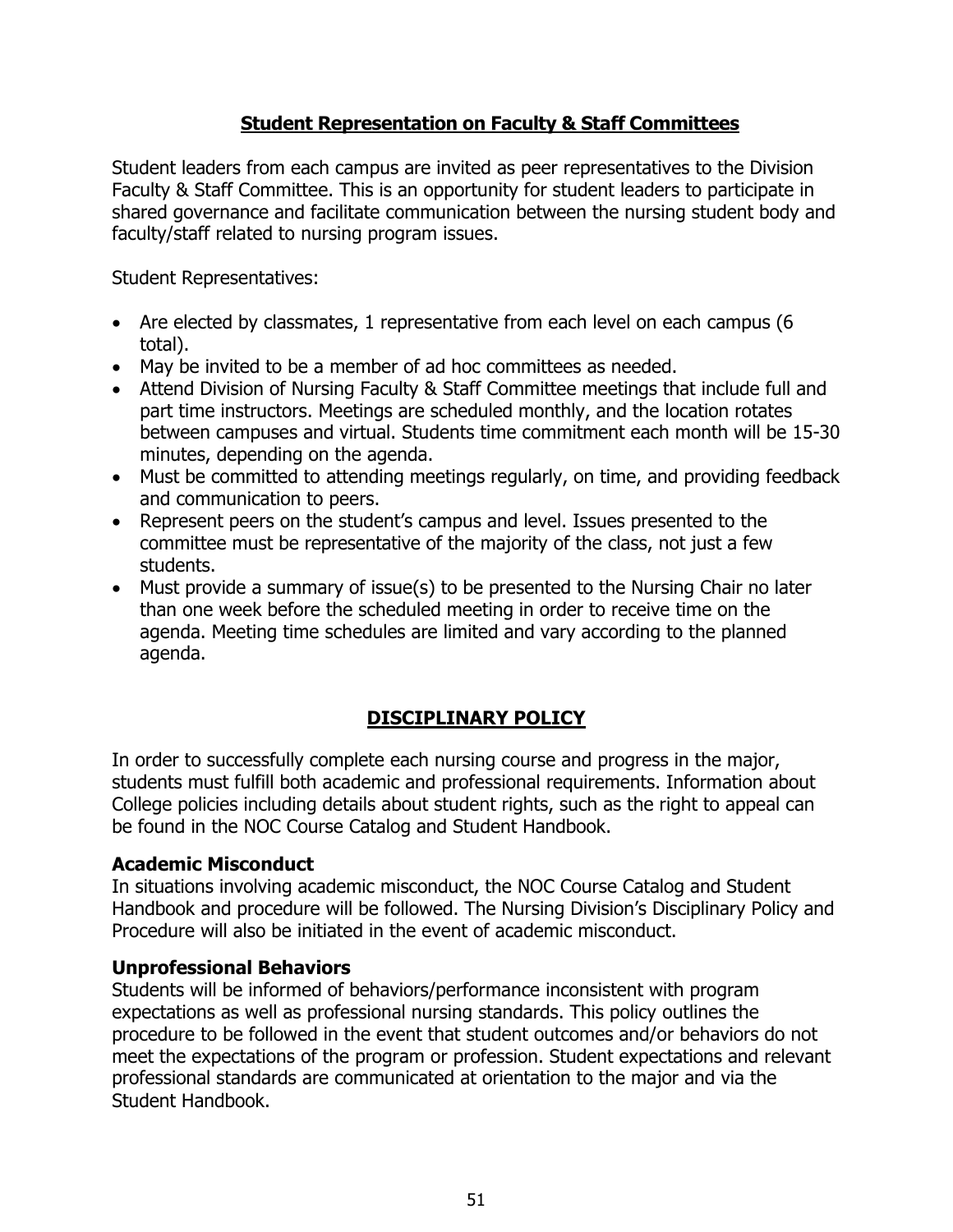## Student Representation on Faculty & Staff Committees

Student leaders from each campus are invited as peer representatives to the Division Faculty & Staff Committee. This is an opportunity for student leaders to participate in shared governance and facilitate communication between the nursing student body and faculty/staff related to nursing program issues.

Student Representatives:

- Are elected by classmates, 1 representative from each level on each campus (6 total).
- May be invited to be a member of ad hoc committees as needed.
- Attend Division of Nursing Faculty & Staff Committee meetings that include full and part time instructors. Meetings are scheduled monthly, and the location rotates between campuses and virtual. Students time commitment each month will be 15-30 minutes, depending on the agenda.
- Must be committed to attending meetings regularly, on time, and providing feedback and communication to peers.
- Represent peers on the student's campus and level. Issues presented to the committee must be representative of the majority of the class, not just a few students.
- Must provide a summary of issue(s) to be presented to the Nursing Chair no later than one week before the scheduled meeting in order to receive time on the agenda. Meeting time schedules are limited and vary according to the planned agenda.

## DISCIPLINARY POLICY

In order to successfully complete each nursing course and progress in the major, students must fulfill both academic and professional requirements. Information about College policies including details about student rights, such as the right to appeal can be found in the NOC Course Catalog and Student Handbook.

### Academic Misconduct

In situations involving academic misconduct, the NOC Course Catalog and Student Handbook and procedure will be followed. The Nursing Division's Disciplinary Policy and Procedure will also be initiated in the event of academic misconduct.

### Unprofessional Behaviors

Students will be informed of behaviors/performance inconsistent with program expectations as well as professional nursing standards. This policy outlines the procedure to be followed in the event that student outcomes and/or behaviors do not meet the expectations of the program or profession. Student expectations and relevant professional standards are communicated at orientation to the major and via the Student Handbook.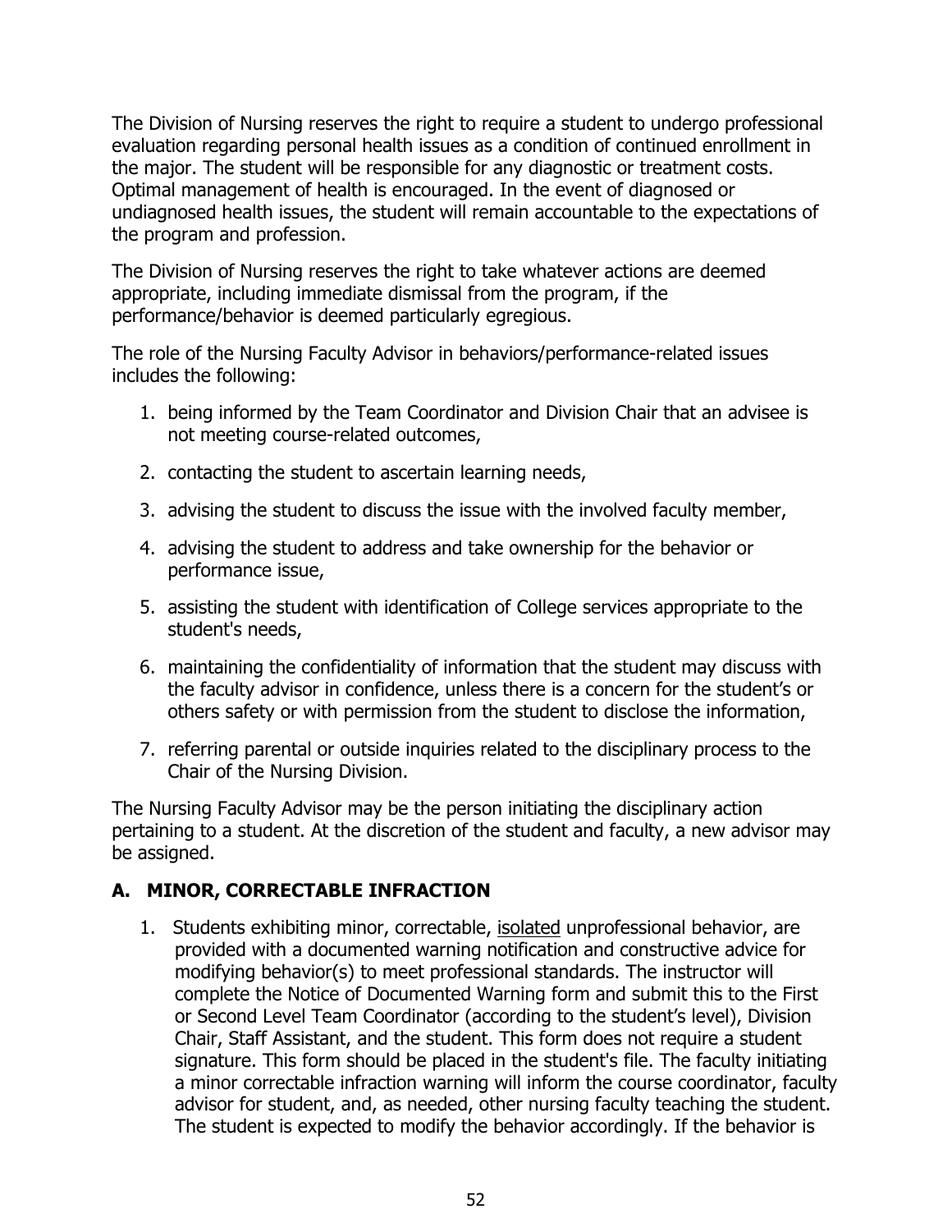The Division of Nursing reserves the right to require a student to undergo professional evaluation regarding personal health issues as a condition of continued enrollment in the major. The student will be responsible for any diagnostic or treatment costs. Optimal management of health is encouraged. In the event of diagnosed or undiagnosed health issues, the student will remain accountable to the expectations of the program and profession.

The Division of Nursing reserves the right to take whatever actions are deemed appropriate, including immediate dismissal from the program, if the performance/behavior is deemed particularly egregious.

The role of the Nursing Faculty Advisor in behaviors/performance-related issues includes the following:

1. being informed by the Team Coordinator and Division Chair that an advisee is not meeting course-related outcomes,
2. contacting the student to ascertain learning needs,
3. advising the student to discuss the issue with the involved faculty member,
4. advising the student to address and take ownership for the behavior or performance issue,
5. assisting the student with identification of College services appropriate to the student's needs,
6. maintaining the confidentiality of information that the student may discuss with the faculty advisor in confidence, unless there is a concern for the student's or others safety or with permission from the student to disclose the information,
7. referring parental or outside inquiries related to the disciplinary process to the Chair of the Nursing Division.

The Nursing Faculty Advisor may be the person initiating the disciplinary action pertaining to a student. At the discretion of the student and faculty, a new advisor may be assigned.

## A. MINOR, CORRECTABLE INFRACTION

1. Students exhibiting minor, correctable, isolated unprofessional behavior, are provided with a documented warning notification and constructive advice for modifying behavior(s) to meet professional standards. The instructor will complete the Notice of Documented Warning form and submit this to the First or Second Level Team Coordinator (according to the student's level), Division Chair, Staff Assistant, and the student. This form does not require a student signature. This form should be placed in the student's file. The faculty initiating a minor correctable infraction warning will inform the course coordinator, faculty advisor for student, and, as needed, other nursing faculty teaching the student. The student is expected to modify the behavior accordingly. If the behavior is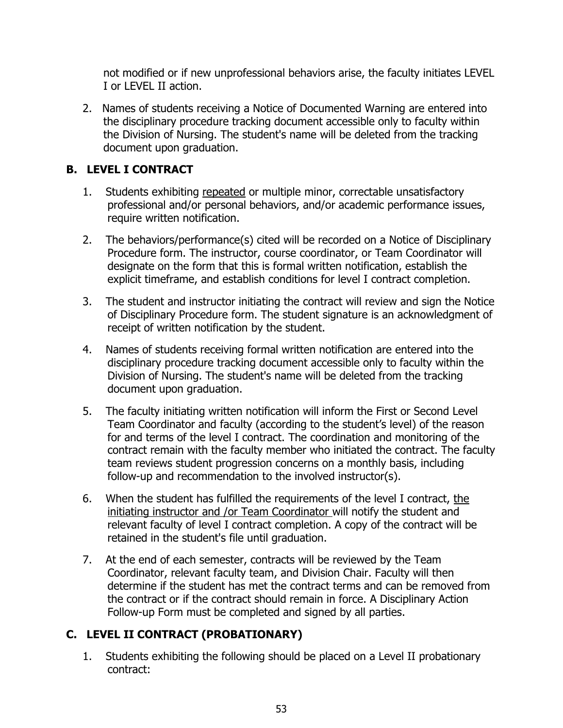not modified or if new unprofessional behaviors arise, the faculty initiates LEVEL I or LEVEL II action.

2. Names of students receiving a Notice of Documented Warning are entered into the disciplinary procedure tracking document accessible only to faculty within the Division of Nursing. The student's name will be deleted from the tracking document upon graduation.

## B. LEVEL I CONTRACT

1. Students exhibiting <u>repeated</u> or multiple minor, correctable unsatisfactory professional and/or personal behaviors, and/or academic performance issues, require written notification.

2. The behaviors/performance(s) cited will be recorded on a Notice of Disciplinary Procedure form. The instructor, course coordinator, or Team Coordinator will designate on the form that this is formal written notification, establish the explicit timeframe, and establish conditions for level I contract completion.

3. The student and instructor initiating the contract will review and sign the Notice of Disciplinary Procedure form. The student signature is an acknowledgment of receipt of written notification by the student.

4. Names of students receiving formal written notification are entered into the disciplinary procedure tracking document accessible only to faculty within the Division of Nursing. The student's name will be deleted from the tracking document upon graduation.

5. The faculty initiating written notification will inform the First or Second Level Team Coordinator and faculty (according to the student's level) of the reason for and terms of the level I contract. The coordination and monitoring of the contract remain with the faculty member who initiated the contract. The faculty team reviews student progression concerns on a monthly basis, including follow-up and recommendation to the involved instructor(s).

6. When the student has fulfilled the requirements of the level I contract, <u>the initiating instructor and /or Team Coordinator</u> will notify the student and relevant faculty of level I contract completion. A copy of the contract will be retained in the student's file until graduation.

7. At the end of each semester, contracts will be reviewed by the Team Coordinator, relevant faculty team, and Division Chair. Faculty will then determine if the student has met the contract terms and can be removed from the contract or if the contract should remain in force. A Disciplinary Action Follow-up Form must be completed and signed by all parties.

## C. LEVEL II CONTRACT (PROBATIONARY)

1. Students exhibiting the following should be placed on a Level II probationary contract: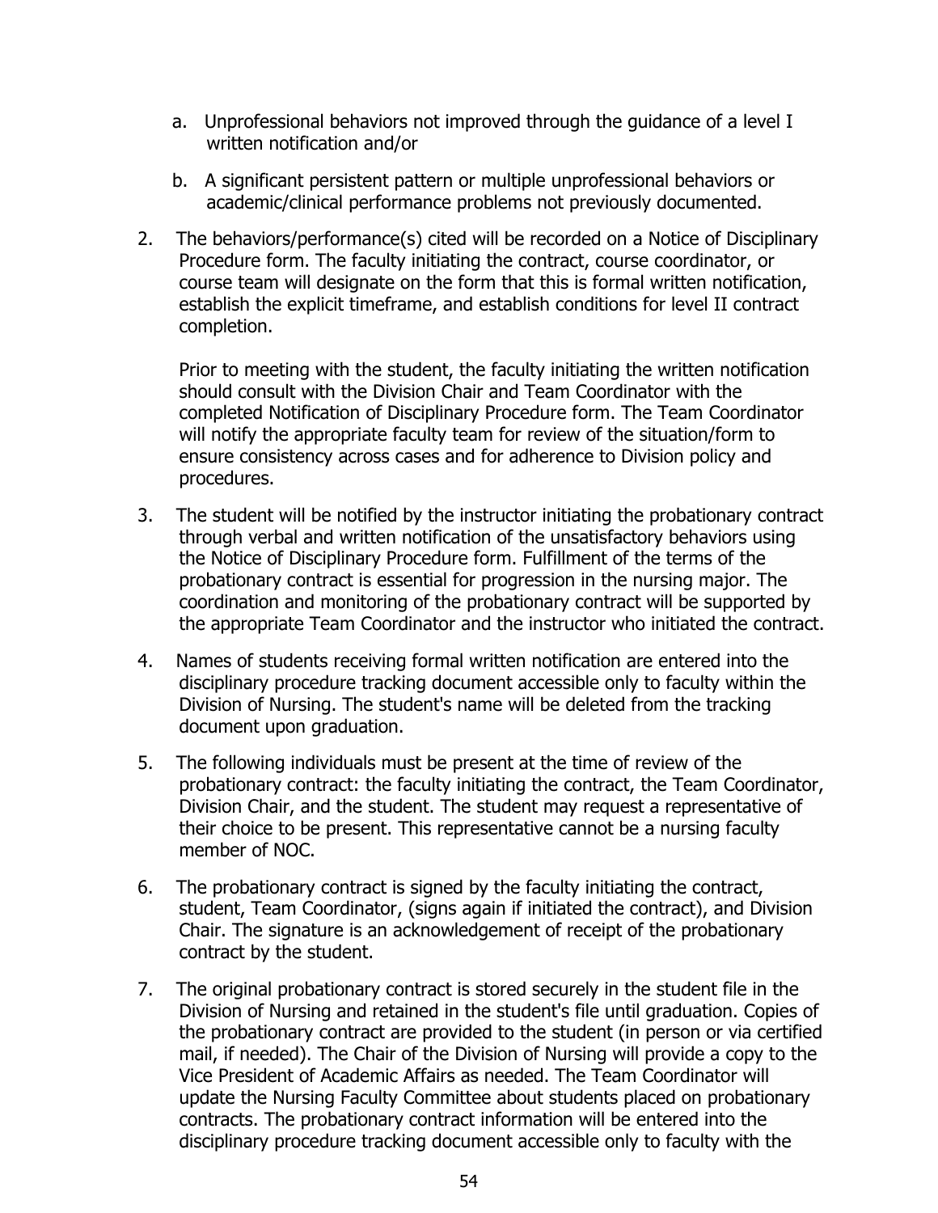a. Unprofessional behaviors not improved through the guidance of a level I written notification and/or

b. A significant persistent pattern or multiple unprofessional behaviors or academic/clinical performance problems not previously documented.

2. The behaviors/performance(s) cited will be recorded on a Notice of Disciplinary Procedure form. The faculty initiating the contract, course coordinator, or course team will designate on the form that this is formal written notification, establish the explicit timeframe, and establish conditions for level II contract completion.

   Prior to meeting with the student, the faculty initiating the written notification should consult with the Division Chair and Team Coordinator with the completed Notification of Disciplinary Procedure form. The Team Coordinator will notify the appropriate faculty team for review of the situation/form to ensure consistency across cases and for adherence to Division policy and procedures.

3. The student will be notified by the instructor initiating the probationary contract through verbal and written notification of the unsatisfactory behaviors using the Notice of Disciplinary Procedure form. Fulfillment of the terms of the probationary contract is essential for progression in the nursing major. The coordination and monitoring of the probationary contract will be supported by the appropriate Team Coordinator and the instructor who initiated the contract.

4. Names of students receiving formal written notification are entered into the disciplinary procedure tracking document accessible only to faculty within the Division of Nursing. The student's name will be deleted from the tracking document upon graduation.

5. The following individuals must be present at the time of review of the probationary contract: the faculty initiating the contract, the Team Coordinator, Division Chair, and the student. The student may request a representative of their choice to be present. This representative cannot be a nursing faculty member of NOC.

6. The probationary contract is signed by the faculty initiating the contract, student, Team Coordinator, (signs again if initiated the contract), and Division Chair. The signature is an acknowledgement of receipt of the probationary contract by the student.

7. The original probationary contract is stored securely in the student file in the Division of Nursing and retained in the student's file until graduation. Copies of the probationary contract are provided to the student (in person or via certified mail, if needed). The Chair of the Division of Nursing will provide a copy to the Vice President of Academic Affairs as needed. The Team Coordinator will update the Nursing Faculty Committee about students placed on probationary contracts. The probationary contract information will be entered into the disciplinary procedure tracking document accessible only to faculty with the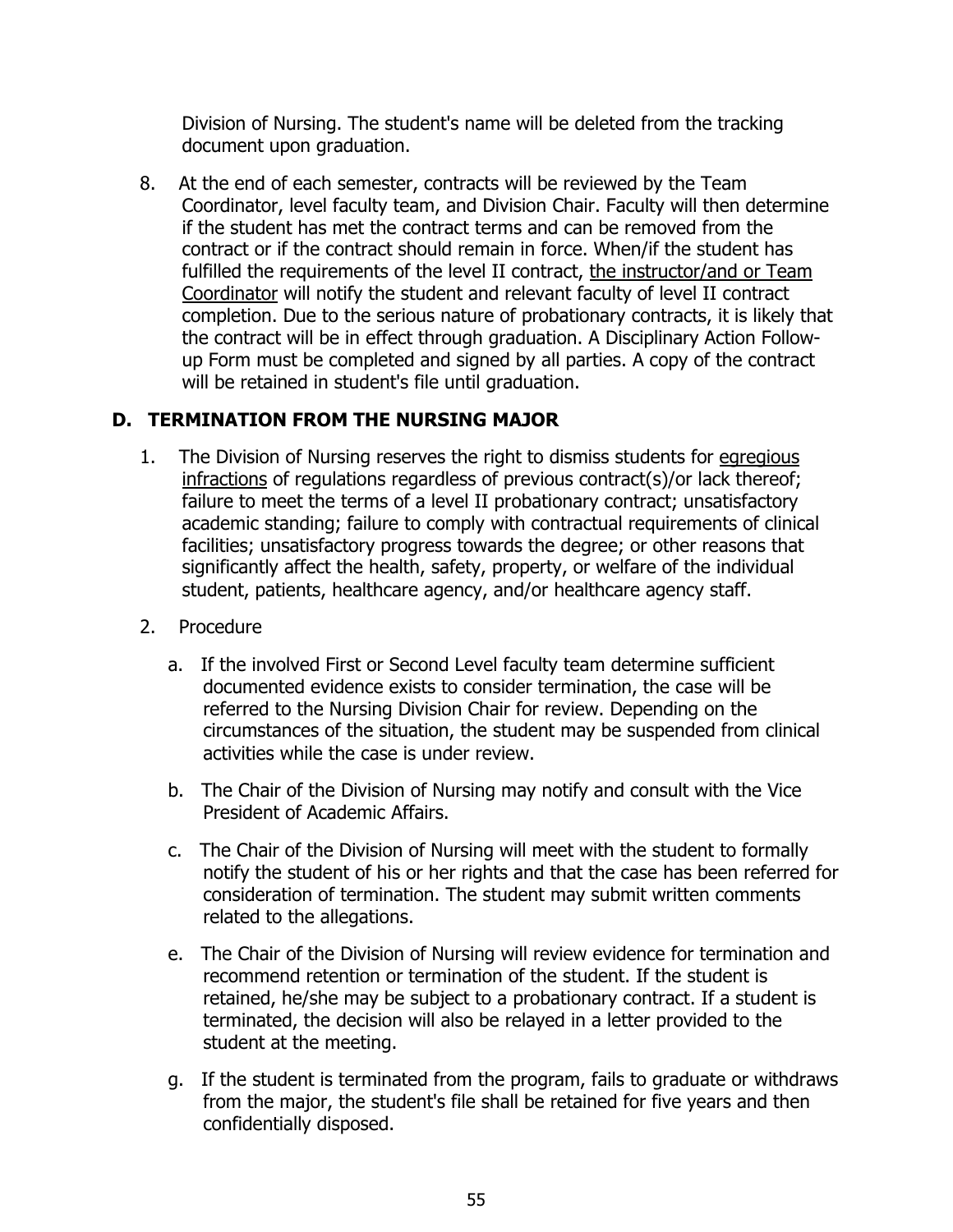Division of Nursing. The student's name will be deleted from the tracking document upon graduation.

8. At the end of each semester, contracts will be reviewed by the Team Coordinator, level faculty team, and Division Chair. Faculty will then determine if the student has met the contract terms and can be removed from the contract or if the contract should remain in force. When/if the student has fulfilled the requirements of the level II contract, <u>the instructor/and or Team Coordinator</u> will notify the student and relevant faculty of level II contract completion. Due to the serious nature of probationary contracts, it is likely that the contract will be in effect through graduation. A Disciplinary Action Follow-up Form must be completed and signed by all parties. A copy of the contract will be retained in student's file until graduation.

## D. TERMINATION FROM THE NURSING MAJOR

1. The Division of Nursing reserves the right to dismiss students for <u>egregious infractions</u> of regulations regardless of previous contract(s)/or lack thereof; failure to meet the terms of a level II probationary contract; unsatisfactory academic standing; failure to comply with contractual requirements of clinical facilities; unsatisfactory progress towards the degree; or other reasons that significantly affect the health, safety, property, or welfare of the individual student, patients, healthcare agency, and/or healthcare agency staff.

2. Procedure

   a. If the involved First or Second Level faculty team determine sufficient documented evidence exists to consider termination, the case will be referred to the Nursing Division Chair for review. Depending on the circumstances of the situation, the student may be suspended from clinical activities while the case is under review.

   b. The Chair of the Division of Nursing may notify and consult with the Vice President of Academic Affairs.

   c. The Chair of the Division of Nursing will meet with the student to formally notify the student of his or her rights and that the case has been referred for consideration of termination. The student may submit written comments related to the allegations.

   e. The Chair of the Division of Nursing will review evidence for termination and recommend retention or termination of the student. If the student is retained, he/she may be subject to a probationary contract. If a student is terminated, the decision will also be relayed in a letter provided to the student at the meeting.

   g. If the student is terminated from the program, fails to graduate or withdraws from the major, the student's file shall be retained for five years and then confidentially disposed.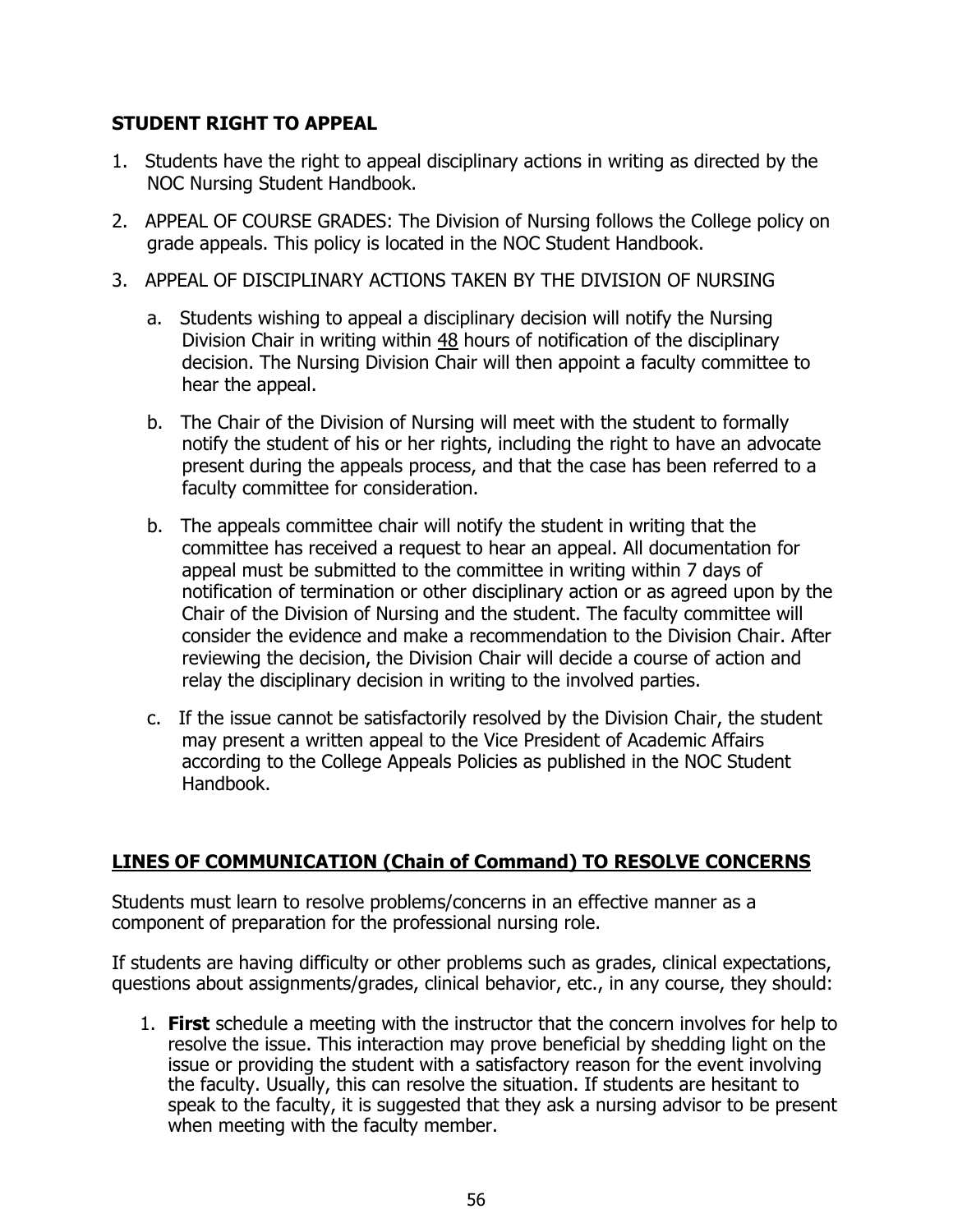## STUDENT RIGHT TO APPEAL

1. Students have the right to appeal disciplinary actions in writing as directed by the NOC Nursing Student Handbook.
2. APPEAL OF COURSE GRADES: The Division of Nursing follows the College policy on grade appeals. This policy is located in the NOC Student Handbook.
3. APPEAL OF DISCIPLINARY ACTIONS TAKEN BY THE DIVISION OF NURSING

   a. Students wishing to appeal a disciplinary decision will notify the Nursing Division Chair in writing within <u>48</u> hours of notification of the disciplinary decision. The Nursing Division Chair will then appoint a faculty committee to hear the appeal.

   b. The Chair of the Division of Nursing will meet with the student to formally notify the student of his or her rights, including the right to have an advocate present during the appeals process, and that the case has been referred to a faculty committee for consideration.

   b. The appeals committee chair will notify the student in writing that the committee has received a request to hear an appeal. All documentation for appeal must be submitted to the committee in writing within 7 days of notification of termination or other disciplinary action or as agreed upon by the Chair of the Division of Nursing and the student. The faculty committee will consider the evidence and make a recommendation to the Division Chair. After reviewing the decision, the Division Chair will decide a course of action and relay the disciplinary decision in writing to the involved parties.

   c. If the issue cannot be satisfactorily resolved by the Division Chair, the student may present a written appeal to the Vice President of Academic Affairs according to the College Appeals Policies as published in the NOC Student Handbook.

## <u>LINES OF COMMUNICATION (Chain of Command) TO RESOLVE CONCERNS</u>

Students must learn to resolve problems/concerns in an effective manner as a component of preparation for the professional nursing role.

If students are having difficulty or other problems such as grades, clinical expectations, questions about assignments/grades, clinical behavior, etc., in any course, they should:

1. **First** schedule a meeting with the instructor that the concern involves for help to resolve the issue. This interaction may prove beneficial by shedding light on the issue or providing the student with a satisfactory reason for the event involving the faculty. Usually, this can resolve the situation. If students are hesitant to speak to the faculty, it is suggested that they ask a nursing advisor to be present when meeting with the faculty member.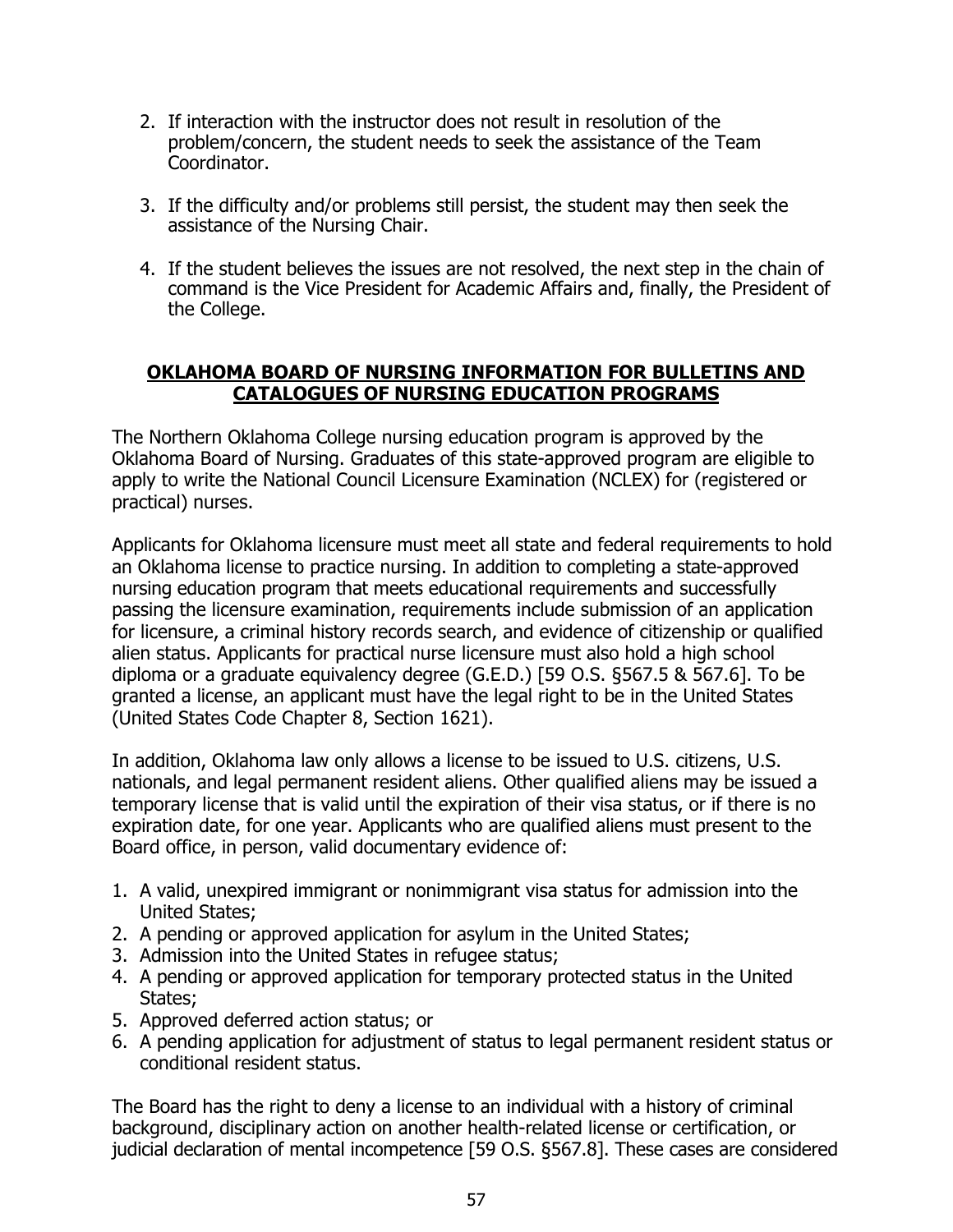2. If interaction with the instructor does not result in resolution of the problem/concern, the student needs to seek the assistance of the Team Coordinator.

3. If the difficulty and/or problems still persist, the student may then seek the assistance of the Nursing Chair.

4. If the student believes the issues are not resolved, the next step in the chain of command is the Vice President for Academic Affairs and, finally, the President of the College.

## OKLAHOMA BOARD OF NURSING INFORMATION FOR BULLETINS AND CATALOGUES OF NURSING EDUCATION PROGRAMS

The Northern Oklahoma College nursing education program is approved by the Oklahoma Board of Nursing. Graduates of this state-approved program are eligible to apply to write the National Council Licensure Examination (NCLEX) for (registered or practical) nurses.

Applicants for Oklahoma licensure must meet all state and federal requirements to hold an Oklahoma license to practice nursing. In addition to completing a state-approved nursing education program that meets educational requirements and successfully passing the licensure examination, requirements include submission of an application for licensure, a criminal history records search, and evidence of citizenship or qualified alien status. Applicants for practical nurse licensure must also hold a high school diploma or a graduate equivalency degree (G.E.D.) [59 O.S. §567.5 & 567.6]. To be granted a license, an applicant must have the legal right to be in the United States (United States Code Chapter 8, Section 1621).

In addition, Oklahoma law only allows a license to be issued to U.S. citizens, U.S. nationals, and legal permanent resident aliens. Other qualified aliens may be issued a temporary license that is valid until the expiration of their visa status, or if there is no expiration date, for one year. Applicants who are qualified aliens must present to the Board office, in person, valid documentary evidence of:

1. A valid, unexpired immigrant or nonimmigrant visa status for admission into the United States;
2. A pending or approved application for asylum in the United States;
3. Admission into the United States in refugee status;
4. A pending or approved application for temporary protected status in the United States;
5. Approved deferred action status; or
6. A pending application for adjustment of status to legal permanent resident status or conditional resident status.

The Board has the right to deny a license to an individual with a history of criminal background, disciplinary action on another health-related license or certification, or judicial declaration of mental incompetence [59 O.S. §567.8]. These cases are considered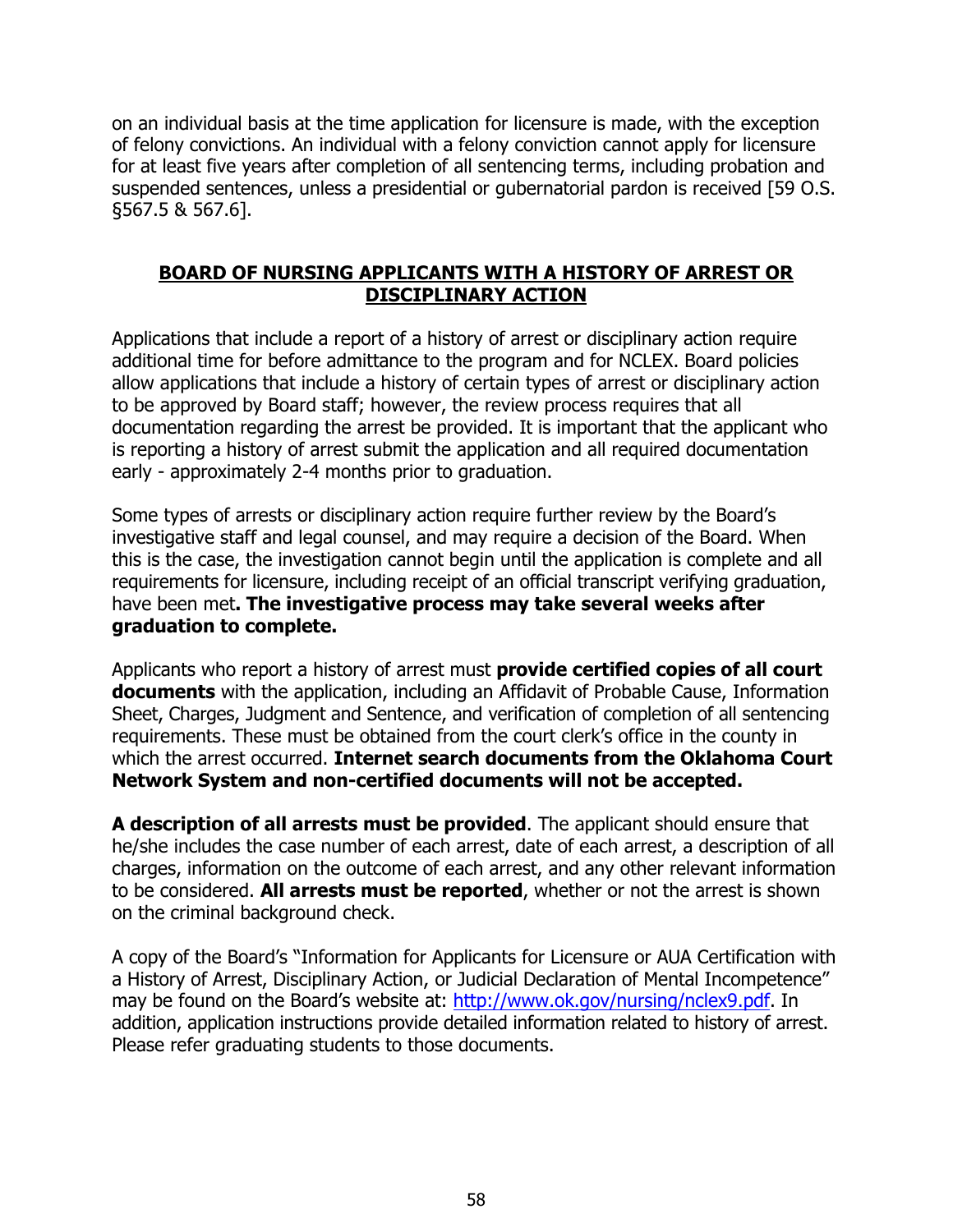on an individual basis at the time application for licensure is made, with the exception of felony convictions. An individual with a felony conviction cannot apply for licensure for at least five years after completion of all sentencing terms, including probation and suspended sentences, unless a presidential or gubernatorial pardon is received [59 O.S. §567.5 & 567.6].

## BOARD OF NURSING APPLICANTS WITH A HISTORY OF ARREST OR DISCIPLINARY ACTION

Applications that include a report of a history of arrest or disciplinary action require additional time for before admittance to the program and for NCLEX. Board policies allow applications that include a history of certain types of arrest or disciplinary action to be approved by Board staff; however, the review process requires that all documentation regarding the arrest be provided. It is important that the applicant who is reporting a history of arrest submit the application and all required documentation early - approximately 2-4 months prior to graduation.

Some types of arrests or disciplinary action require further review by the Board's investigative staff and legal counsel, and may require a decision of the Board. When this is the case, the investigation cannot begin until the application is complete and all requirements for licensure, including receipt of an official transcript verifying graduation, have been met**. The investigative process may take several weeks after graduation to complete.**

Applicants who report a history of arrest must **provide certified copies of all court documents** with the application, including an Affidavit of Probable Cause, Information Sheet, Charges, Judgment and Sentence, and verification of completion of all sentencing requirements. These must be obtained from the court clerk's office in the county in which the arrest occurred. **Internet search documents from the Oklahoma Court Network System and non-certified documents will not be accepted.**

**A description of all arrests must be provided**. The applicant should ensure that he/she includes the case number of each arrest, date of each arrest, a description of all charges, information on the outcome of each arrest, and any other relevant information to be considered. **All arrests must be reported**, whether or not the arrest is shown on the criminal background check.

A copy of the Board's "Information for Applicants for Licensure or AUA Certification with a History of Arrest, Disciplinary Action, or Judicial Declaration of Mental Incompetence" may be found on the Board's website at: http://www.ok.gov/nursing/nclex9.pdf. In addition, application instructions provide detailed information related to history of arrest. Please refer graduating students to those documents.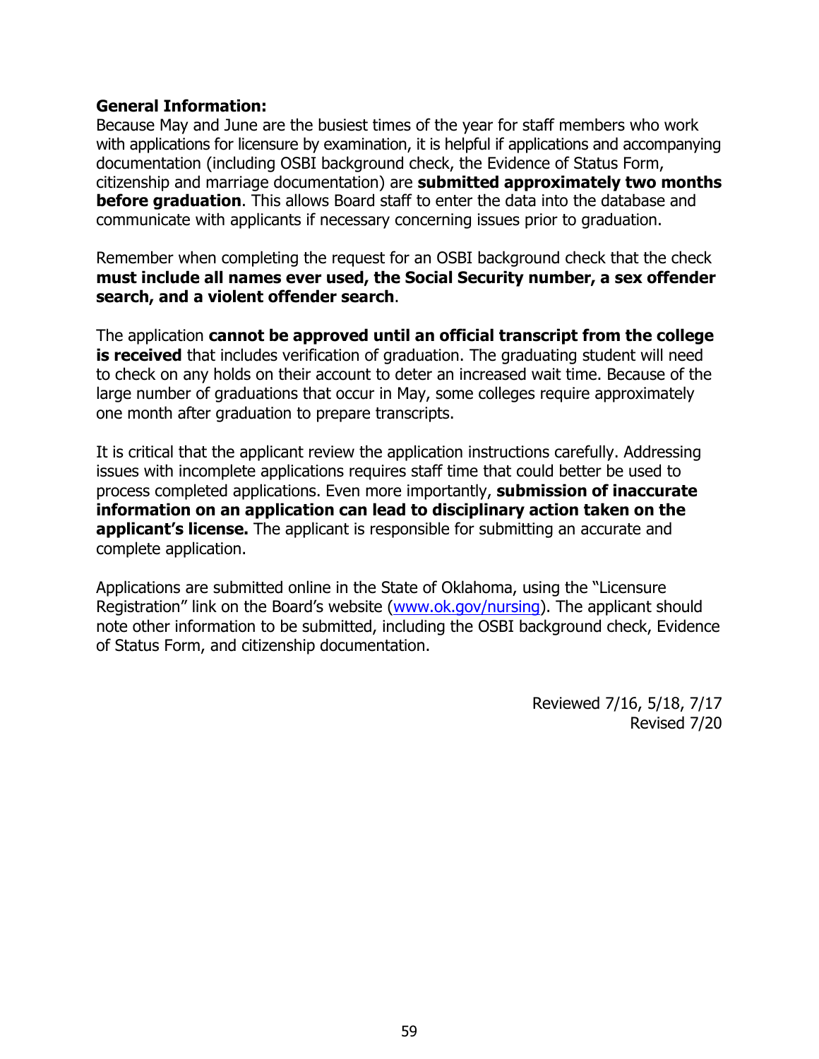**General Information:**

Because May and June are the busiest times of the year for staff members who work with applications for licensure by examination, it is helpful if applications and accompanying documentation (including OSBI background check, the Evidence of Status Form, citizenship and marriage documentation) are **submitted approximately two months before graduation**. This allows Board staff to enter the data into the database and communicate with applicants if necessary concerning issues prior to graduation.

Remember when completing the request for an OSBI background check that the check **must include all names ever used, the Social Security number, a sex offender search, and a violent offender search**.

The application **cannot be approved until an official transcript from the college is received** that includes verification of graduation. The graduating student will need to check on any holds on their account to deter an increased wait time. Because of the large number of graduations that occur in May, some colleges require approximately one month after graduation to prepare transcripts.

It is critical that the applicant review the application instructions carefully. Addressing issues with incomplete applications requires staff time that could better be used to process completed applications. Even more importantly, **submission of inaccurate information on an application can lead to disciplinary action taken on the applicant's license.** The applicant is responsible for submitting an accurate and complete application.

Applications are submitted online in the State of Oklahoma, using the "Licensure Registration" link on the Board's website (www.ok.gov/nursing). The applicant should note other information to be submitted, including the OSBI background check, Evidence of Status Form, and citizenship documentation.

Reviewed 7/16, 5/18, 7/17
Revised 7/20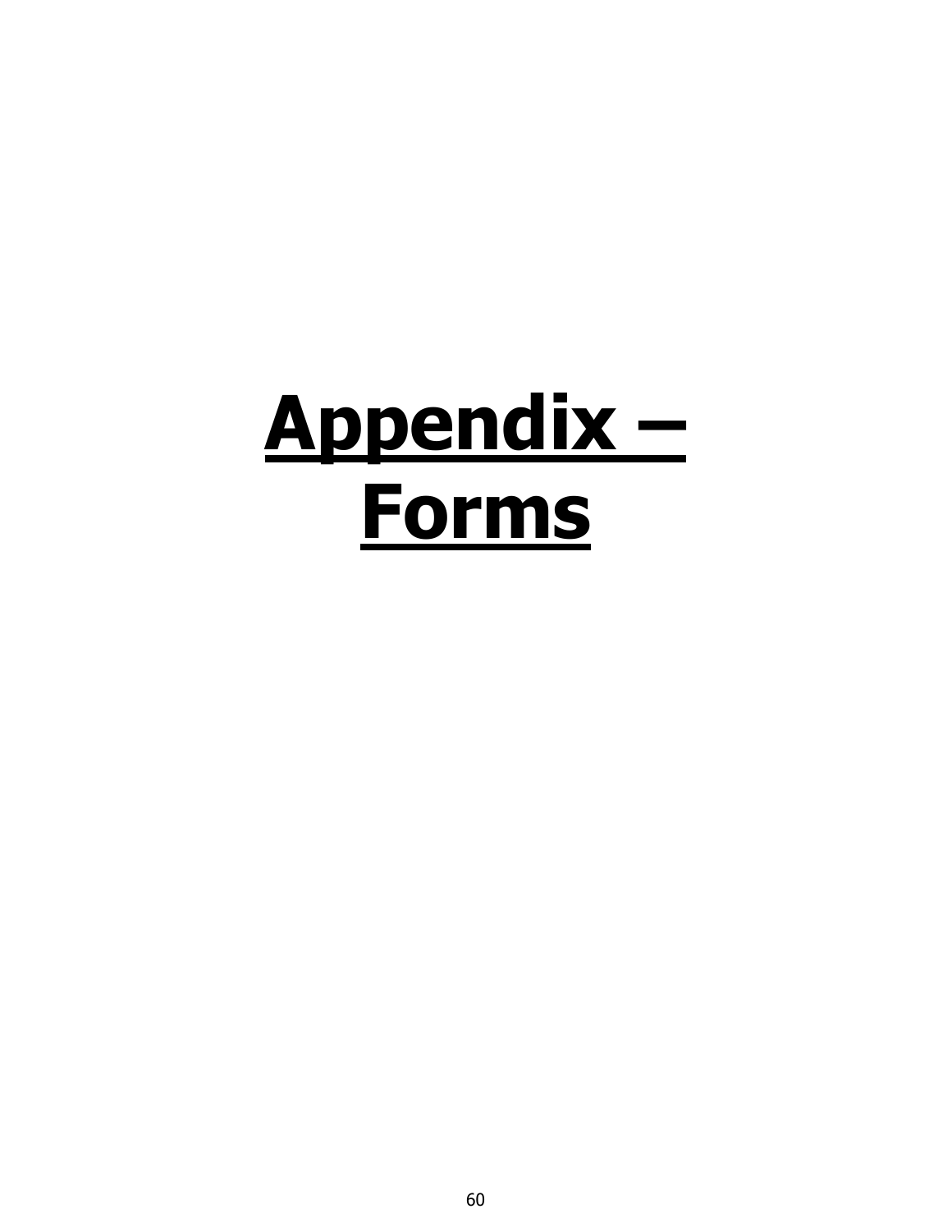# Appendix – Forms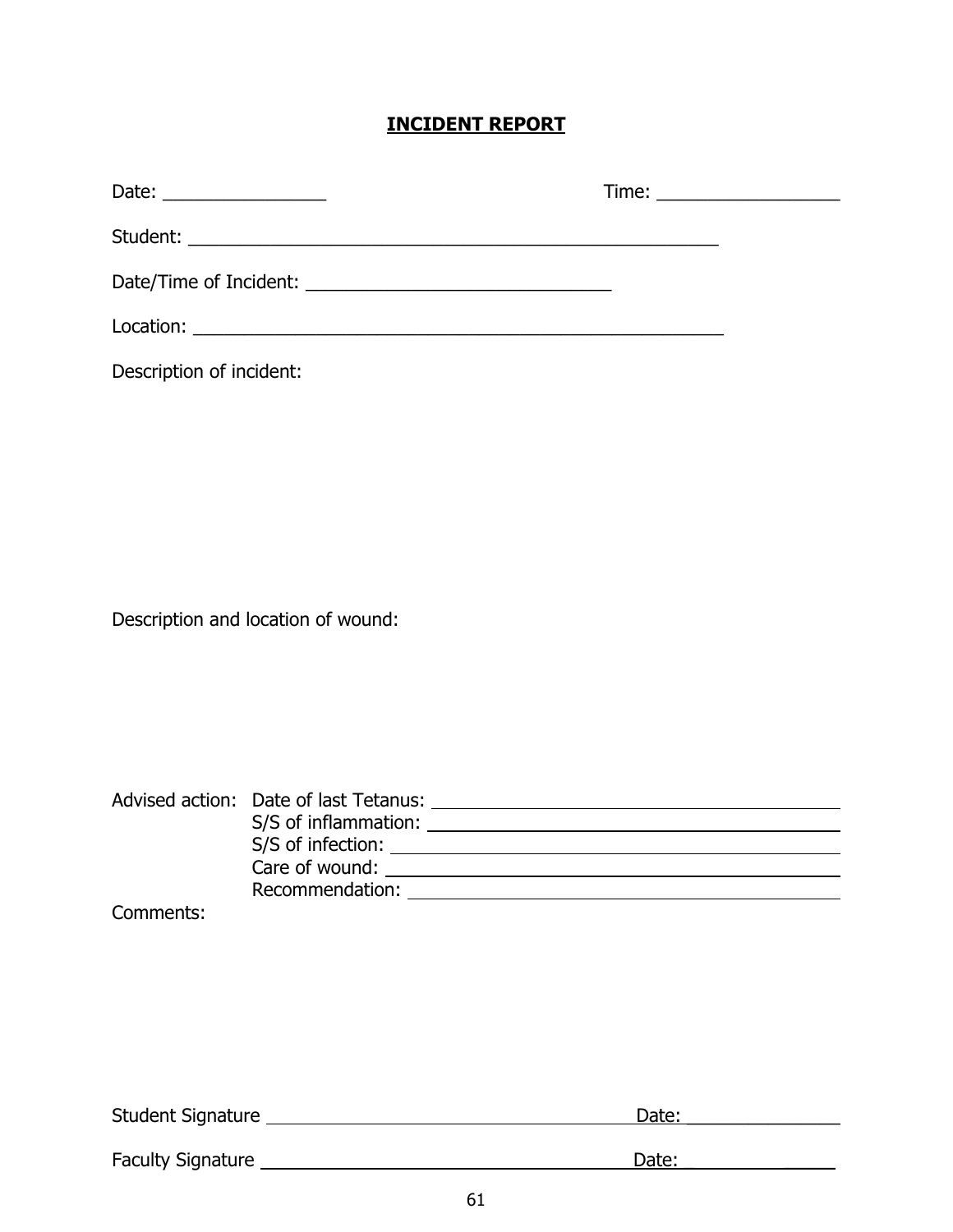# INCIDENT REPORT

Date: ________________ Time: __________________

Student: ____________________________________________________

Date/Time of Incident: ______________________________

Location: ____________________________________________________

Description of incident:

Description and location of wound:

Advised action: Date of last Tetanus: ____________________________________

S/S of inflammation: ____________________________________

S/S of infection: ____________________________________

Care of wound: ____________________________________

Recommendation: ____________________________________

Comments:

Student Signature ________________________________ Date: _______________

Faculty Signature ________________________________ Date: _______________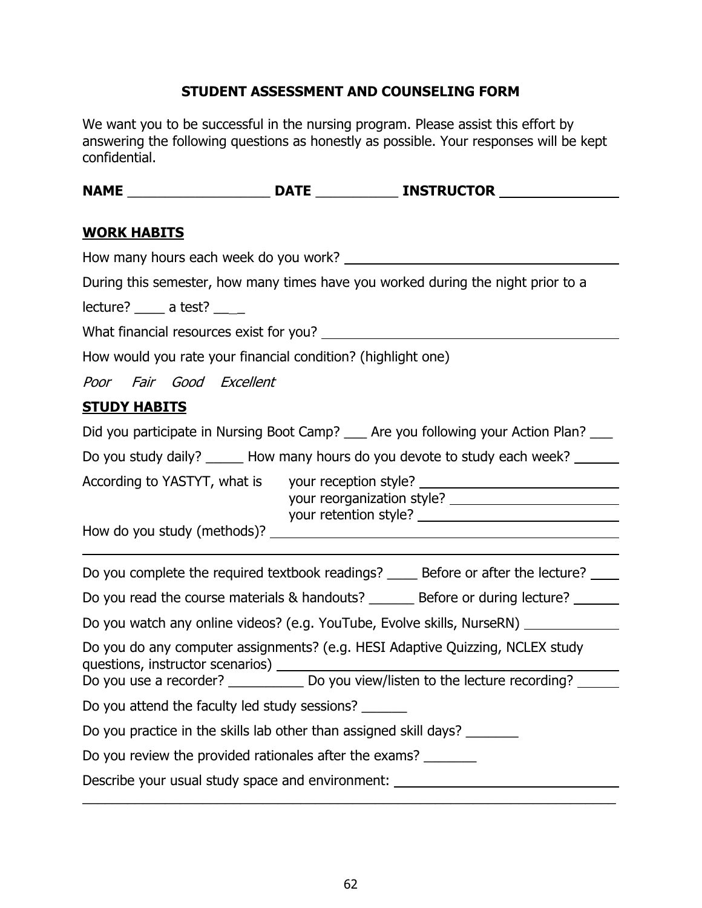## STUDENT ASSESSMENT AND COUNSELING FORM

We want you to be successful in the nursing program. Please assist this effort by answering the following questions as honestly as possible. Your responses will be kept confidential.

**NAME** ___________________ **DATE** ___________ **INSTRUCTOR** _______________

**WORK HABITS**

How many hours each week do you work? ______________________________________

During this semester, how many times have you worked during the night prior to a lecture? ____ a test? ____

What financial resources exist for you? ________________________________________

How would you rate your financial condition? (highlight one)

*Poor Fair Good Excellent*

**STUDY HABITS**

Did you participate in Nursing Boot Camp? ___ Are you following your Action Plan? ___

Do you study daily? _____ How many hours do you devote to study each week? ______

According to YASTYT, what is your reception style? ___________________________
your reorganization style? ________________________
your retention style? ____________________________

How do you study (methods)? ______________________________________________

_________________________________________________________________________

Do you complete the required textbook readings? ____ Before or after the lecture? ____

Do you read the course materials & handouts? ______ Before or during lecture? ______

Do you watch any online videos? (e.g. YouTube, Evolve skills, NurseRN) _____________

Do you do any computer assignments? (e.g. HESI Adaptive Quizzing, NCLEX study questions, instructor scenarios) ________________________________________________

Do you use a recorder? __________ Do you view/listen to the lecture recording? ______

Do you attend the faculty led study sessions? ______

Do you practice in the skills lab other than assigned skill days? _______

Do you review the provided rationales after the exams? _______

Describe your usual study space and environment: _______________________________

_________________________________________________________________________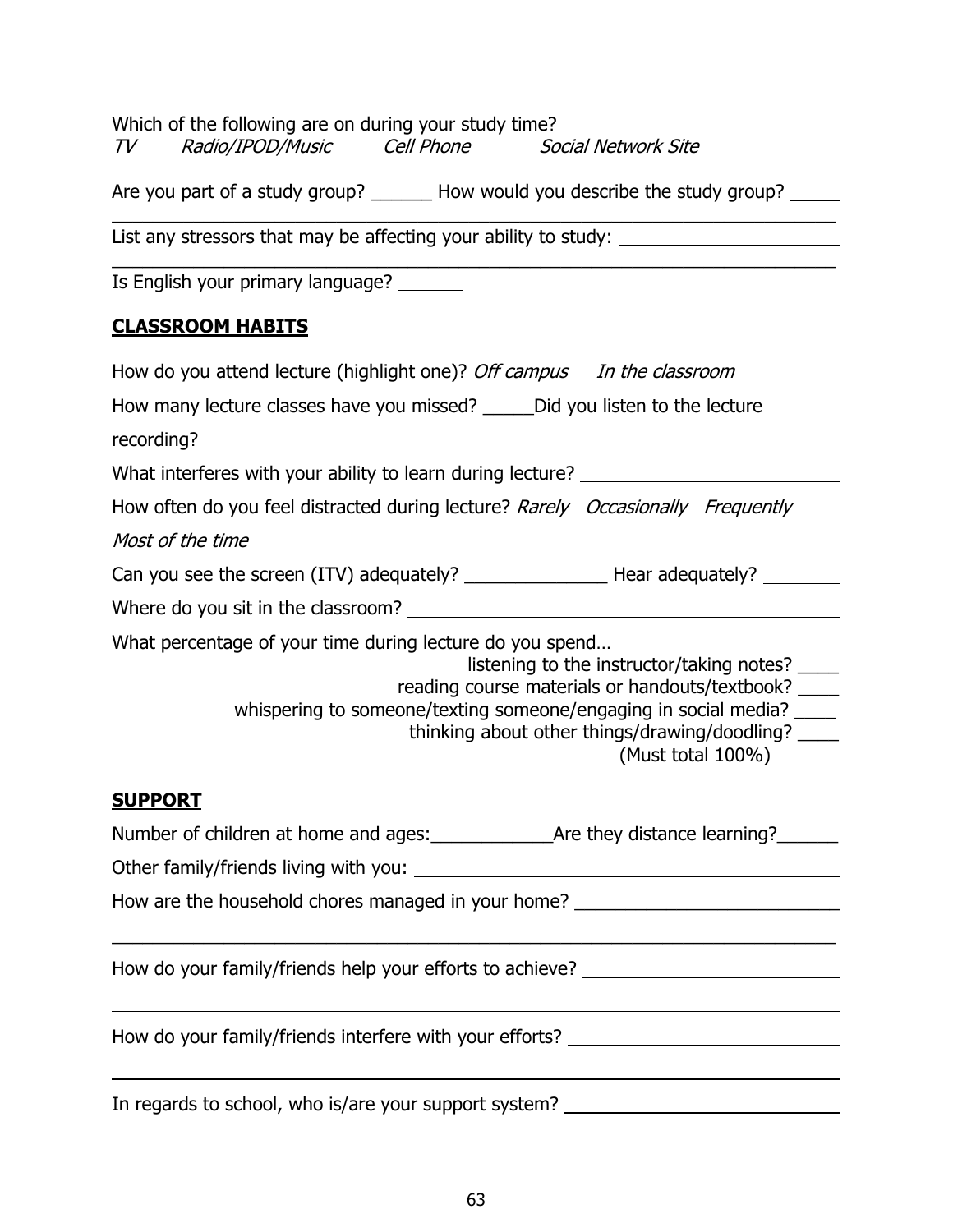Which of the following are on during your study time?
*TV Radio/IPOD/Music Cell Phone Social Network Site*

Are you part of a study group? ______ How would you describe the study group? _____
___________________________________________________________________________

List any stressors that may be affecting your ability to study: ______________________
___________________________________________________________________________

Is English your primary language? _______

## CLASSROOM HABITS

How do you attend lecture (highlight one)? *Off campus In the classroom*

How many lecture classes have you missed? _____Did you listen to the lecture recording? ___________________________________________________________

What interferes with your ability to learn during lecture? __________________________

How often do you feel distracted during lecture? *Rarely Occasionally Frequently Most of the time*

Can you see the screen (ITV) adequately? ______________ Hear adequately? ________

Where do you sit in the classroom? _____________________________________________

What percentage of your time during lecture do you spend…

listening to the instructor/taking notes? ____
reading course materials or handouts/textbook? ____
whispering to someone/texting someone/engaging in social media? ____
thinking about other things/drawing/doodling? ____
(Must total 100%)

## SUPPORT

Number of children at home and ages:____________Are they distance learning?______

Other family/friends living with you: _____________________________________________

How are the household chores managed in your home? __________________________
___________________________________________________________________________

How do your family/friends help your efforts to achieve? _________________________
___________________________________________________________________________

How do your family/friends interfere with your efforts? __________________________
___________________________________________________________________________

In regards to school, who is/are your support system? ___________________________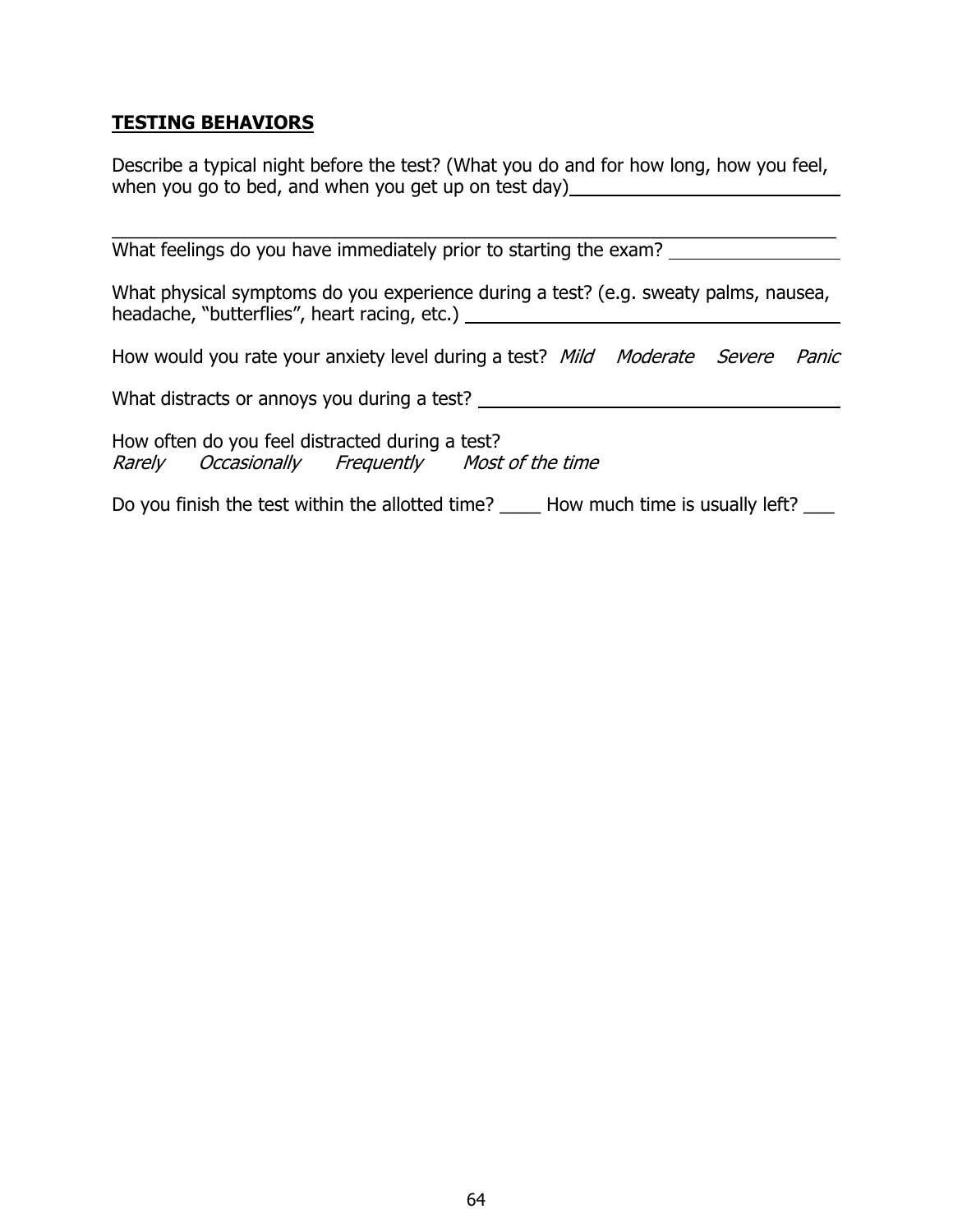**TESTING BEHAVIORS**

Describe a typical night before the test? (What you do and for how long, how you feel, when you go to bed, and when you get up on test day)\_\_\_\_\_\_\_\_\_\_\_\_\_\_\_\_\_\_\_\_\_\_\_\_\_\_\_\_

\_\_\_\_\_\_\_\_\_\_\_\_\_\_\_\_\_\_\_\_\_\_\_\_\_\_\_\_\_\_\_\_\_\_\_\_\_\_\_\_\_\_\_\_\_\_\_\_\_\_\_\_\_\_\_\_\_\_\_\_\_\_\_\_\_\_\_\_\_\_\_\_\_\_

What feelings do you have immediately prior to starting the exam? \_\_\_\_\_\_\_\_\_\_\_\_\_\_\_\_\_

What physical symptoms do you experience during a test? (e.g. sweaty palms, nausea, headache, "butterflies", heart racing, etc.) \_\_\_\_\_\_\_\_\_\_\_\_\_\_\_\_\_\_\_\_\_\_\_\_\_\_\_\_\_\_\_\_\_\_\_\_\_\_

How would you rate your anxiety level during a test? *Mild* *Moderate* *Severe* *Panic*

What distracts or annoys you during a test? \_\_\_\_\_\_\_\_\_\_\_\_\_\_\_\_\_\_\_\_\_\_\_\_\_\_\_\_\_\_\_\_\_\_\_\_\_\_

How often do you feel distracted during a test?
*Rarely* *Occasionally* *Frequently* *Most of the time*

Do you finish the test within the allotted time? \_\_\_\_ How much time is usually left? \_\_\_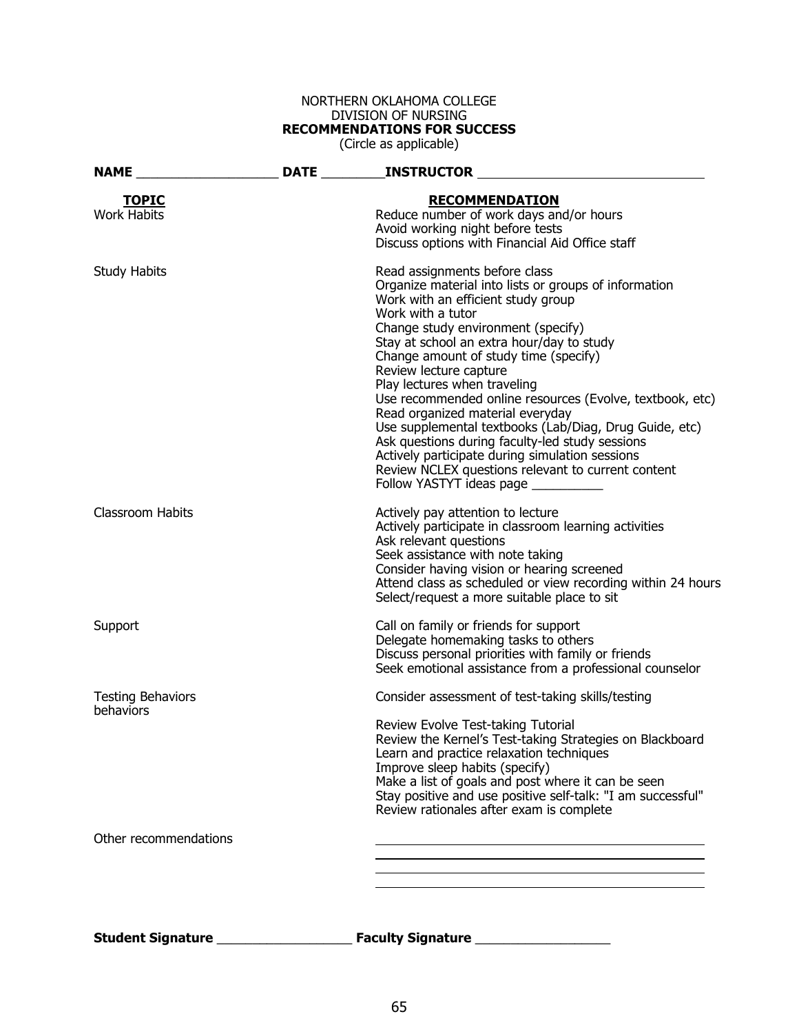NORTHERN OKLAHOMA COLLEGE
DIVISION OF NURSING
**RECOMMENDATIONS FOR SUCCESS**
(Circle as applicable)

**NAME** ___________________ **DATE** ________**INSTRUCTOR** _______________________________

| **TOPIC** | **RECOMMENDATION** |
|---|---|
| Work Habits | Reduce number of work days and/or hours<br>Avoid working night before tests<br>Discuss options with Financial Aid Office staff |
| Study Habits | Read assignments before class<br>Organize material into lists or groups of information<br>Work with an efficient study group<br>Work with a tutor<br>Change study environment (specify)<br>Stay at school an extra hour/day to study<br>Change amount of study time (specify)<br>Review lecture capture<br>Play lectures when traveling<br>Use recommended online resources (Evolve, textbook, etc)<br>Read organized material everyday<br>Use supplemental textbooks (Lab/Diag, Drug Guide, etc)<br>Ask questions during faculty-led study sessions<br>Actively participate during simulation sessions<br>Review NCLEX questions relevant to current content<br>Follow YASTYT ideas page __________ |
| Classroom Habits | Actively pay attention to lecture<br>Actively participate in classroom learning activities<br>Ask relevant questions<br>Seek assistance with note taking<br>Consider having vision or hearing screened<br>Attend class as scheduled or view recording within 24 hours<br>Select/request a more suitable place to sit |
| Support | Call on family or friends for support<br>Delegate homemaking tasks to others<br>Discuss personal priorities with family or friends<br>Seek emotional assistance from a professional counselor |
| Testing Behaviors behaviors | Consider assessment of test-taking skills/testing<br><br>Review Evolve Test-taking Tutorial<br>Review the Kernel's Test-taking Strategies on Blackboard<br>Learn and practice relaxation techniques<br>Improve sleep habits (specify)<br>Make a list of goals and post where it can be seen<br>Stay positive and use positive self-talk: "I am successful"<br>Review rationales after exam is complete |
| Other recommendations | ______________________________________________<br>______________________________________________<br>______________________________________________<br>______________________________________________ |

**Student Signature** __________________ **Faculty Signature** __________________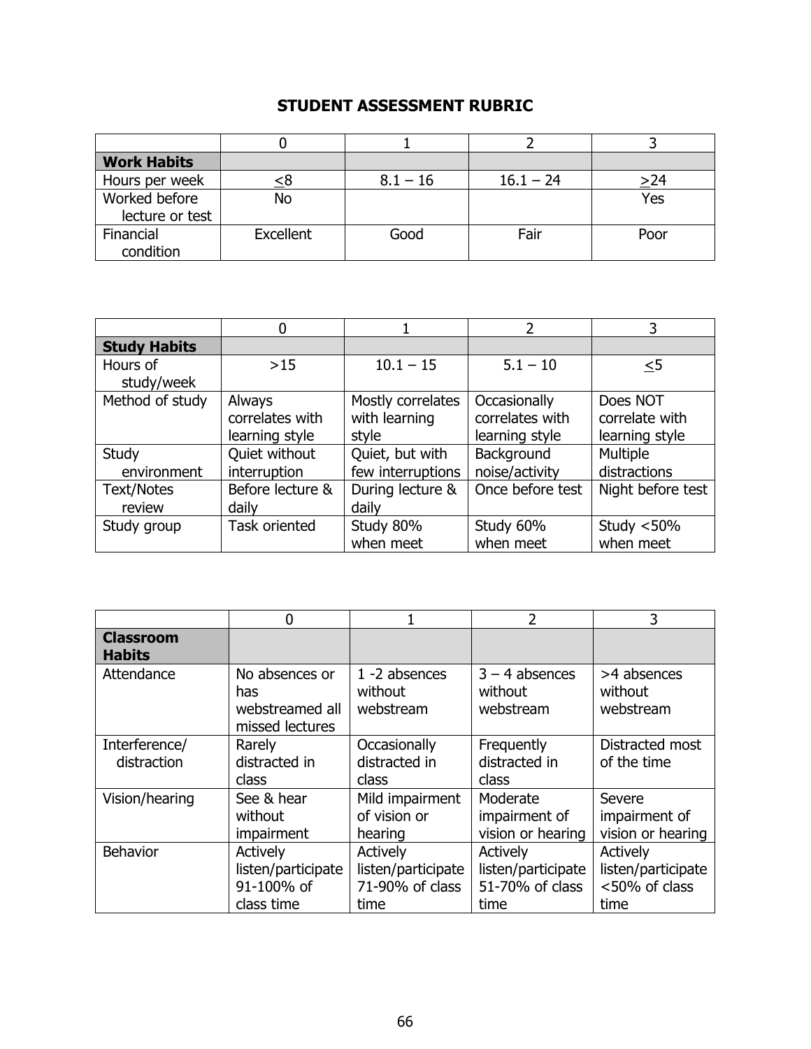# STUDENT ASSESSMENT RUBRIC

| | 0 | 1 | 2 | 3 |
|---|---|---|---|---|
| **Work Habits** | | | | |
| Hours per week | <u><</u>8 | 8.1 – 16 | 16.1 – 24 | <u>></u>24 |
| Worked before lecture or test | No | | | Yes |
| Financial condition | Excellent | Good | Fair | Poor |

| | 0 | 1 | 2 | 3 |
|---|---|---|---|---|
| **Study Habits** | | | | |
| Hours of study/week | >15 | 10.1 – 15 | 5.1 – 10 | <u><</u>5 |
| Method of study | Always correlates with learning style | Mostly correlates with learning style | Occasionally correlates with learning style | Does NOT correlate with learning style |
| Study environment | Quiet without interruption | Quiet, but with few interruptions | Background noise/activity | Multiple distractions |
| Text/Notes review | Before lecture & daily | During lecture & daily | Once before test | Night before test |
| Study group | Task oriented | Study 80% when meet | Study 60% when meet | Study <50% when meet |

| | 0 | 1 | 2 | 3 |
|---|---|---|---|---|
| **Classroom Habits** | | | | |
| Attendance | No absences or has webstreamed all missed lectures | 1 -2 absences without webstream | 3 – 4 absences without webstream | >4 absences without webstream |
| Interference/ distraction | Rarely distracted in class | Occasionally distracted in class | Frequently distracted in class | Distracted most of the time |
| Vision/hearing | See & hear without impairment | Mild impairment of vision or hearing | Moderate impairment of vision or hearing | Severe impairment of vision or hearing |
| Behavior | Actively listen/participate 91-100% of class time | Actively listen/participate 71-90% of class time | Actively listen/participate 51-70% of class time | Actively listen/participate <50% of class time |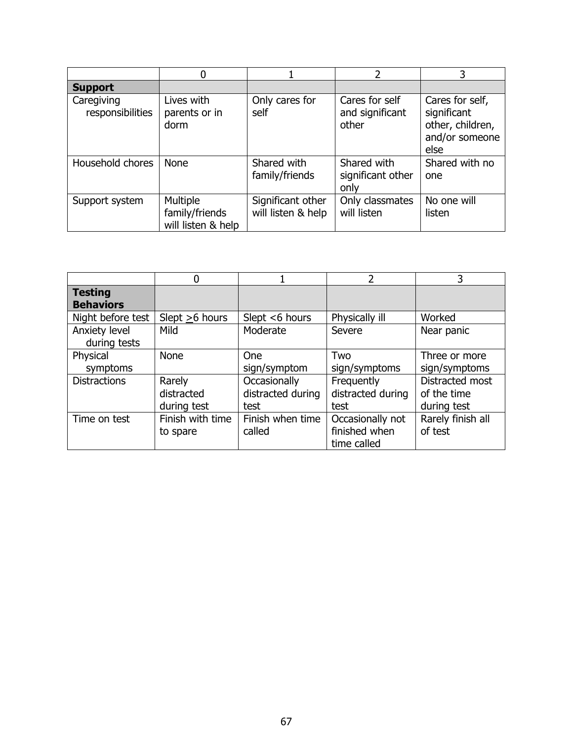| | 0 | 1 | 2 | 3 |
|---|---|---|---|---|
| **Support** | | | | |
| Caregiving responsibilities | Lives with parents or in dorm | Only cares for self | Cares for self and significant other | Cares for self, significant other, children, and/or someone else |
| Household chores | None | Shared with family/friends | Shared with significant other only | Shared with no one |
| Support system | Multiple family/friends will listen & help | Significant other will listen & help | Only classmates will listen | No one will listen |

| | 0 | 1 | 2 | 3 |
|---|---|---|---|---|
| **Testing Behaviors** | | | | |
| Night before test | Slept ≥6 hours | Slept <6 hours | Physically ill | Worked |
| Anxiety level during tests | Mild | Moderate | Severe | Near panic |
| Physical symptoms | None | One sign/symptom | Two sign/symptoms | Three or more sign/symptoms |
| Distractions | Rarely distracted during test | Occasionally distracted during test | Frequently distracted during test | Distracted most of the time during test |
| Time on test | Finish with time to spare | Finish when time called | Occasionally not finished when time called | Rarely finish all of test |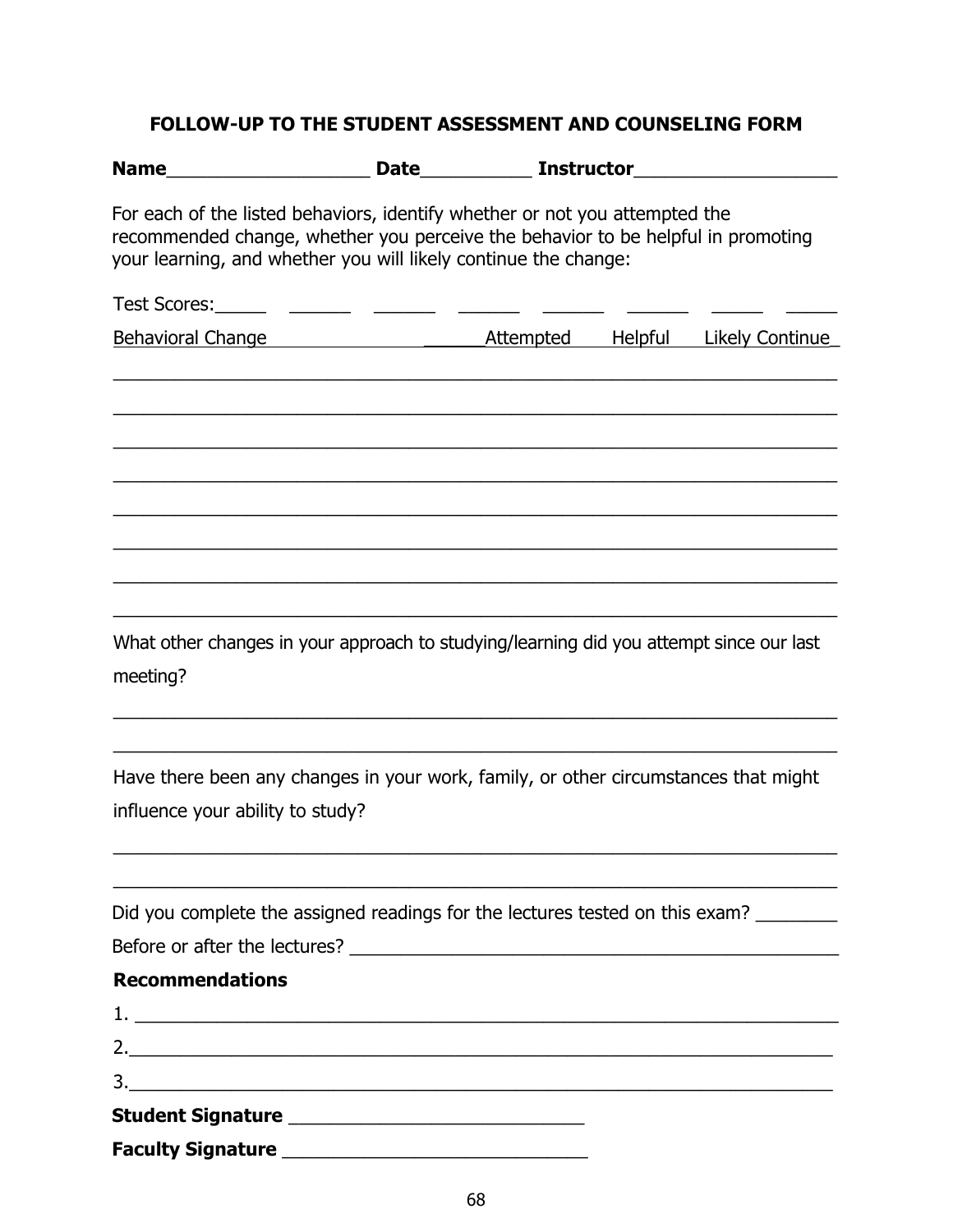## FOLLOW-UP TO THE STUDENT ASSESSMENT AND COUNSELING FORM

**Name**___________________ **Date**__________ **Instructor**___________________

For each of the listed behaviors, identify whether or not you attempted the recommended change, whether you perceive the behavior to be helpful in promoting your learning, and whether you will likely continue the change:

Test Scores:_____ ______ ______ ______ ______ ______ _____ _____

| Behavioral Change | Attempted | Helpful | Likely Continue |
|---|---|---|---|
| | | | |
| | | | |
| | | | |
| | | | |
| | | | |
| | | | |
| | | | |
| | | | |

What other changes in your approach to studying/learning did you attempt since our last meeting?

_________________________________________________________________________

_________________________________________________________________________

Have there been any changes in your work, family, or other circumstances that might influence your ability to study?

_________________________________________________________________________

_________________________________________________________________________

Did you complete the assigned readings for the lectures tested on this exam? ________

Before or after the lectures? _________________________________________________

**Recommendations**

1. _______________________________________________________________________

2._______________________________________________________________________

3._______________________________________________________________________

**Student Signature** ____________________________

**Faculty Signature** ______________________________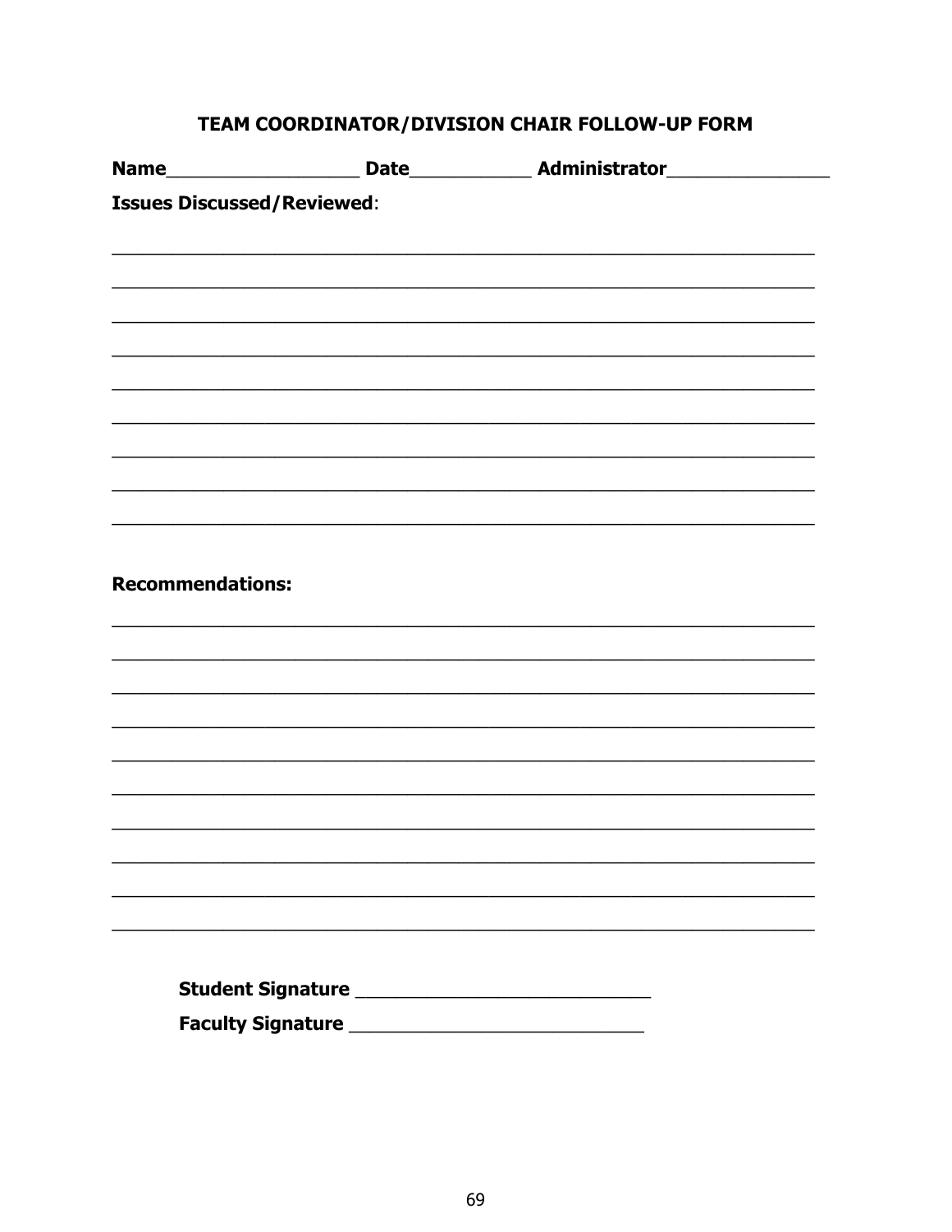## TEAM COORDINATOR/DIVISION CHAIR FOLLOW-UP FORM

**Name**__________________ **Date**___________ **Administrator**_______________

**Issues Discussed/Reviewed**:

_________________________________________________________________

_________________________________________________________________

_________________________________________________________________

_________________________________________________________________

_________________________________________________________________

_________________________________________________________________

_________________________________________________________________

_________________________________________________________________

_________________________________________________________________

**Recommendations:**

_________________________________________________________________

_________________________________________________________________

_________________________________________________________________

_________________________________________________________________

_________________________________________________________________

_________________________________________________________________

_________________________________________________________________

_________________________________________________________________

_________________________________________________________________

_________________________________________________________________

**Student Signature** ___________________________

**Faculty Signature** ___________________________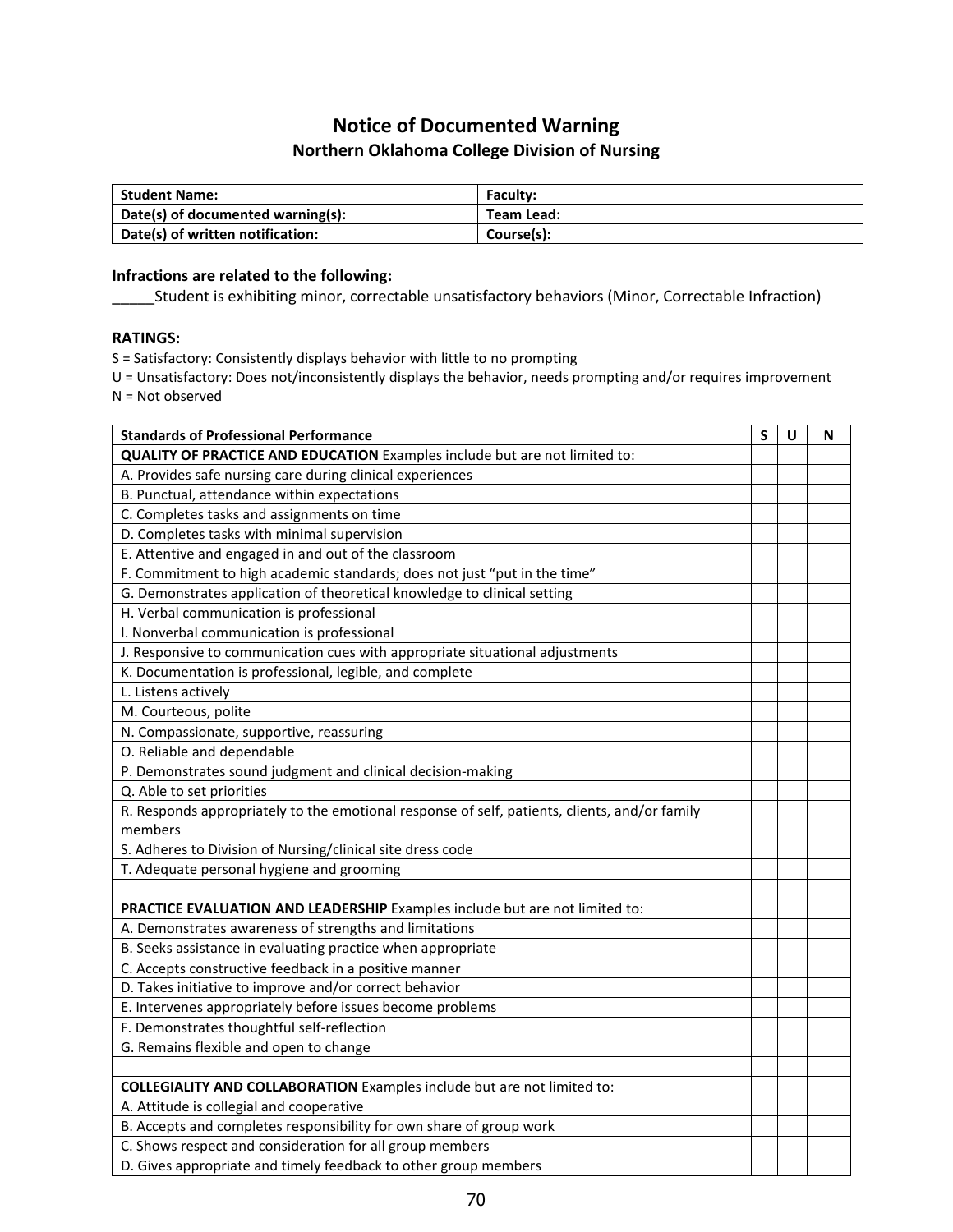# Notice of Documented Warning

## Northern Oklahoma College Division of Nursing

| | |
|---|---|
| **Student Name:** | **Faculty:** |
| **Date(s) of documented warning(s):** | **Team Lead:** |
| **Date(s) of written notification:** | **Course(s):** |

**Infractions are related to the following:**

_____Student is exhibiting minor, correctable unsatisfactory behaviors (Minor, Correctable Infraction)

**RATINGS:**

S = Satisfactory: Consistently displays behavior with little to no prompting

U = Unsatisfactory: Does not/inconsistently displays the behavior, needs prompting and/or requires improvement

N = Not observed

| Standards of Professional Performance | S | U | N |
|---|---|---|---|
| **QUALITY OF PRACTICE AND EDUCATION** Examples include but are not limited to: | | | |
| A. Provides safe nursing care during clinical experiences | | | |
| B. Punctual, attendance within expectations | | | |
| C. Completes tasks and assignments on time | | | |
| D. Completes tasks with minimal supervision | | | |
| E. Attentive and engaged in and out of the classroom | | | |
| F. Commitment to high academic standards; does not just "put in the time" | | | |
| G. Demonstrates application of theoretical knowledge to clinical setting | | | |
| H. Verbal communication is professional | | | |
| I. Nonverbal communication is professional | | | |
| J. Responsive to communication cues with appropriate situational adjustments | | | |
| K. Documentation is professional, legible, and complete | | | |
| L. Listens actively | | | |
| M. Courteous, polite | | | |
| N. Compassionate, supportive, reassuring | | | |
| O. Reliable and dependable | | | |
| P. Demonstrates sound judgment and clinical decision-making | | | |
| Q. Able to set priorities | | | |
| R. Responds appropriately to the emotional response of self, patients, clients, and/or family members | | | |
| S. Adheres to Division of Nursing/clinical site dress code | | | |
| T. Adequate personal hygiene and grooming | | | |
| | | | |
| **PRACTICE EVALUATION AND LEADERSHIP** Examples include but are not limited to: | | | |
| A. Demonstrates awareness of strengths and limitations | | | |
| B. Seeks assistance in evaluating practice when appropriate | | | |
| C. Accepts constructive feedback in a positive manner | | | |
| D. Takes initiative to improve and/or correct behavior | | | |
| E. Intervenes appropriately before issues become problems | | | |
| F. Demonstrates thoughtful self-reflection | | | |
| G. Remains flexible and open to change | | | |
| | | | |
| **COLLEGIALITY AND COLLABORATION** Examples include but are not limited to: | | | |
| A. Attitude is collegial and cooperative | | | |
| B. Accepts and completes responsibility for own share of group work | | | |
| C. Shows respect and consideration for all group members | | | |
| D. Gives appropriate and timely feedback to other group members | | | |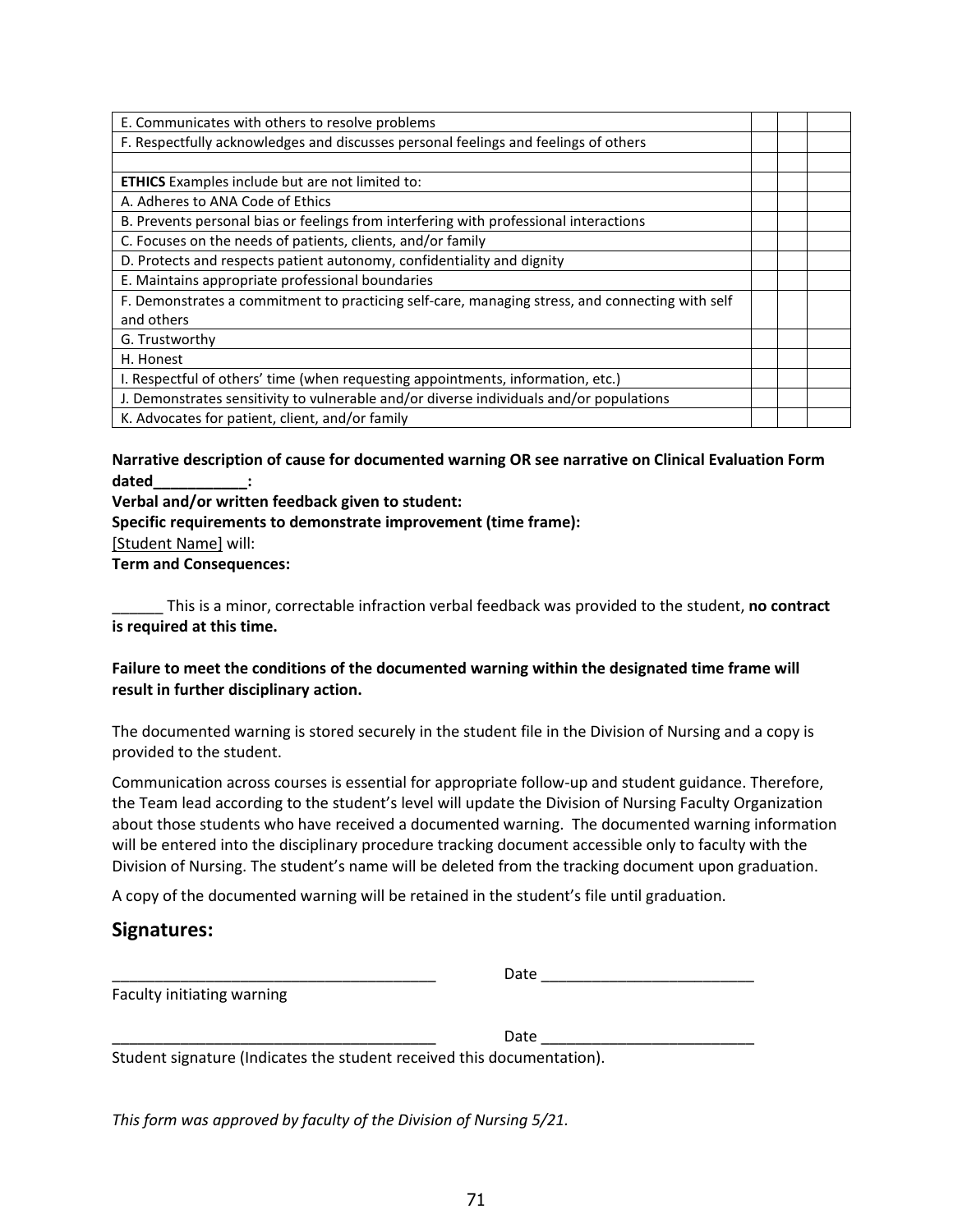| | | | |
|---|---|---|---|
| E. Communicates with others to resolve problems | | | |
| F. Respectfully acknowledges and discusses personal feelings and feelings of others | | | |
| | | | |
| **ETHICS** Examples include but are not limited to: | | | |
| A. Adheres to ANA Code of Ethics | | | |
| B. Prevents personal bias or feelings from interfering with professional interactions | | | |
| C. Focuses on the needs of patients, clients, and/or family | | | |
| D. Protects and respects patient autonomy, confidentiality and dignity | | | |
| E. Maintains appropriate professional boundaries | | | |
| F. Demonstrates a commitment to practicing self-care, managing stress, and connecting with self and others | | | |
| G. Trustworthy | | | |
| H. Honest | | | |
| I. Respectful of others' time (when requesting appointments, information, etc.) | | | |
| J. Demonstrates sensitivity to vulnerable and/or diverse individuals and/or populations | | | |
| K. Advocates for patient, client, and/or family | | | |

**Narrative description of cause for documented warning OR see narrative on Clinical Evaluation Form dated___________:**

**Verbal and/or written feedback given to student:**

**Specific requirements to demonstrate improvement (time frame):**

[Student Name] will:

**Term and Consequences:**

______ This is a minor, correctable infraction verbal feedback was provided to the student, **no contract is required at this time.**

**Failure to meet the conditions of the documented warning within the designated time frame will result in further disciplinary action.**

The documented warning is stored securely in the student file in the Division of Nursing and a copy is provided to the student.

Communication across courses is essential for appropriate follow-up and student guidance. Therefore, the Team lead according to the student's level will update the Division of Nursing Faculty Organization about those students who have received a documented warning. The documented warning information will be entered into the disciplinary procedure tracking document accessible only to faculty with the Division of Nursing. The student's name will be deleted from the tracking document upon graduation.

A copy of the documented warning will be retained in the student's file until graduation.

## Signatures:

_______________________________________ Date _________________________

Faculty initiating warning

_______________________________________ Date _________________________

Student signature (Indicates the student received this documentation).

*This form was approved by faculty of the Division of Nursing 5/21.*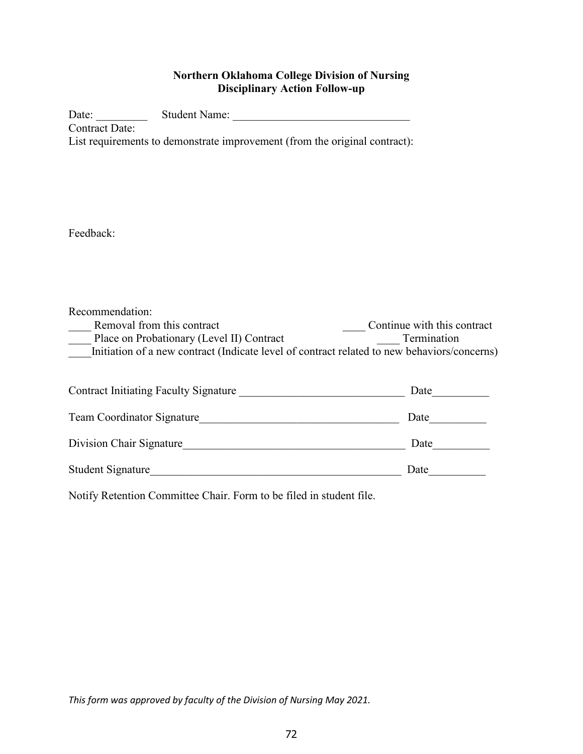**Northern Oklahoma College Division of Nursing**
**Disciplinary Action Follow-up**

Date: _________ Student Name: _______________________________

Contract Date:

List requirements to demonstrate improvement (from the original contract):

Feedback:

Recommendation:

____ Removal from this contract ____ Continue with this contract

____ Place on Probationary (Level II) Contract ____ Termination

____Initiation of a new contract (Indicate level of contract related to new behaviors/concerns)

Contract Initiating Faculty Signature _____________________________ Date__________

Team Coordinator Signature___________________________________ Date__________

Division Chair Signature_______________________________________ Date__________

Student Signature_____________________________________________ Date__________

Notify Retention Committee Chair. Form to be filed in student file.

*This form was approved by faculty of the Division of Nursing May 2021.*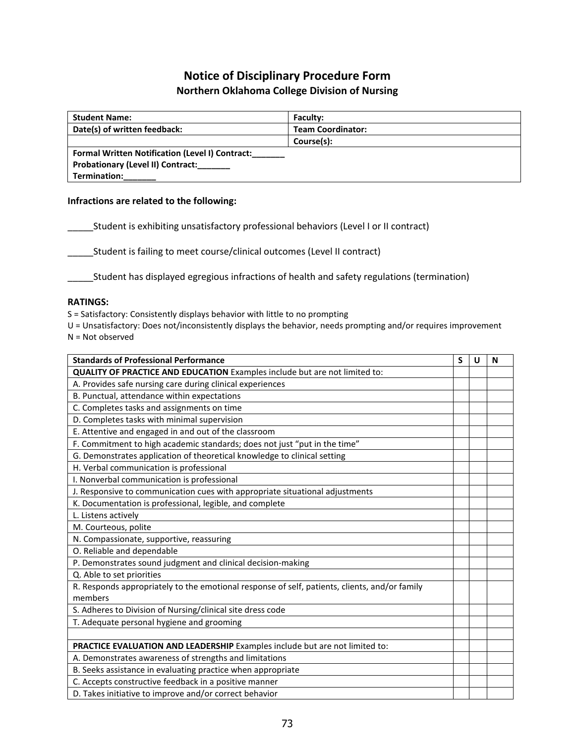# Notice of Disciplinary Procedure Form

## Northern Oklahoma College Division of Nursing

| | |
|---|---|
| **Student Name:** | **Faculty:** |
| **Date(s) of written feedback:** | **Team Coordinator:** |
| | **Course(s):** |
| **Formal Written Notification (Level I) Contract:_______**<br>**Probationary (Level II) Contract:_______**<br>**Termination:_______** | |

**Infractions are related to the following:**

_____Student is exhibiting unsatisfactory professional behaviors (Level I or II contract)

_____Student is failing to meet course/clinical outcomes (Level II contract)

_____Student has displayed egregious infractions of health and safety regulations (termination)

**RATINGS:**

S = Satisfactory: Consistently displays behavior with little to no prompting

U = Unsatisfactory: Does not/inconsistently displays the behavior, needs prompting and/or requires improvement

N = Not observed

| **Standards of Professional Performance** | **S** | **U** | **N** |
|---|---|---|---|
| **QUALITY OF PRACTICE AND EDUCATION** Examples include but are not limited to: | | | |
| A. Provides safe nursing care during clinical experiences | | | |
| B. Punctual, attendance within expectations | | | |
| C. Completes tasks and assignments on time | | | |
| D. Completes tasks with minimal supervision | | | |
| E. Attentive and engaged in and out of the classroom | | | |
| F. Commitment to high academic standards; does not just "put in the time" | | | |
| G. Demonstrates application of theoretical knowledge to clinical setting | | | |
| H. Verbal communication is professional | | | |
| I. Nonverbal communication is professional | | | |
| J. Responsive to communication cues with appropriate situational adjustments | | | |
| K. Documentation is professional, legible, and complete | | | |
| L. Listens actively | | | |
| M. Courteous, polite | | | |
| N. Compassionate, supportive, reassuring | | | |
| O. Reliable and dependable | | | |
| P. Demonstrates sound judgment and clinical decision-making | | | |
| Q. Able to set priorities | | | |
| R. Responds appropriately to the emotional response of self, patients, clients, and/or family members | | | |
| S. Adheres to Division of Nursing/clinical site dress code | | | |
| T. Adequate personal hygiene and grooming | | | |
| | | | |
| **PRACTICE EVALUATION AND LEADERSHIP** Examples include but are not limited to: | | | |
| A. Demonstrates awareness of strengths and limitations | | | |
| B. Seeks assistance in evaluating practice when appropriate | | | |
| C. Accepts constructive feedback in a positive manner | | | |
| D. Takes initiative to improve and/or correct behavior | | | |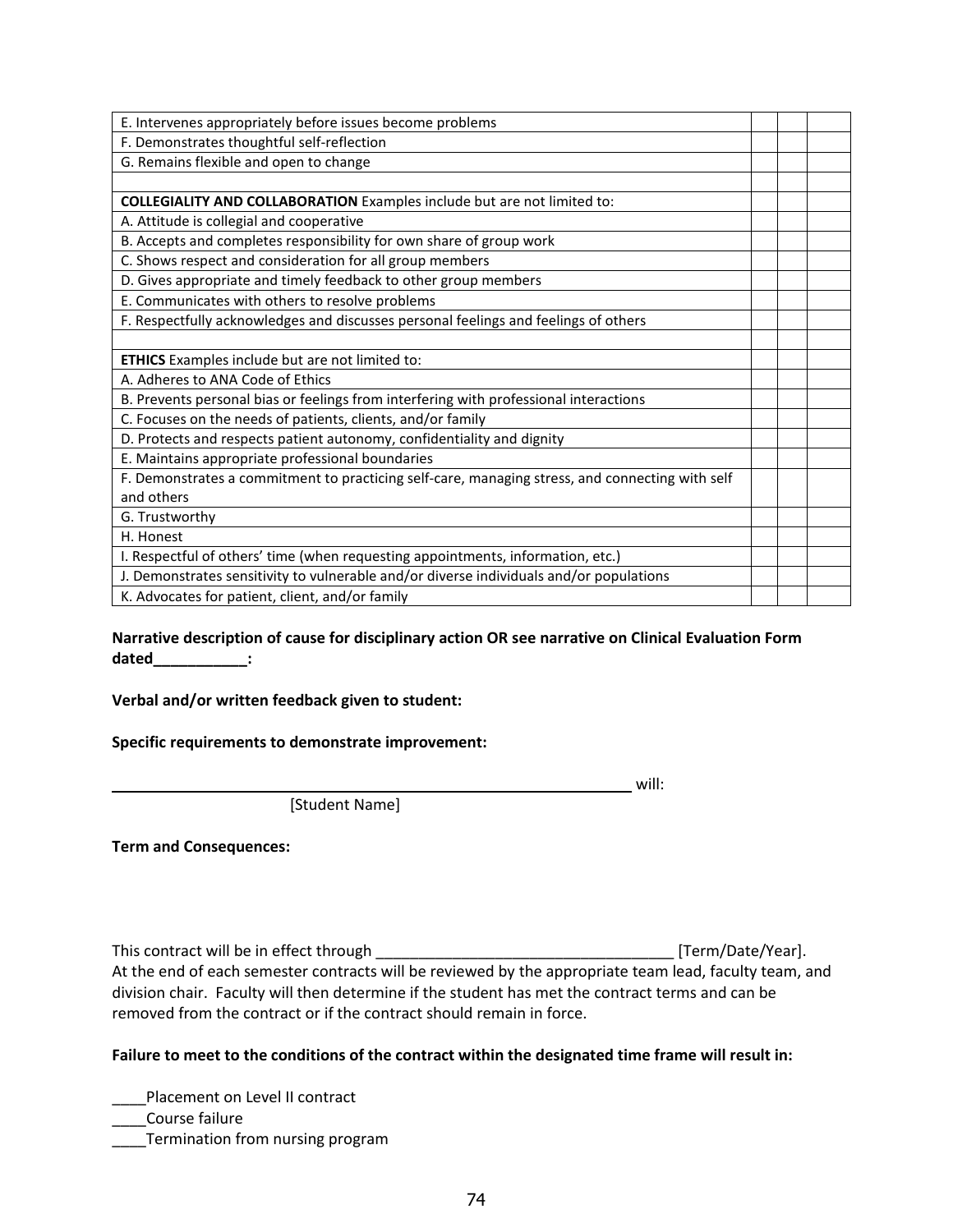| | | | |
|---|---|---|---|
| E. Intervenes appropriately before issues become problems | | | |
| F. Demonstrates thoughtful self-reflection | | | |
| G. Remains flexible and open to change | | | |
| | | | |
| **COLLEGIALITY AND COLLABORATION** Examples include but are not limited to: | | | |
| A. Attitude is collegial and cooperative | | | |
| B. Accepts and completes responsibility for own share of group work | | | |
| C. Shows respect and consideration for all group members | | | |
| D. Gives appropriate and timely feedback to other group members | | | |
| E. Communicates with others to resolve problems | | | |
| F. Respectfully acknowledges and discusses personal feelings and feelings of others | | | |
| | | | |
| **ETHICS** Examples include but are not limited to: | | | |
| A. Adheres to ANA Code of Ethics | | | |
| B. Prevents personal bias or feelings from interfering with professional interactions | | | |
| C. Focuses on the needs of patients, clients, and/or family | | | |
| D. Protects and respects patient autonomy, confidentiality and dignity | | | |
| E. Maintains appropriate professional boundaries | | | |
| F. Demonstrates a commitment to practicing self-care, managing stress, and connecting with self and others | | | |
| G. Trustworthy | | | |
| H. Honest | | | |
| I. Respectful of others' time (when requesting appointments, information, etc.) | | | |
| J. Demonstrates sensitivity to vulnerable and/or diverse individuals and/or populations | | | |
| K. Advocates for patient, client, and/or family | | | |

**Narrative description of cause for disciplinary action OR see narrative on Clinical Evaluation Form dated___________:**

**Verbal and/or written feedback given to student:**

**Specific requirements to demonstrate improvement:**

______________________________________________________ will:
[Student Name]

**Term and Consequences:**

This contract will be in effect through ___________________________________ [Term/Date/Year].
At the end of each semester contracts will be reviewed by the appropriate team lead, faculty team, and division chair. Faculty will then determine if the student has met the contract terms and can be removed from the contract or if the contract should remain in force.

**Failure to meet to the conditions of the contract within the designated time frame will result in:**

____Placement on Level II contract
____Course failure
____Termination from nursing program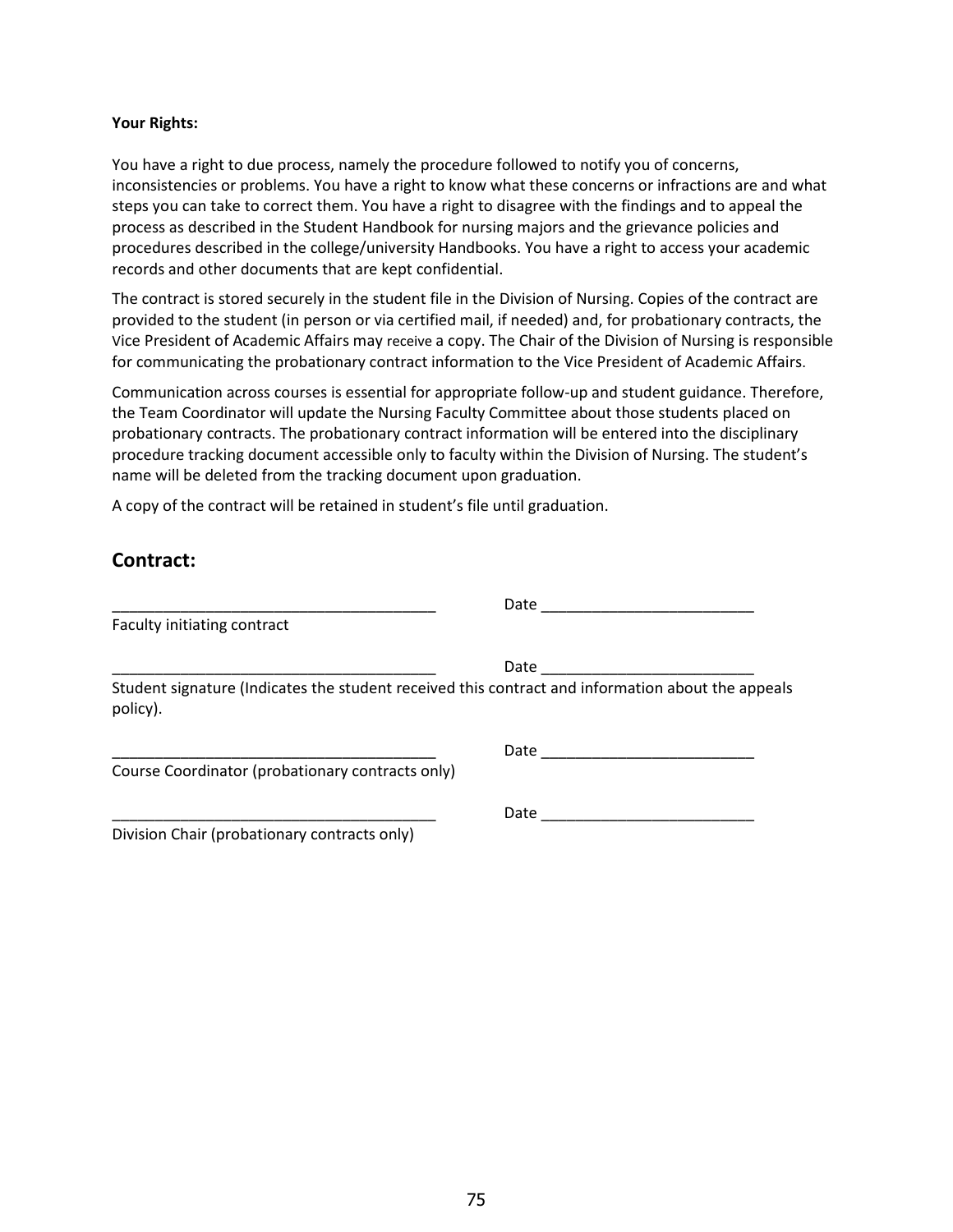**Your Rights:**

You have a right to due process, namely the procedure followed to notify you of concerns, inconsistencies or problems. You have a right to know what these concerns or infractions are and what steps you can take to correct them. You have a right to disagree with the findings and to appeal the process as described in the Student Handbook for nursing majors and the grievance policies and procedures described in the college/university Handbooks. You have a right to access your academic records and other documents that are kept confidential.

The contract is stored securely in the student file in the Division of Nursing. Copies of the contract are provided to the student (in person or via certified mail, if needed) and, for probationary contracts, the Vice President of Academic Affairs may receive a copy. The Chair of the Division of Nursing is responsible for communicating the probationary contract information to the Vice President of Academic Affairs.

Communication across courses is essential for appropriate follow-up and student guidance. Therefore, the Team Coordinator will update the Nursing Faculty Committee about those students placed on probationary contracts. The probationary contract information will be entered into the disciplinary procedure tracking document accessible only to faculty within the Division of Nursing. The student's name will be deleted from the tracking document upon graduation.

A copy of the contract will be retained in student's file until graduation.

## Contract:

_______________________________________ Date _________________________

Faculty initiating contract

_______________________________________ Date _________________________

Student signature (Indicates the student received this contract and information about the appeals policy).

_______________________________________ Date _________________________

Course Coordinator (probationary contracts only)

_______________________________________ Date _________________________

Division Chair (probationary contracts only)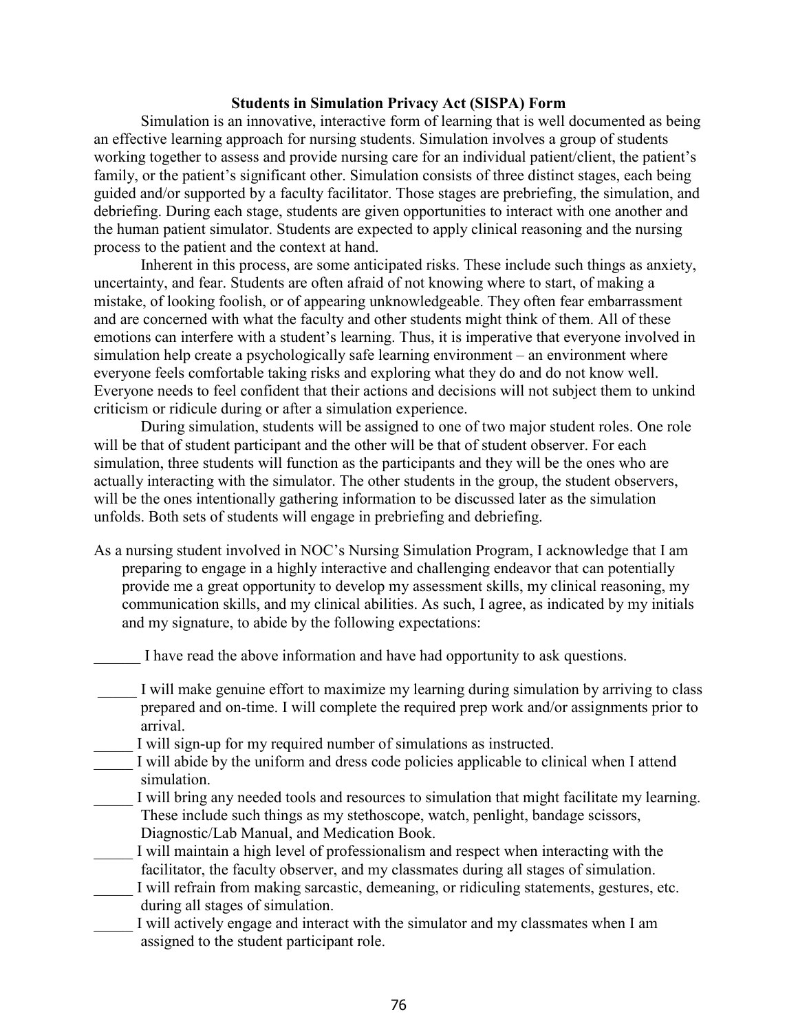## Students in Simulation Privacy Act (SISPA) Form

Simulation is an innovative, interactive form of learning that is well documented as being an effective learning approach for nursing students. Simulation involves a group of students working together to assess and provide nursing care for an individual patient/client, the patient's family, or the patient's significant other. Simulation consists of three distinct stages, each being guided and/or supported by a faculty facilitator. Those stages are prebriefing, the simulation, and debriefing. During each stage, students are given opportunities to interact with one another and the human patient simulator. Students are expected to apply clinical reasoning and the nursing process to the patient and the context at hand.

Inherent in this process, are some anticipated risks. These include such things as anxiety, uncertainty, and fear. Students are often afraid of not knowing where to start, of making a mistake, of looking foolish, or of appearing unknowledgeable. They often fear embarrassment and are concerned with what the faculty and other students might think of them. All of these emotions can interfere with a student's learning. Thus, it is imperative that everyone involved in simulation help create a psychologically safe learning environment – an environment where everyone feels comfortable taking risks and exploring what they do and do not know well. Everyone needs to feel confident that their actions and decisions will not subject them to unkind criticism or ridicule during or after a simulation experience.

During simulation, students will be assigned to one of two major student roles. One role will be that of student participant and the other will be that of student observer. For each simulation, three students will function as the participants and they will be the ones who are actually interacting with the simulator. The other students in the group, the student observers, will be the ones intentionally gathering information to be discussed later as the simulation unfolds. Both sets of students will engage in prebriefing and debriefing.

As a nursing student involved in NOC's Nursing Simulation Program, I acknowledge that I am preparing to engage in a highly interactive and challenging endeavor that can potentially provide me a great opportunity to develop my assessment skills, my clinical reasoning, my communication skills, and my clinical abilities. As such, I agree, as indicated by my initials and my signature, to abide by the following expectations:

______ I have read the above information and have had opportunity to ask questions.

_____ I will make genuine effort to maximize my learning during simulation by arriving to class prepared and on-time. I will complete the required prep work and/or assignments prior to arrival.

_____ I will sign-up for my required number of simulations as instructed.

_____ I will abide by the uniform and dress code policies applicable to clinical when I attend simulation.

_____ I will bring any needed tools and resources to simulation that might facilitate my learning. These include such things as my stethoscope, watch, penlight, bandage scissors, Diagnostic/Lab Manual, and Medication Book.

_____ I will maintain a high level of professionalism and respect when interacting with the facilitator, the faculty observer, and my classmates during all stages of simulation.

_____ I will refrain from making sarcastic, demeaning, or ridiculing statements, gestures, etc. during all stages of simulation.

_____ I will actively engage and interact with the simulator and my classmates when I am assigned to the student participant role.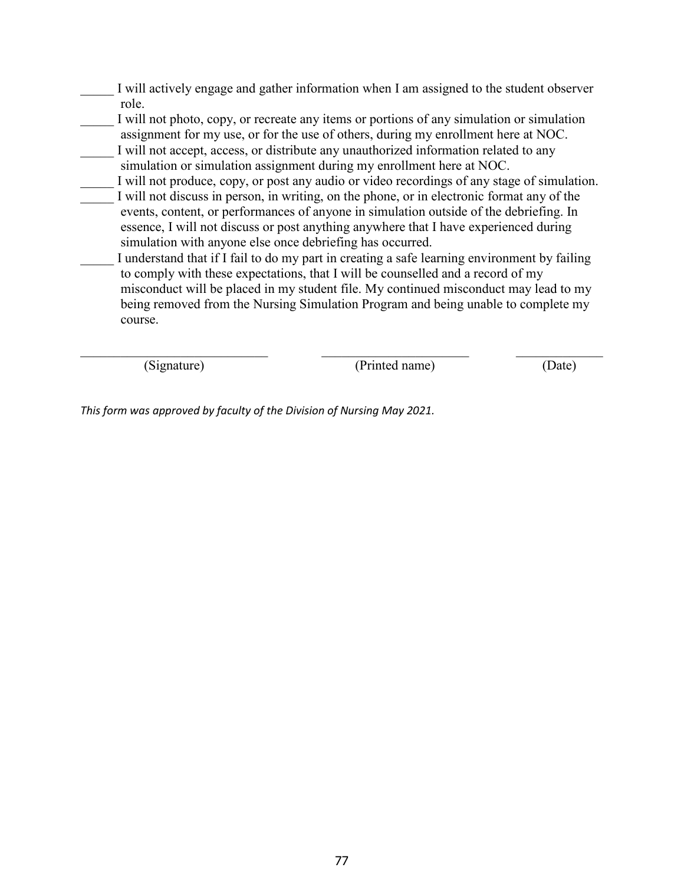_____ I will actively engage and gather information when I am assigned to the student observer role.

_____ I will not photo, copy, or recreate any items or portions of any simulation or simulation assignment for my use, or for the use of others, during my enrollment here at NOC.

_____ I will not accept, access, or distribute any unauthorized information related to any simulation or simulation assignment during my enrollment here at NOC.

_____ I will not produce, copy, or post any audio or video recordings of any stage of simulation.

_____ I will not discuss in person, in writing, on the phone, or in electronic format any of the events, content, or performances of anyone in simulation outside of the debriefing. In essence, I will not discuss or post anything anywhere that I have experienced during simulation with anyone else once debriefing has occurred.

_____ I understand that if I fail to do my part in creating a safe learning environment by failing to comply with these expectations, that I will be counselled and a record of my misconduct will be placed in my student file. My continued misconduct may lead to my being removed from the Nursing Simulation Program and being unable to complete my course.

| | | |
|---|---|---|
| ____________________________ | ______________________ | _____________ |
| (Signature) | (Printed name) | (Date) |

*This form was approved by faculty of the Division of Nursing May 2021.*